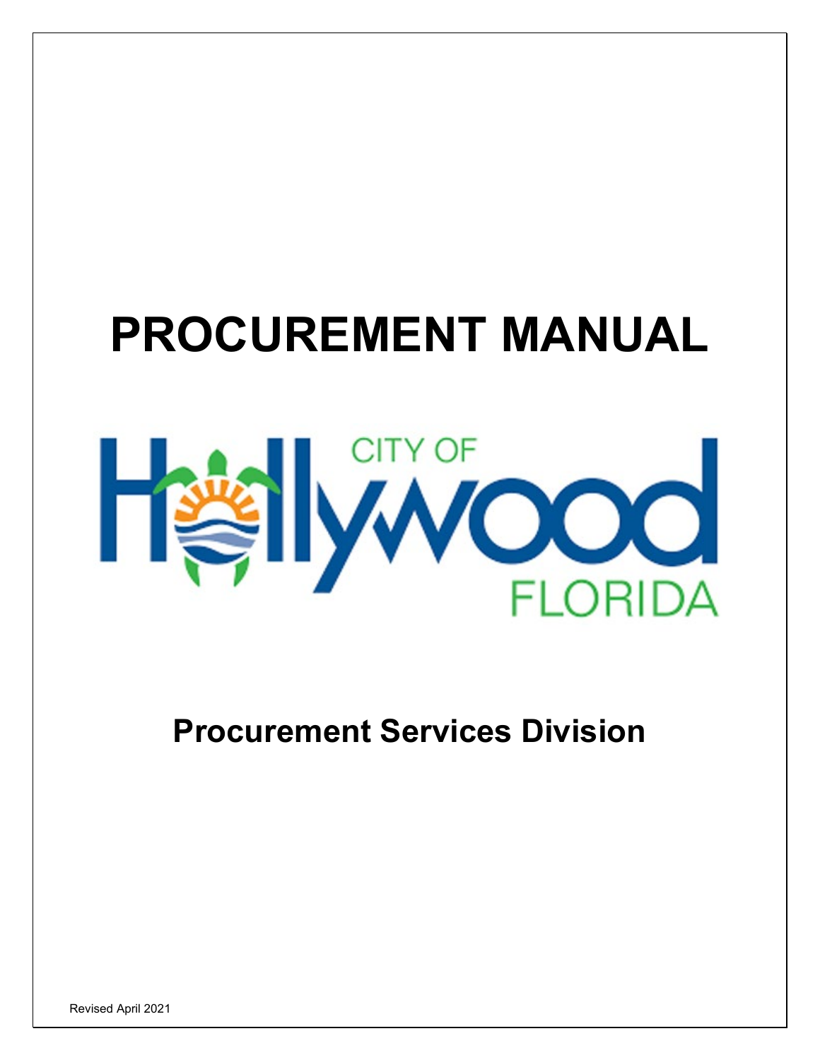# PROCUREMENT MANUAL

CITY OF Hollywood FLORIDA

## Procurement Services Division

Revised April 2021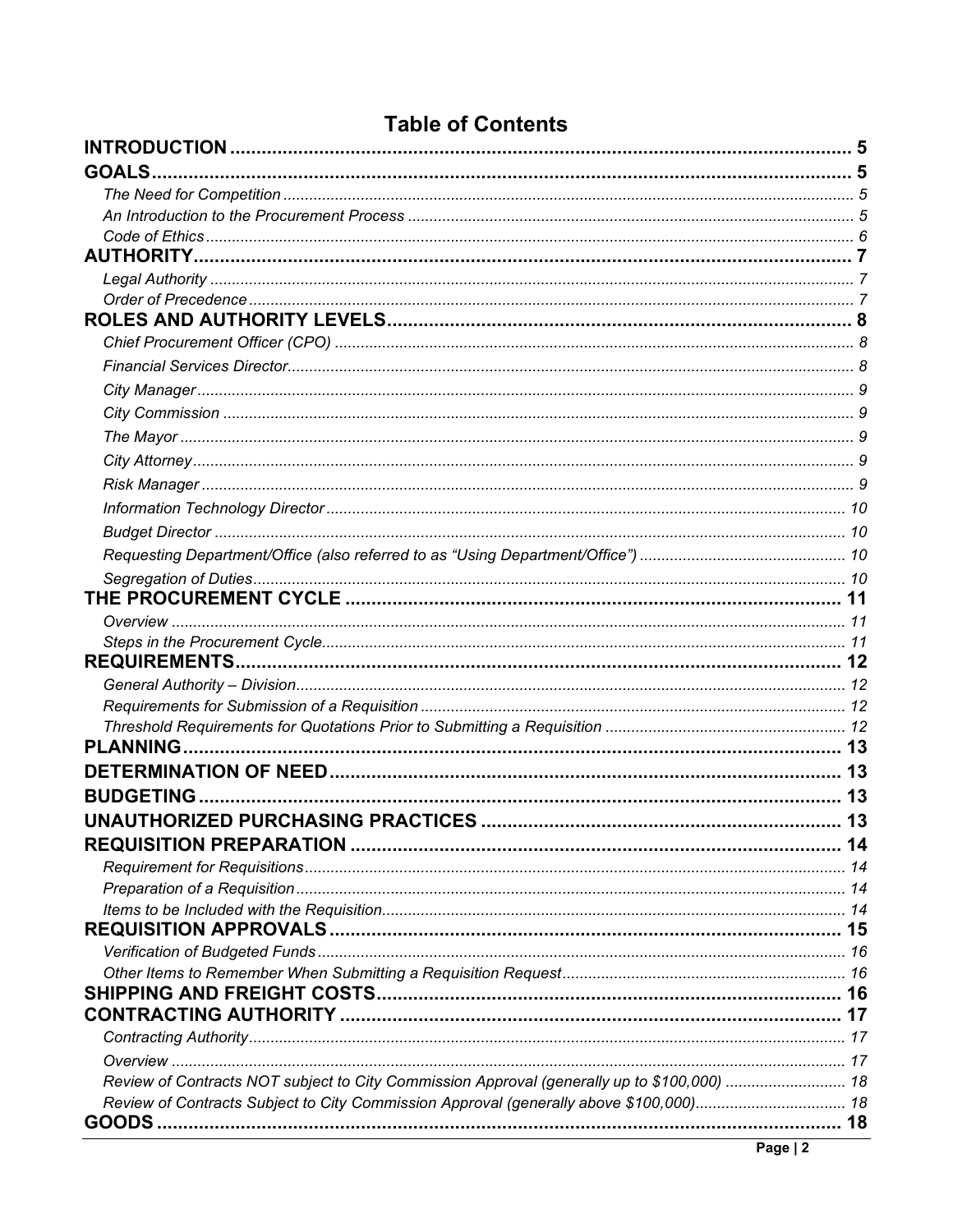# Table of Contents

**INTRODUCTION** ........ 5

**GOALS** ........ 5

- *The Need for Competition* ........ 5
- *An Introduction to the Procurement Process* ........ 5
- *Code of Ethics* ........ 6

**AUTHORITY** ........ 7

- *Legal Authority* ........ 7
- *Order of Precedence* ........ 7

**ROLES AND AUTHORITY LEVELS** ........ 8

- *Chief Procurement Officer (CPO)* ........ 8
- *Financial Services Director* ........ 8
- *City Manager* ........ 9
- *City Commission* ........ 9
- *The Mayor* ........ 9
- *City Attorney* ........ 9
- *Risk Manager* ........ 9
- *Information Technology Director* ........ 10
- *Budget Director* ........ 10
- *Requesting Department/Office (also referred to as "Using Department/Office")* ........ 10
- *Segregation of Duties* ........ 10

**THE PROCUREMENT CYCLE** ........ 11

- *Overview* ........ 11
- *Steps in the Procurement Cycle* ........ 11

**REQUIREMENTS** ........ 12

- *General Authority – Division* ........ 12
- *Requirements for Submission of a Requisition* ........ 12
- *Threshold Requirements for Quotations Prior to Submitting a Requisition* ........ 12

**PLANNING** ........ 13

**DETERMINATION OF NEED** ........ 13

**BUDGETING** ........ 13

**UNAUTHORIZED PURCHASING PRACTICES** ........ 13

**REQUISITION PREPARATION** ........ 14

- *Requirement for Requisitions* ........ 14
- *Preparation of a Requisition* ........ 14
- *Items to be Included with the Requisition* ........ 14

**REQUISITION APPROVALS** ........ 15

- *Verification of Budgeted Funds* ........ 16
- *Other Items to Remember When Submitting a Requisition Request* ........ 16

**SHIPPING AND FREIGHT COSTS** ........ 16

**CONTRACTING AUTHORITY** ........ 17

- *Contracting Authority* ........ 17
- *Overview* ........ 17
- *Review of Contracts NOT subject to City Commission Approval (generally up to $100,000)* ........ 18
- *Review of Contracts Subject to City Commission Approval (generally above $100,000)* ........ 18

**GOODS** ........ 18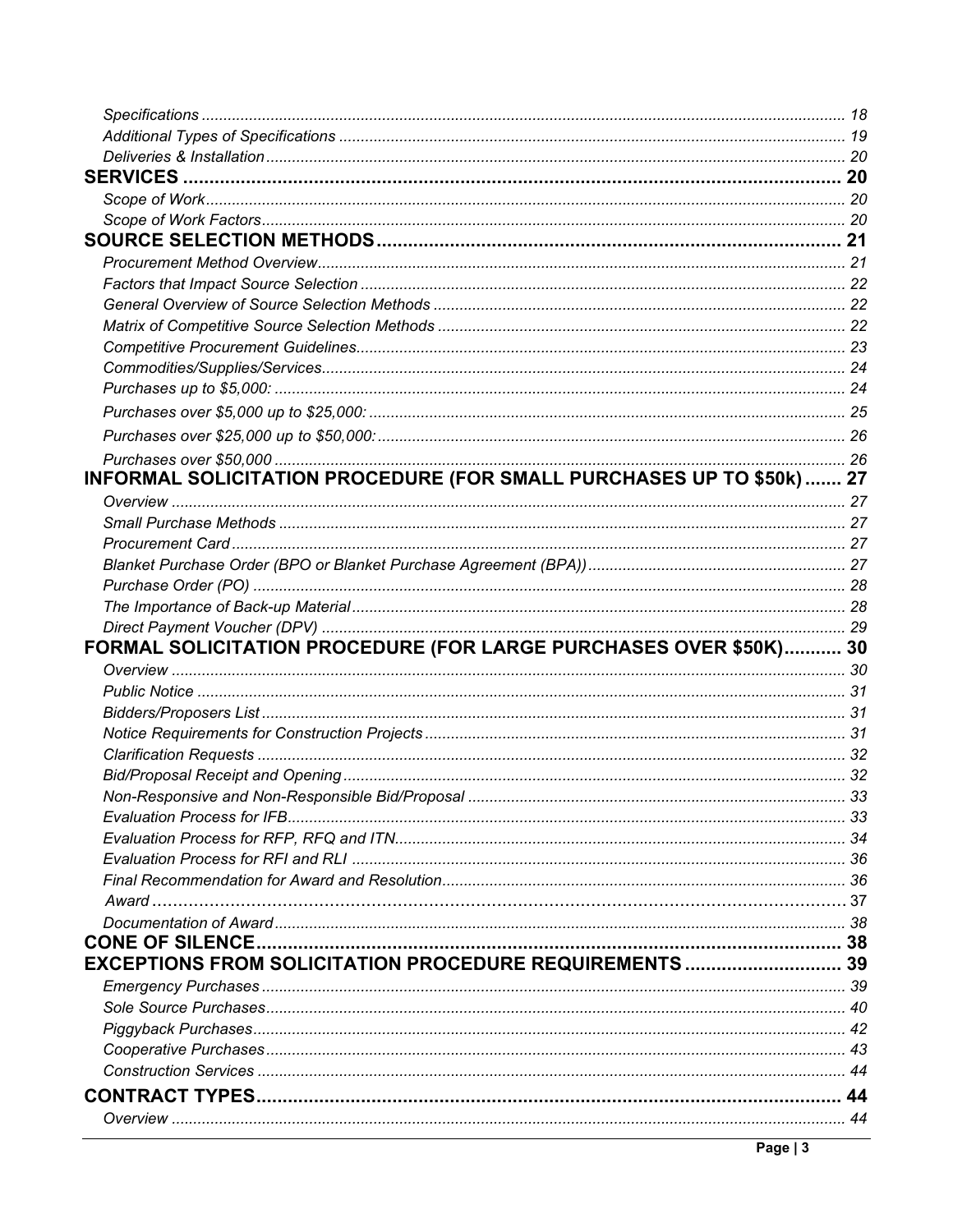*Specifications* ..... 18
*Additional Types of Specifications* ..... 19
*Deliveries & Installation* ..... 20

**SERVICES** ..... 20

*Scope of Work* ..... 20
*Scope of Work Factors* ..... 20

**SOURCE SELECTION METHODS** ..... 21

*Procurement Method Overview* ..... 21
*Factors that Impact Source Selection* ..... 22
*General Overview of Source Selection Methods* ..... 22
*Matrix of Competitive Source Selection Methods* ..... 22
*Competitive Procurement Guidelines* ..... 23
*Commodities/Supplies/Services* ..... 24
*Purchases up to $5,000:* ..... 24
*Purchases over $5,000 up to $25,000:* ..... 25
*Purchases over $25,000 up to $50,000:* ..... 26
*Purchases over $50,000* ..... 26

**INFORMAL SOLICITATION PROCEDURE (FOR SMALL PURCHASES UP TO $50k)** ..... 27

*Overview* ..... 27
*Small Purchase Methods* ..... 27
*Procurement Card* ..... 27
*Blanket Purchase Order (BPO or Blanket Purchase Agreement (BPA))* ..... 27
*Purchase Order (PO)* ..... 28
*The Importance of Back-up Material* ..... 28
*Direct Payment Voucher (DPV)* ..... 29

**FORMAL SOLICITATION PROCEDURE (FOR LARGE PURCHASES OVER $50K)** ..... 30

*Overview* ..... 30
*Public Notice* ..... 31
*Bidders/Proposers List* ..... 31
*Notice Requirements for Construction Projects* ..... 31
*Clarification Requests* ..... 32
*Bid/Proposal Receipt and Opening* ..... 32
*Non-Responsive and Non-Responsible Bid/Proposal* ..... 33
*Evaluation Process for IFB* ..... 33
*Evaluation Process for RFP, RFQ and ITN* ..... 34
*Evaluation Process for RFI and RLI* ..... 36
*Final Recommendation for Award and Resolution* ..... 36
*Award* ..... 37
*Documentation of Award* ..... 38

**CONE OF SILENCE** ..... 38

**EXCEPTIONS FROM SOLICITATION PROCEDURE REQUIREMENTS** ..... 39

*Emergency Purchases* ..... 39
*Sole Source Purchases* ..... 40
*Piggyback Purchases* ..... 42
*Cooperative Purchases* ..... 43
*Construction Services* ..... 44

**CONTRACT TYPES** ..... 44

*Overview* ..... 44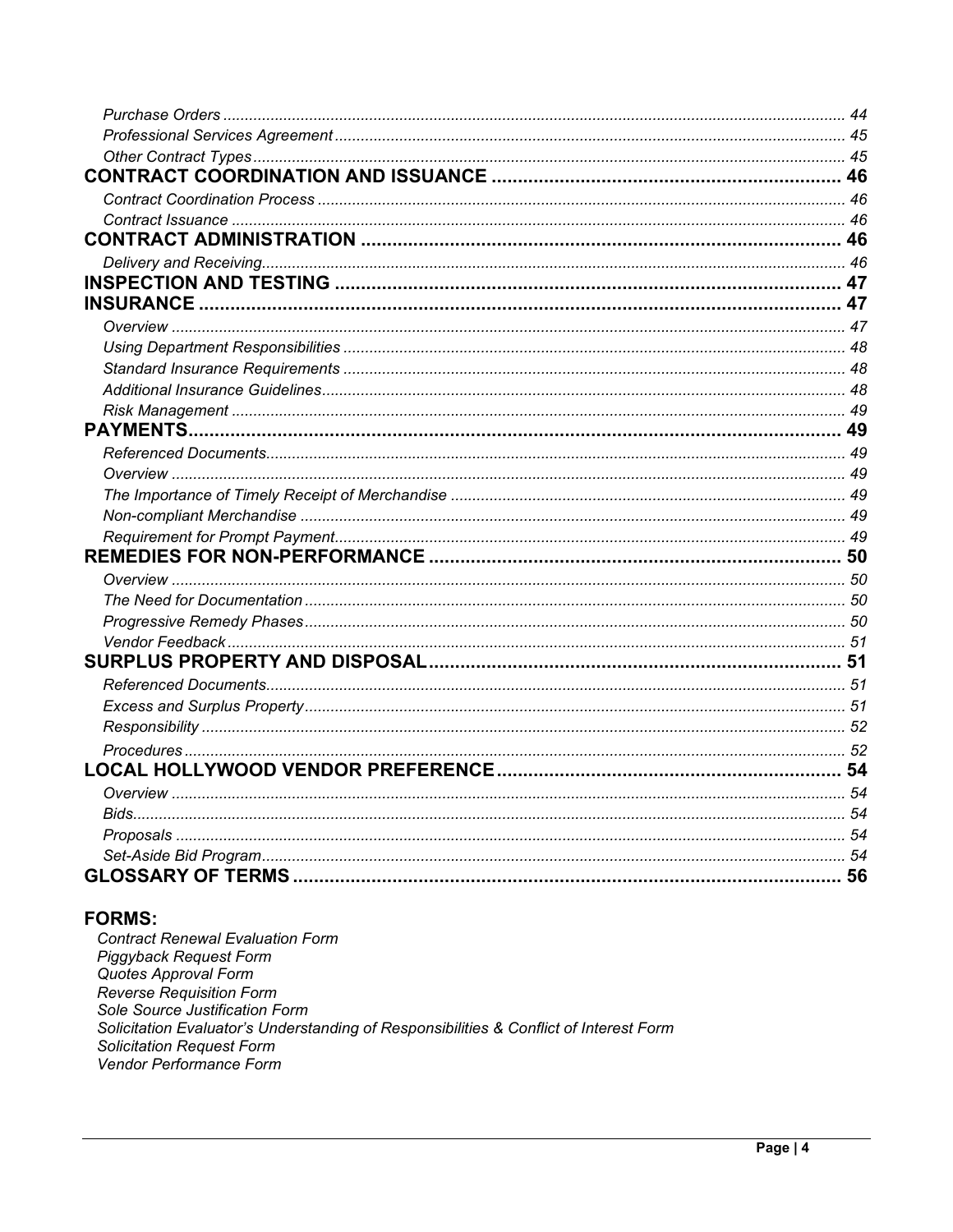*Purchase Orders* ........ 44
*Professional Services Agreement* ........ 45
*Other Contract Types* ........ 45

**CONTRACT COORDINATION AND ISSUANCE** ........ **46**

*Contract Coordination Process* ........ 46
*Contract Issuance* ........ 46

**CONTRACT ADMINISTRATION** ........ **46**

*Delivery and Receiving* ........ 46

**INSPECTION AND TESTING** ........ **47**

**INSURANCE** ........ **47**

*Overview* ........ 47
*Using Department Responsibilities* ........ 48
*Standard Insurance Requirements* ........ 48
*Additional Insurance Guidelines* ........ 48
*Risk Management* ........ 49

**PAYMENTS** ........ **49**

*Referenced Documents* ........ 49
*Overview* ........ 49
*The Importance of Timely Receipt of Merchandise* ........ 49
*Non-compliant Merchandise* ........ 49
*Requirement for Prompt Payment* ........ 49

**REMEDIES FOR NON-PERFORMANCE** ........ **50**

*Overview* ........ 50
*The Need for Documentation* ........ 50
*Progressive Remedy Phases* ........ 50
*Vendor Feedback* ........ 51

**SURPLUS PROPERTY AND DISPOSAL** ........ **51**

*Referenced Documents* ........ 51
*Excess and Surplus Property* ........ 51
*Responsibility* ........ 52
*Procedures* ........ 52

**LOCAL HOLLYWOOD VENDOR PREFERENCE** ........ **54**

*Overview* ........ 54
*Bids* ........ 54
*Proposals* ........ 54
*Set-Aside Bid Program* ........ 54

**GLOSSARY OF TERMS** ........ **56**

## FORMS:

*Contract Renewal Evaluation Form*
*Piggyback Request Form*
*Quotes Approval Form*
*Reverse Requisition Form*
*Sole Source Justification Form*
*Solicitation Evaluator's Understanding of Responsibilities & Conflict of Interest Form*
*Solicitation Request Form*
*Vendor Performance Form*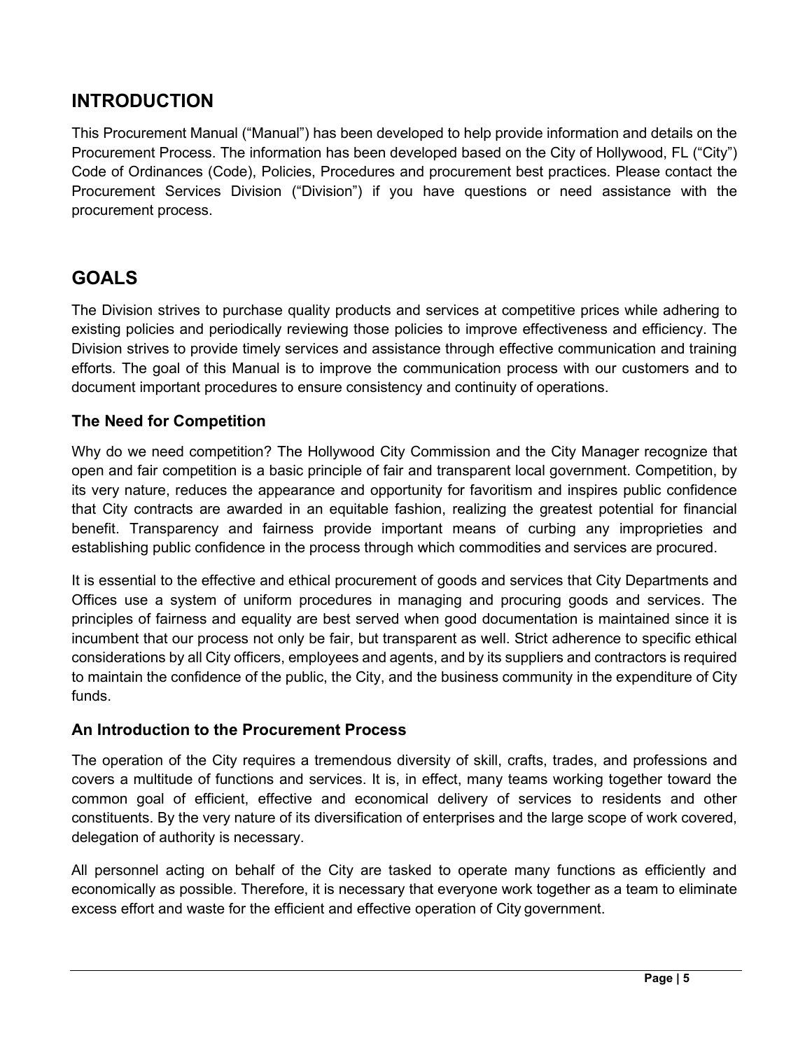# INTRODUCTION

This Procurement Manual ("Manual") has been developed to help provide information and details on the Procurement Process. The information has been developed based on the City of Hollywood, FL ("City") Code of Ordinances (Code), Policies, Procedures and procurement best practices. Please contact the Procurement Services Division ("Division") if you have questions or need assistance with the procurement process.

# GOALS

The Division strives to purchase quality products and services at competitive prices while adhering to existing policies and periodically reviewing those policies to improve effectiveness and efficiency. The Division strives to provide timely services and assistance through effective communication and training efforts. The goal of this Manual is to improve the communication process with our customers and to document important procedures to ensure consistency and continuity of operations.

## The Need for Competition

Why do we need competition? The Hollywood City Commission and the City Manager recognize that open and fair competition is a basic principle of fair and transparent local government. Competition, by its very nature, reduces the appearance and opportunity for favoritism and inspires public confidence that City contracts are awarded in an equitable fashion, realizing the greatest potential for financial benefit. Transparency and fairness provide important means of curbing any improprieties and establishing public confidence in the process through which commodities and services are procured.

It is essential to the effective and ethical procurement of goods and services that City Departments and Offices use a system of uniform procedures in managing and procuring goods and services. The principles of fairness and equality are best served when good documentation is maintained since it is incumbent that our process not only be fair, but transparent as well. Strict adherence to specific ethical considerations by all City officers, employees and agents, and by its suppliers and contractors is required to maintain the confidence of the public, the City, and the business community in the expenditure of City funds.

## An Introduction to the Procurement Process

The operation of the City requires a tremendous diversity of skill, crafts, trades, and professions and covers a multitude of functions and services. It is, in effect, many teams working together toward the common goal of efficient, effective and economical delivery of services to residents and other constituents. By the very nature of its diversification of enterprises and the large scope of work covered, delegation of authority is necessary.

All personnel acting on behalf of the City are tasked to operate many functions as efficiently and economically as possible. Therefore, it is necessary that everyone work together as a team to eliminate excess effort and waste for the efficient and effective operation of City government.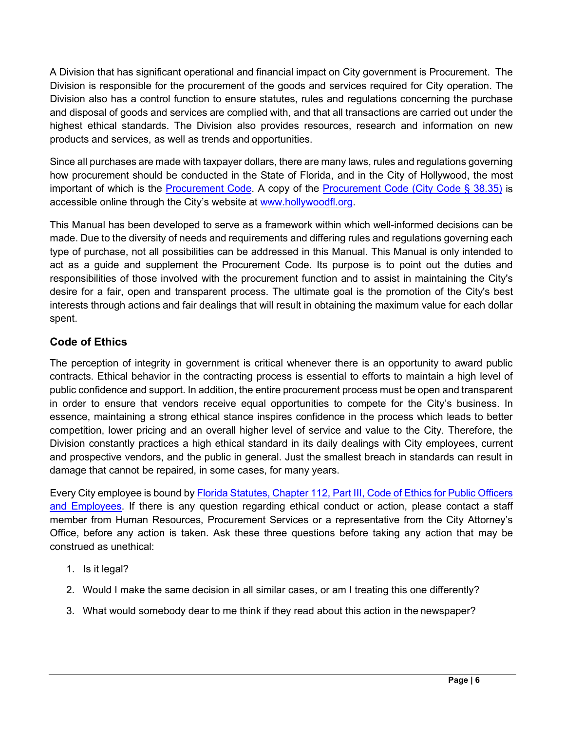A Division that has significant operational and financial impact on City government is Procurement. The Division is responsible for the procurement of the goods and services required for City operation. The Division also has a control function to ensure statutes, rules and regulations concerning the purchase and disposal of goods and services are complied with, and that all transactions are carried out under the highest ethical standards. The Division also provides resources, research and information on new products and services, as well as trends and opportunities.

Since all purchases are made with taxpayer dollars, there are many laws, rules and regulations governing how procurement should be conducted in the State of Florida, and in the City of Hollywood, the most important of which is the Procurement Code. A copy of the Procurement Code (City Code § 38.35) is accessible online through the City's website at www.hollywoodfl.org.

This Manual has been developed to serve as a framework within which well-informed decisions can be made. Due to the diversity of needs and requirements and differing rules and regulations governing each type of purchase, not all possibilities can be addressed in this Manual. This Manual is only intended to act as a guide and supplement the Procurement Code. Its purpose is to point out the duties and responsibilities of those involved with the procurement function and to assist in maintaining the City's desire for a fair, open and transparent process. The ultimate goal is the promotion of the City's best interests through actions and fair dealings that will result in obtaining the maximum value for each dollar spent.

## Code of Ethics

The perception of integrity in government is critical whenever there is an opportunity to award public contracts. Ethical behavior in the contracting process is essential to efforts to maintain a high level of public confidence and support. In addition, the entire procurement process must be open and transparent in order to ensure that vendors receive equal opportunities to compete for the City's business. In essence, maintaining a strong ethical stance inspires confidence in the process which leads to better competition, lower pricing and an overall higher level of service and value to the City. Therefore, the Division constantly practices a high ethical standard in its daily dealings with City employees, current and prospective vendors, and the public in general. Just the smallest breach in standards can result in damage that cannot be repaired, in some cases, for many years.

Every City employee is bound by Florida Statutes, Chapter 112, Part III, Code of Ethics for Public Officers and Employees. If there is any question regarding ethical conduct or action, please contact a staff member from Human Resources, Procurement Services or a representative from the City Attorney's Office, before any action is taken. Ask these three questions before taking any action that may be construed as unethical:

1. Is it legal?
2. Would I make the same decision in all similar cases, or am I treating this one differently?
3. What would somebody dear to me think if they read about this action in the newspaper?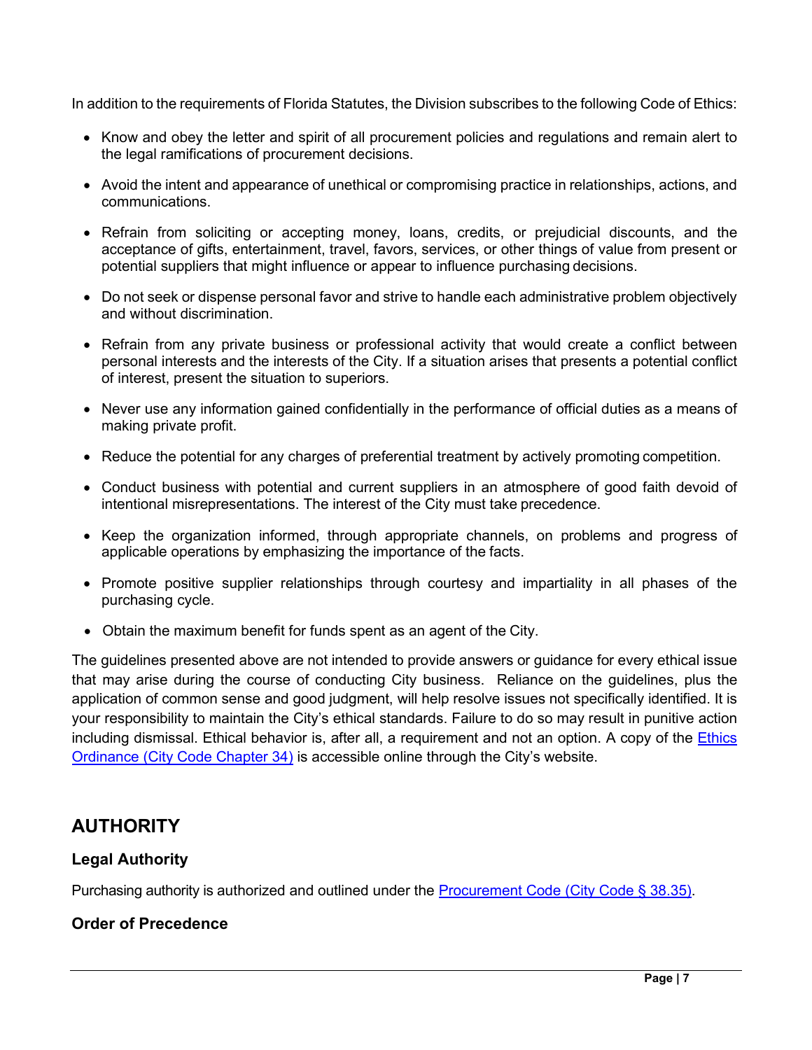In addition to the requirements of Florida Statutes, the Division subscribes to the following Code of Ethics:

- Know and obey the letter and spirit of all procurement policies and regulations and remain alert to the legal ramifications of procurement decisions.
- Avoid the intent and appearance of unethical or compromising practice in relationships, actions, and communications.
- Refrain from soliciting or accepting money, loans, credits, or prejudicial discounts, and the acceptance of gifts, entertainment, travel, favors, services, or other things of value from present or potential suppliers that might influence or appear to influence purchasing decisions.
- Do not seek or dispense personal favor and strive to handle each administrative problem objectively and without discrimination.
- Refrain from any private business or professional activity that would create a conflict between personal interests and the interests of the City. If a situation arises that presents a potential conflict of interest, present the situation to superiors.
- Never use any information gained confidentially in the performance of official duties as a means of making private profit.
- Reduce the potential for any charges of preferential treatment by actively promoting competition.
- Conduct business with potential and current suppliers in an atmosphere of good faith devoid of intentional misrepresentations. The interest of the City must take precedence.
- Keep the organization informed, through appropriate channels, on problems and progress of applicable operations by emphasizing the importance of the facts.
- Promote positive supplier relationships through courtesy and impartiality in all phases of the purchasing cycle.
- Obtain the maximum benefit for funds spent as an agent of the City.

The guidelines presented above are not intended to provide answers or guidance for every ethical issue that may arise during the course of conducting City business. Reliance on the guidelines, plus the application of common sense and good judgment, will help resolve issues not specifically identified. It is your responsibility to maintain the City's ethical standards. Failure to do so may result in punitive action including dismissal. Ethical behavior is, after all, a requirement and not an option. A copy of the Ethics Ordinance (City Code Chapter 34) is accessible online through the City's website.

## AUTHORITY

### Legal Authority

Purchasing authority is authorized and outlined under the Procurement Code (City Code § 38.35).

### Order of Precedence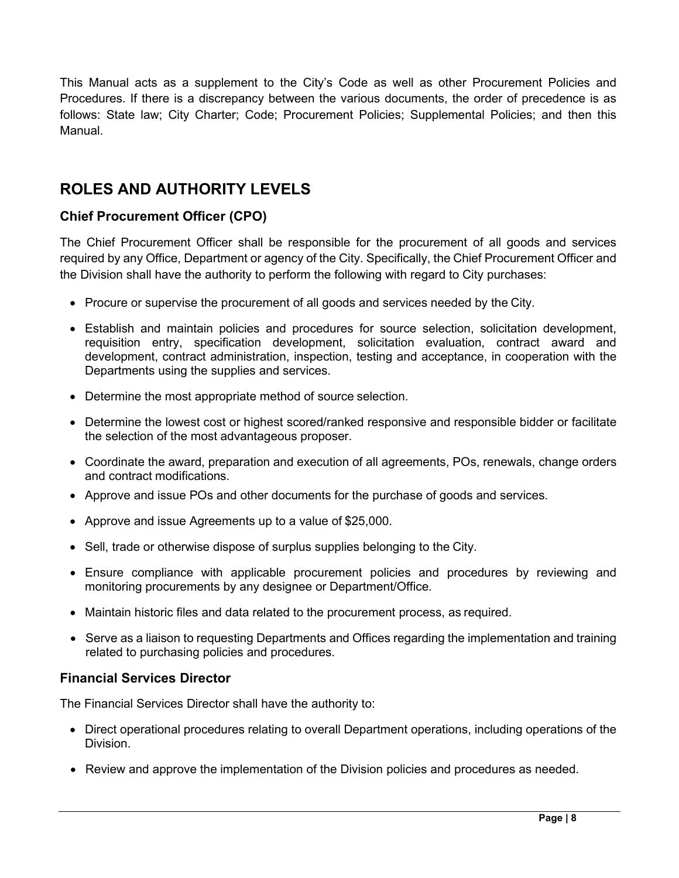This Manual acts as a supplement to the City's Code as well as other Procurement Policies and Procedures. If there is a discrepancy between the various documents, the order of precedence is as follows: State law; City Charter; Code; Procurement Policies; Supplemental Policies; and then this Manual.

## ROLES AND AUTHORITY LEVELS

### Chief Procurement Officer (CPO)

The Chief Procurement Officer shall be responsible for the procurement of all goods and services required by any Office, Department or agency of the City. Specifically, the Chief Procurement Officer and the Division shall have the authority to perform the following with regard to City purchases:

- Procure or supervise the procurement of all goods and services needed by the City.
- Establish and maintain policies and procedures for source selection, solicitation development, requisition entry, specification development, solicitation evaluation, contract award and development, contract administration, inspection, testing and acceptance, in cooperation with the Departments using the supplies and services.
- Determine the most appropriate method of source selection.
- Determine the lowest cost or highest scored/ranked responsive and responsible bidder or facilitate the selection of the most advantageous proposer.
- Coordinate the award, preparation and execution of all agreements, POs, renewals, change orders and contract modifications.
- Approve and issue POs and other documents for the purchase of goods and services.
- Approve and issue Agreements up to a value of $25,000.
- Sell, trade or otherwise dispose of surplus supplies belonging to the City.
- Ensure compliance with applicable procurement policies and procedures by reviewing and monitoring procurements by any designee or Department/Office.
- Maintain historic files and data related to the procurement process, as required.
- Serve as a liaison to requesting Departments and Offices regarding the implementation and training related to purchasing policies and procedures.

### Financial Services Director

The Financial Services Director shall have the authority to:

- Direct operational procedures relating to overall Department operations, including operations of the Division.
- Review and approve the implementation of the Division policies and procedures as needed.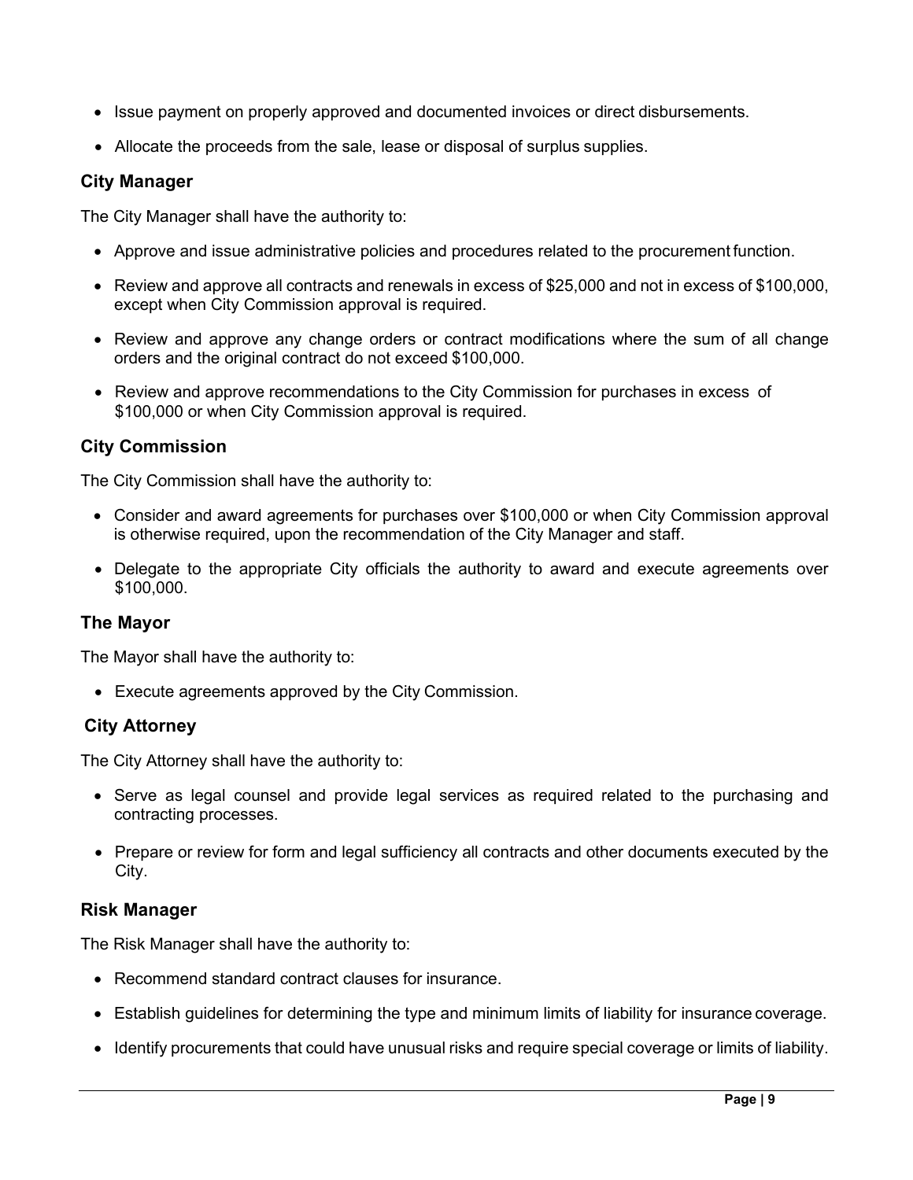- Issue payment on properly approved and documented invoices or direct disbursements.
- Allocate the proceeds from the sale, lease or disposal of surplus supplies.

### City Manager

The City Manager shall have the authority to:

- Approve and issue administrative policies and procedures related to the procurement function.
- Review and approve all contracts and renewals in excess of $25,000 and not in excess of $100,000, except when City Commission approval is required.
- Review and approve any change orders or contract modifications where the sum of all change orders and the original contract do not exceed $100,000.
- Review and approve recommendations to the City Commission for purchases in excess of $100,000 or when City Commission approval is required.

### City Commission

The City Commission shall have the authority to:

- Consider and award agreements for purchases over $100,000 or when City Commission approval is otherwise required, upon the recommendation of the City Manager and staff.
- Delegate to the appropriate City officials the authority to award and execute agreements over $100,000.

### The Mayor

The Mayor shall have the authority to:

- Execute agreements approved by the City Commission.

### City Attorney

The City Attorney shall have the authority to:

- Serve as legal counsel and provide legal services as required related to the purchasing and contracting processes.
- Prepare or review for form and legal sufficiency all contracts and other documents executed by the City.

### Risk Manager

The Risk Manager shall have the authority to:

- Recommend standard contract clauses for insurance.
- Establish guidelines for determining the type and minimum limits of liability for insurance coverage.
- Identify procurements that could have unusual risks and require special coverage or limits of liability.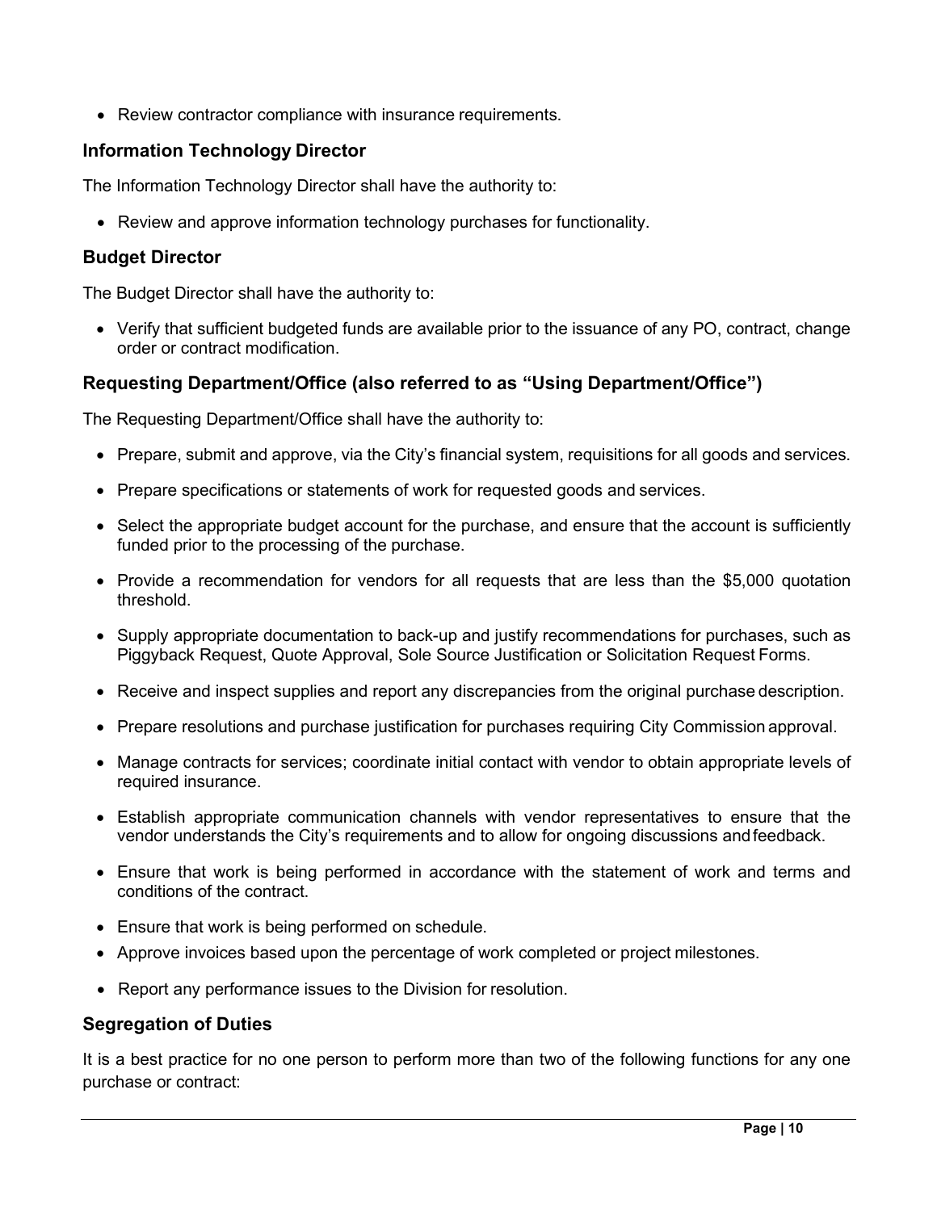- Review contractor compliance with insurance requirements.

### Information Technology Director

The Information Technology Director shall have the authority to:

- Review and approve information technology purchases for functionality.

### Budget Director

The Budget Director shall have the authority to:

- Verify that sufficient budgeted funds are available prior to the issuance of any PO, contract, change order or contract modification.

### Requesting Department/Office (also referred to as "Using Department/Office")

The Requesting Department/Office shall have the authority to:

- Prepare, submit and approve, via the City's financial system, requisitions for all goods and services.
- Prepare specifications or statements of work for requested goods and services.
- Select the appropriate budget account for the purchase, and ensure that the account is sufficiently funded prior to the processing of the purchase.
- Provide a recommendation for vendors for all requests that are less than the $5,000 quotation threshold.
- Supply appropriate documentation to back-up and justify recommendations for purchases, such as Piggyback Request, Quote Approval, Sole Source Justification or Solicitation Request Forms.
- Receive and inspect supplies and report any discrepancies from the original purchase description.
- Prepare resolutions and purchase justification for purchases requiring City Commission approval.
- Manage contracts for services; coordinate initial contact with vendor to obtain appropriate levels of required insurance.
- Establish appropriate communication channels with vendor representatives to ensure that the vendor understands the City's requirements and to allow for ongoing discussions and feedback.
- Ensure that work is being performed in accordance with the statement of work and terms and conditions of the contract.
- Ensure that work is being performed on schedule.
- Approve invoices based upon the percentage of work completed or project milestones.
- Report any performance issues to the Division for resolution.

### Segregation of Duties

It is a best practice for no one person to perform more than two of the following functions for any one purchase or contract: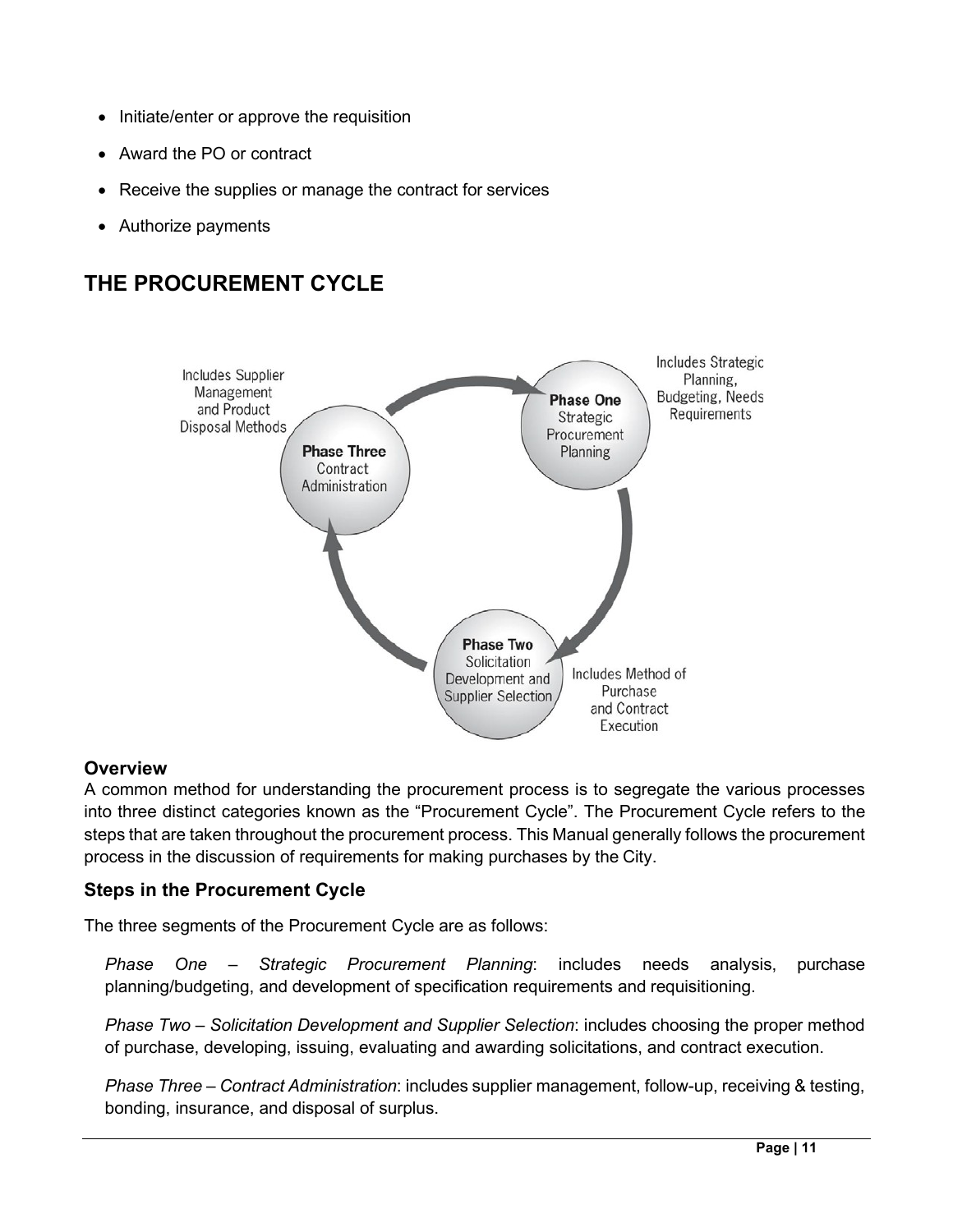- Initiate/enter or approve the requisition
- Award the PO or contract
- Receive the supplies or manage the contract for services
- Authorize payments

## THE PROCUREMENT CYCLE

Includes Supplier Management and Product Disposal Methods

**Phase Three** Contract Administration

**Phase One** Strategic Procurement Planning

Includes Strategic Planning, Budgeting, Needs Requirements

**Phase Two** Solicitation Development and Supplier Selection

Includes Method of Purchase and Contract Execution

### Overview

A common method for understanding the procurement process is to segregate the various processes into three distinct categories known as the "Procurement Cycle". The Procurement Cycle refers to the steps that are taken throughout the procurement process. This Manual generally follows the procurement process in the discussion of requirements for making purchases by the City.

### Steps in the Procurement Cycle

The three segments of the Procurement Cycle are as follows:

*Phase One – Strategic Procurement Planning*: includes needs analysis, purchase planning/budgeting, and development of specification requirements and requisitioning.

*Phase Two – Solicitation Development and Supplier Selection*: includes choosing the proper method of purchase, developing, issuing, evaluating and awarding solicitations, and contract execution.

*Phase Three – Contract Administration*: includes supplier management, follow-up, receiving & testing, bonding, insurance, and disposal of surplus.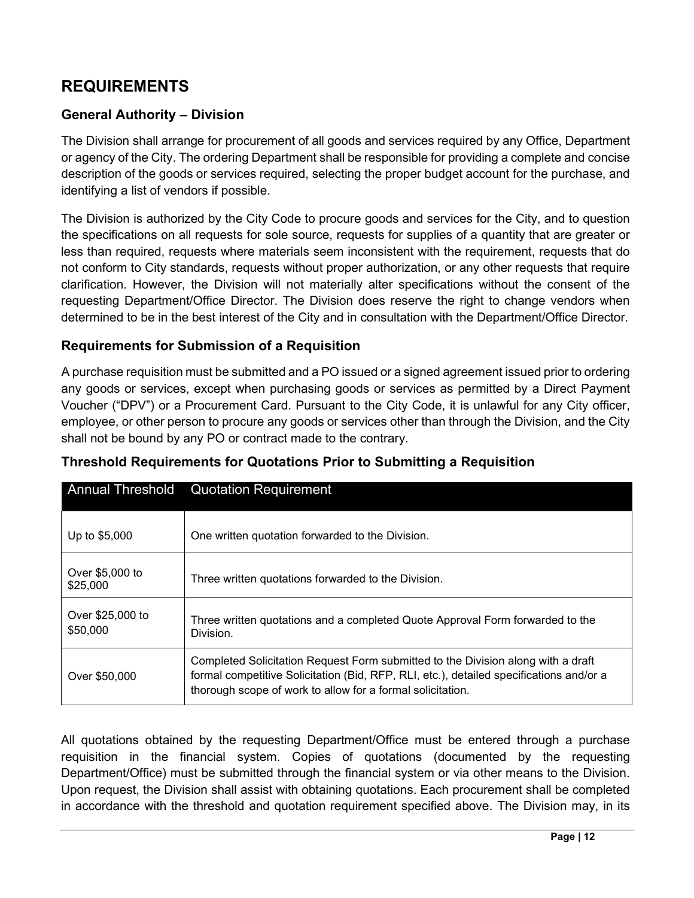## REQUIREMENTS

### General Authority – Division

The Division shall arrange for procurement of all goods and services required by any Office, Department or agency of the City. The ordering Department shall be responsible for providing a complete and concise description of the goods or services required, selecting the proper budget account for the purchase, and identifying a list of vendors if possible.

The Division is authorized by the City Code to procure goods and services for the City, and to question the specifications on all requests for sole source, requests for supplies of a quantity that are greater or less than required, requests where materials seem inconsistent with the requirement, requests that do not conform to City standards, requests without proper authorization, or any other requests that require clarification. However, the Division will not materially alter specifications without the consent of the requesting Department/Office Director. The Division does reserve the right to change vendors when determined to be in the best interest of the City and in consultation with the Department/Office Director.

### Requirements for Submission of a Requisition

A purchase requisition must be submitted and a PO issued or a signed agreement issued prior to ordering any goods or services, except when purchasing goods or services as permitted by a Direct Payment Voucher ("DPV") or a Procurement Card. Pursuant to the City Code, it is unlawful for any City officer, employee, or other person to procure any goods or services other than through the Division, and the City shall not be bound by any PO or contract made to the contrary.

### Threshold Requirements for Quotations Prior to Submitting a Requisition

| Annual Threshold | Quotation Requirement |
|---|---|
| Up to $5,000 | One written quotation forwarded to the Division. |
| Over $5,000 to $25,000 | Three written quotations forwarded to the Division. |
| Over $25,000 to $50,000 | Three written quotations and a completed Quote Approval Form forwarded to the Division. |
| Over $50,000 | Completed Solicitation Request Form submitted to the Division along with a draft formal competitive Solicitation (Bid, RFP, RLI, etc.), detailed specifications and/or a thorough scope of work to allow for a formal solicitation. |

All quotations obtained by the requesting Department/Office must be entered through a purchase requisition in the financial system. Copies of quotations (documented by the requesting Department/Office) must be submitted through the financial system or via other means to the Division. Upon request, the Division shall assist with obtaining quotations. Each procurement shall be completed in accordance with the threshold and quotation requirement specified above. The Division may, in its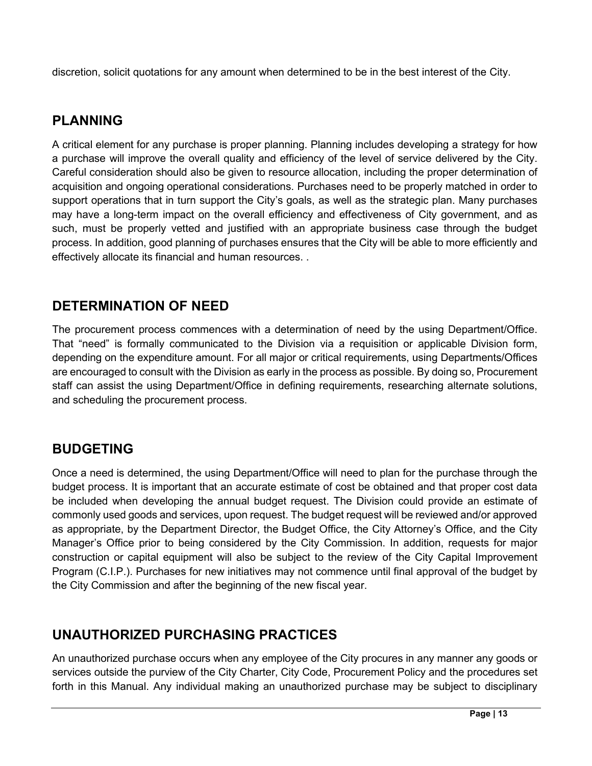discretion, solicit quotations for any amount when determined to be in the best interest of the City.

## PLANNING

A critical element for any purchase is proper planning. Planning includes developing a strategy for how a purchase will improve the overall quality and efficiency of the level of service delivered by the City. Careful consideration should also be given to resource allocation, including the proper determination of acquisition and ongoing operational considerations. Purchases need to be properly matched in order to support operations that in turn support the City's goals, as well as the strategic plan. Many purchases may have a long-term impact on the overall efficiency and effectiveness of City government, and as such, must be properly vetted and justified with an appropriate business case through the budget process. In addition, good planning of purchases ensures that the City will be able to more efficiently and effectively allocate its financial and human resources. .

## DETERMINATION OF NEED

The procurement process commences with a determination of need by the using Department/Office. That "need" is formally communicated to the Division via a requisition or applicable Division form, depending on the expenditure amount. For all major or critical requirements, using Departments/Offices are encouraged to consult with the Division as early in the process as possible. By doing so, Procurement staff can assist the using Department/Office in defining requirements, researching alternate solutions, and scheduling the procurement process.

## BUDGETING

Once a need is determined, the using Department/Office will need to plan for the purchase through the budget process. It is important that an accurate estimate of cost be obtained and that proper cost data be included when developing the annual budget request. The Division could provide an estimate of commonly used goods and services, upon request. The budget request will be reviewed and/or approved as appropriate, by the Department Director, the Budget Office, the City Attorney's Office, and the City Manager's Office prior to being considered by the City Commission. In addition, requests for major construction or capital equipment will also be subject to the review of the City Capital Improvement Program (C.I.P.). Purchases for new initiatives may not commence until final approval of the budget by the City Commission and after the beginning of the new fiscal year.

## UNAUTHORIZED PURCHASING PRACTICES

An unauthorized purchase occurs when any employee of the City procures in any manner any goods or services outside the purview of the City Charter, City Code, Procurement Policy and the procedures set forth in this Manual. Any individual making an unauthorized purchase may be subject to disciplinary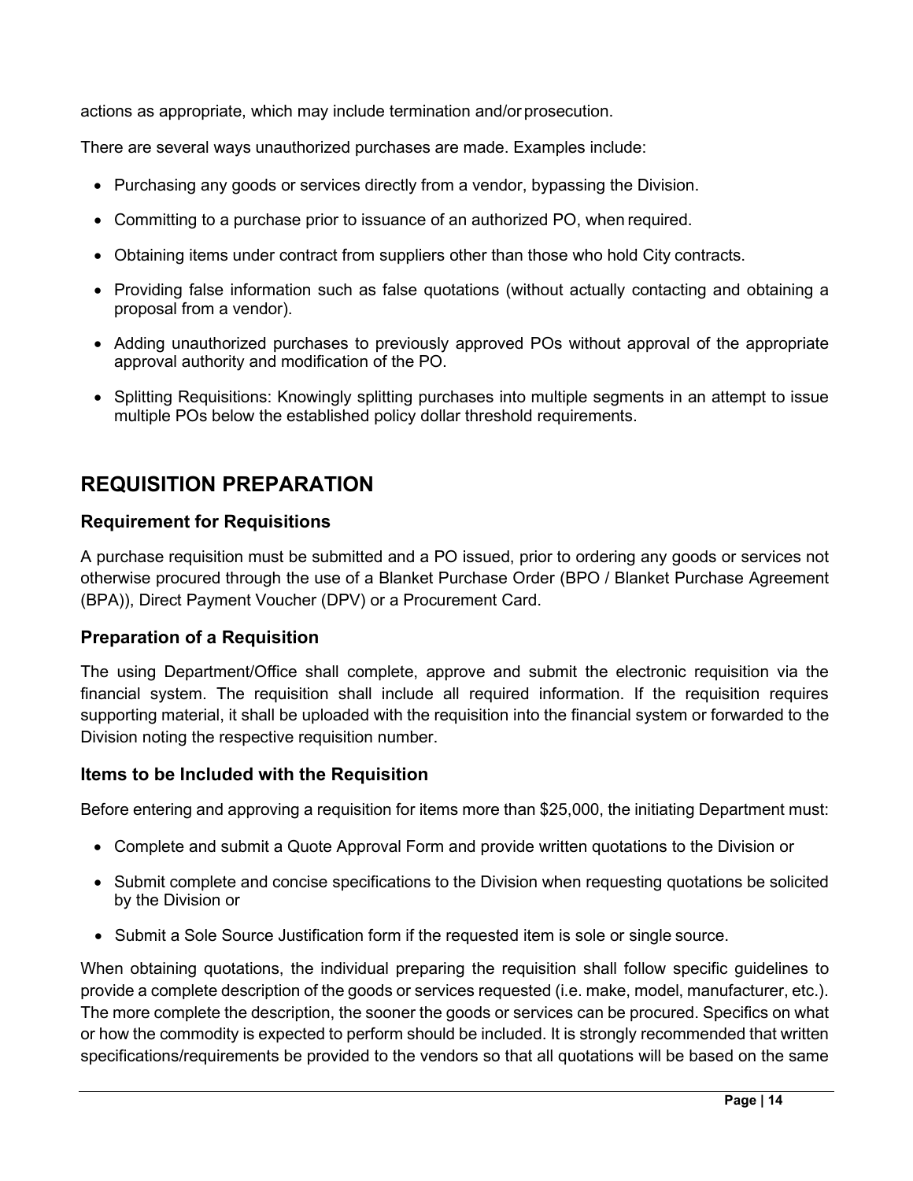actions as appropriate, which may include termination and/or prosecution.

There are several ways unauthorized purchases are made. Examples include:

- Purchasing any goods or services directly from a vendor, bypassing the Division.
- Committing to a purchase prior to issuance of an authorized PO, when required.
- Obtaining items under contract from suppliers other than those who hold City contracts.
- Providing false information such as false quotations (without actually contacting and obtaining a proposal from a vendor).
- Adding unauthorized purchases to previously approved POs without approval of the appropriate approval authority and modification of the PO.
- Splitting Requisitions: Knowingly splitting purchases into multiple segments in an attempt to issue multiple POs below the established policy dollar threshold requirements.

## REQUISITION PREPARATION

### Requirement for Requisitions

A purchase requisition must be submitted and a PO issued, prior to ordering any goods or services not otherwise procured through the use of a Blanket Purchase Order (BPO / Blanket Purchase Agreement (BPA)), Direct Payment Voucher (DPV) or a Procurement Card.

### Preparation of a Requisition

The using Department/Office shall complete, approve and submit the electronic requisition via the financial system. The requisition shall include all required information. If the requisition requires supporting material, it shall be uploaded with the requisition into the financial system or forwarded to the Division noting the respective requisition number.

### Items to be Included with the Requisition

Before entering and approving a requisition for items more than $25,000, the initiating Department must:

- Complete and submit a Quote Approval Form and provide written quotations to the Division or
- Submit complete and concise specifications to the Division when requesting quotations be solicited by the Division or
- Submit a Sole Source Justification form if the requested item is sole or single source.

When obtaining quotations, the individual preparing the requisition shall follow specific guidelines to provide a complete description of the goods or services requested (i.e. make, model, manufacturer, etc.). The more complete the description, the sooner the goods or services can be procured. Specifics on what or how the commodity is expected to perform should be included. It is strongly recommended that written specifications/requirements be provided to the vendors so that all quotations will be based on the same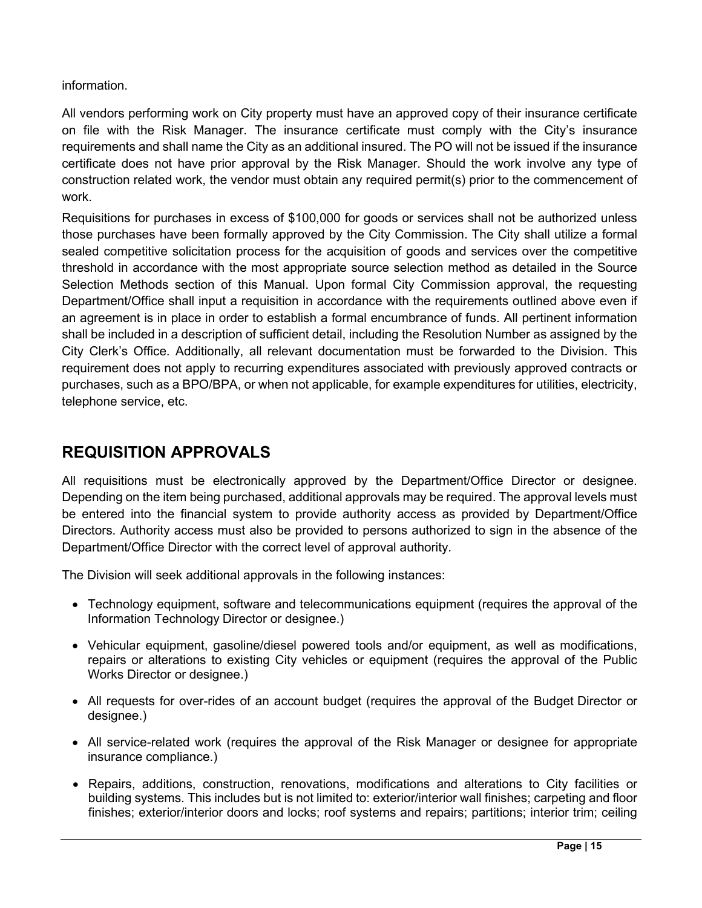information.

All vendors performing work on City property must have an approved copy of their insurance certificate on file with the Risk Manager. The insurance certificate must comply with the City's insurance requirements and shall name the City as an additional insured. The PO will not be issued if the insurance certificate does not have prior approval by the Risk Manager. Should the work involve any type of construction related work, the vendor must obtain any required permit(s) prior to the commencement of work.

Requisitions for purchases in excess of $100,000 for goods or services shall not be authorized unless those purchases have been formally approved by the City Commission. The City shall utilize a formal sealed competitive solicitation process for the acquisition of goods and services over the competitive threshold in accordance with the most appropriate source selection method as detailed in the Source Selection Methods section of this Manual. Upon formal City Commission approval, the requesting Department/Office shall input a requisition in accordance with the requirements outlined above even if an agreement is in place in order to establish a formal encumbrance of funds. All pertinent information shall be included in a description of sufficient detail, including the Resolution Number as assigned by the City Clerk's Office. Additionally, all relevant documentation must be forwarded to the Division. This requirement does not apply to recurring expenditures associated with previously approved contracts or purchases, such as a BPO/BPA, or when not applicable, for example expenditures for utilities, electricity, telephone service, etc.

## REQUISITION APPROVALS

All requisitions must be electronically approved by the Department/Office Director or designee. Depending on the item being purchased, additional approvals may be required. The approval levels must be entered into the financial system to provide authority access as provided by Department/Office Directors. Authority access must also be provided to persons authorized to sign in the absence of the Department/Office Director with the correct level of approval authority.

The Division will seek additional approvals in the following instances:

- Technology equipment, software and telecommunications equipment (requires the approval of the Information Technology Director or designee.)
- Vehicular equipment, gasoline/diesel powered tools and/or equipment, as well as modifications, repairs or alterations to existing City vehicles or equipment (requires the approval of the Public Works Director or designee.)
- All requests for over-rides of an account budget (requires the approval of the Budget Director or designee.)
- All service-related work (requires the approval of the Risk Manager or designee for appropriate insurance compliance.)
- Repairs, additions, construction, renovations, modifications and alterations to City facilities or building systems. This includes but is not limited to: exterior/interior wall finishes; carpeting and floor finishes; exterior/interior doors and locks; roof systems and repairs; partitions; interior trim; ceiling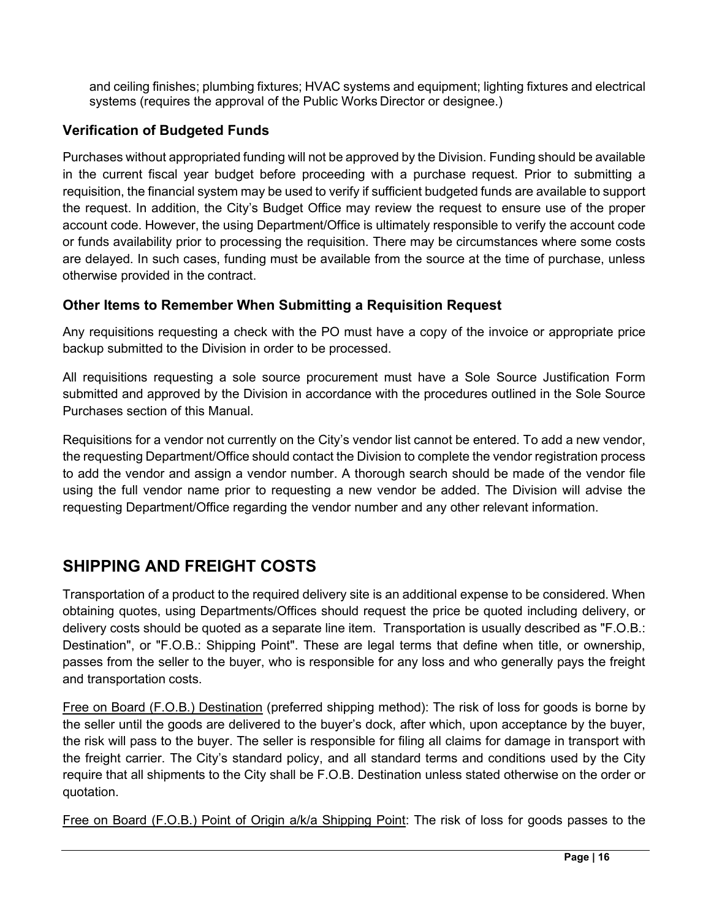and ceiling finishes; plumbing fixtures; HVAC systems and equipment; lighting fixtures and electrical systems (requires the approval of the Public Works Director or designee.)

### Verification of Budgeted Funds

Purchases without appropriated funding will not be approved by the Division. Funding should be available in the current fiscal year budget before proceeding with a purchase request. Prior to submitting a requisition, the financial system may be used to verify if sufficient budgeted funds are available to support the request. In addition, the City's Budget Office may review the request to ensure use of the proper account code. However, the using Department/Office is ultimately responsible to verify the account code or funds availability prior to processing the requisition. There may be circumstances where some costs are delayed. In such cases, funding must be available from the source at the time of purchase, unless otherwise provided in the contract.

### Other Items to Remember When Submitting a Requisition Request

Any requisitions requesting a check with the PO must have a copy of the invoice or appropriate price backup submitted to the Division in order to be processed.

All requisitions requesting a sole source procurement must have a Sole Source Justification Form submitted and approved by the Division in accordance with the procedures outlined in the Sole Source Purchases section of this Manual.

Requisitions for a vendor not currently on the City's vendor list cannot be entered. To add a new vendor, the requesting Department/Office should contact the Division to complete the vendor registration process to add the vendor and assign a vendor number. A thorough search should be made of the vendor file using the full vendor name prior to requesting a new vendor be added. The Division will advise the requesting Department/Office regarding the vendor number and any other relevant information.

## SHIPPING AND FREIGHT COSTS

Transportation of a product to the required delivery site is an additional expense to be considered. When obtaining quotes, using Departments/Offices should request the price be quoted including delivery, or delivery costs should be quoted as a separate line item. Transportation is usually described as "F.O.B.: Destination", or "F.O.B.: Shipping Point". These are legal terms that define when title, or ownership, passes from the seller to the buyer, who is responsible for any loss and who generally pays the freight and transportation costs.

<u>Free on Board (F.O.B.) Destination</u> (preferred shipping method): The risk of loss for goods is borne by the seller until the goods are delivered to the buyer's dock, after which, upon acceptance by the buyer, the risk will pass to the buyer. The seller is responsible for filing all claims for damage in transport with the freight carrier. The City's standard policy, and all standard terms and conditions used by the City require that all shipments to the City shall be F.O.B. Destination unless stated otherwise on the order or quotation.

<u>Free on Board (F.O.B.) Point of Origin a/k/a Shipping Point</u>: The risk of loss for goods passes to the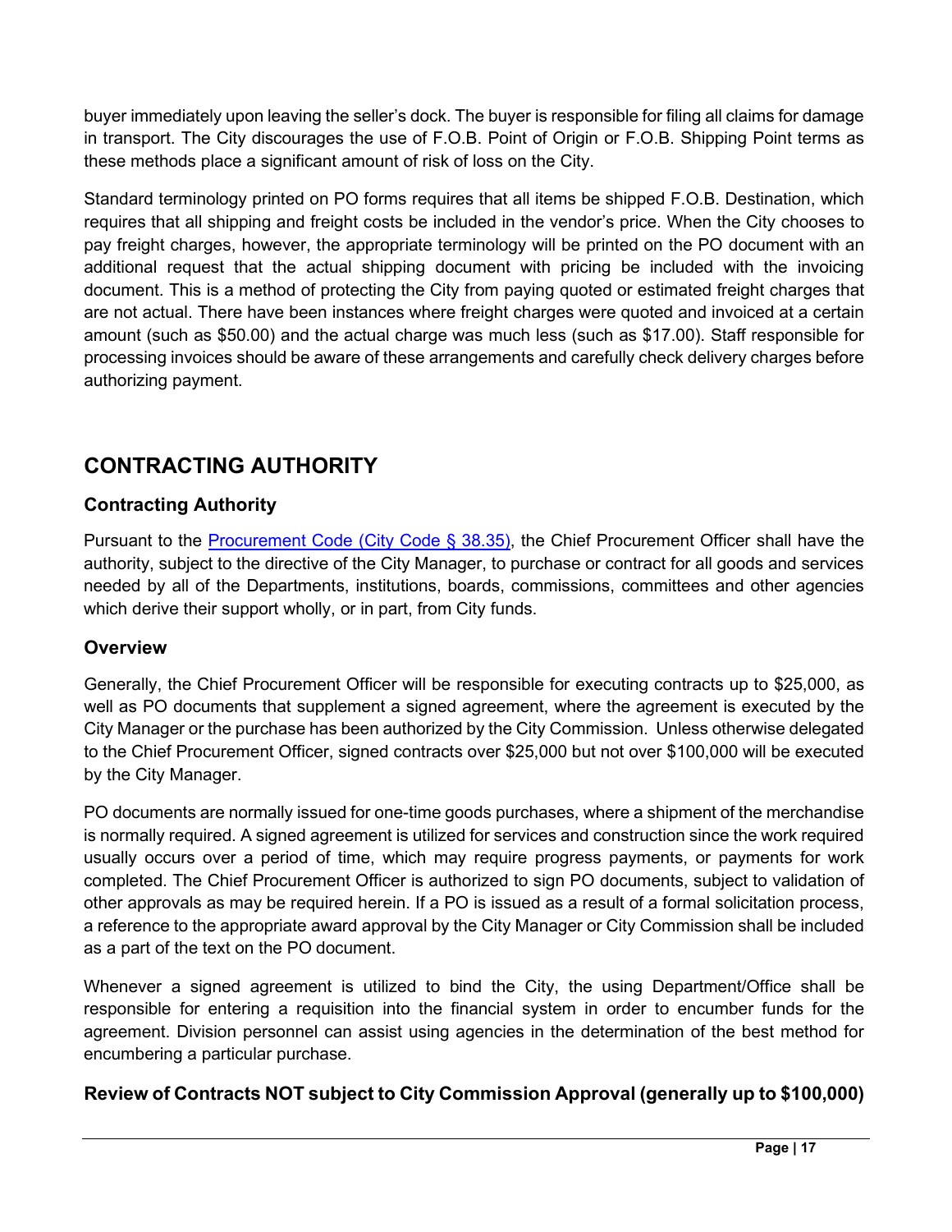buyer immediately upon leaving the seller's dock. The buyer is responsible for filing all claims for damage in transport. The City discourages the use of F.O.B. Point of Origin or F.O.B. Shipping Point terms as these methods place a significant amount of risk of loss on the City.

Standard terminology printed on PO forms requires that all items be shipped F.O.B. Destination, which requires that all shipping and freight costs be included in the vendor's price. When the City chooses to pay freight charges, however, the appropriate terminology will be printed on the PO document with an additional request that the actual shipping document with pricing be included with the invoicing document. This is a method of protecting the City from paying quoted or estimated freight charges that are not actual. There have been instances where freight charges were quoted and invoiced at a certain amount (such as $50.00) and the actual charge was much less (such as $17.00). Staff responsible for processing invoices should be aware of these arrangements and carefully check delivery charges before authorizing payment.

## CONTRACTING AUTHORITY

### Contracting Authority

Pursuant to the Procurement Code (City Code § 38.35), the Chief Procurement Officer shall have the authority, subject to the directive of the City Manager, to purchase or contract for all goods and services needed by all of the Departments, institutions, boards, commissions, committees and other agencies which derive their support wholly, or in part, from City funds.

### Overview

Generally, the Chief Procurement Officer will be responsible for executing contracts up to $25,000, as well as PO documents that supplement a signed agreement, where the agreement is executed by the City Manager or the purchase has been authorized by the City Commission. Unless otherwise delegated to the Chief Procurement Officer, signed contracts over $25,000 but not over $100,000 will be executed by the City Manager.

PO documents are normally issued for one-time goods purchases, where a shipment of the merchandise is normally required. A signed agreement is utilized for services and construction since the work required usually occurs over a period of time, which may require progress payments, or payments for work completed. The Chief Procurement Officer is authorized to sign PO documents, subject to validation of other approvals as may be required herein. If a PO is issued as a result of a formal solicitation process, a reference to the appropriate award approval by the City Manager or City Commission shall be included as a part of the text on the PO document.

Whenever a signed agreement is utilized to bind the City, the using Department/Office shall be responsible for entering a requisition into the financial system in order to encumber funds for the agreement. Division personnel can assist using agencies in the determination of the best method for encumbering a particular purchase.

### Review of Contracts NOT subject to City Commission Approval (generally up to $100,000)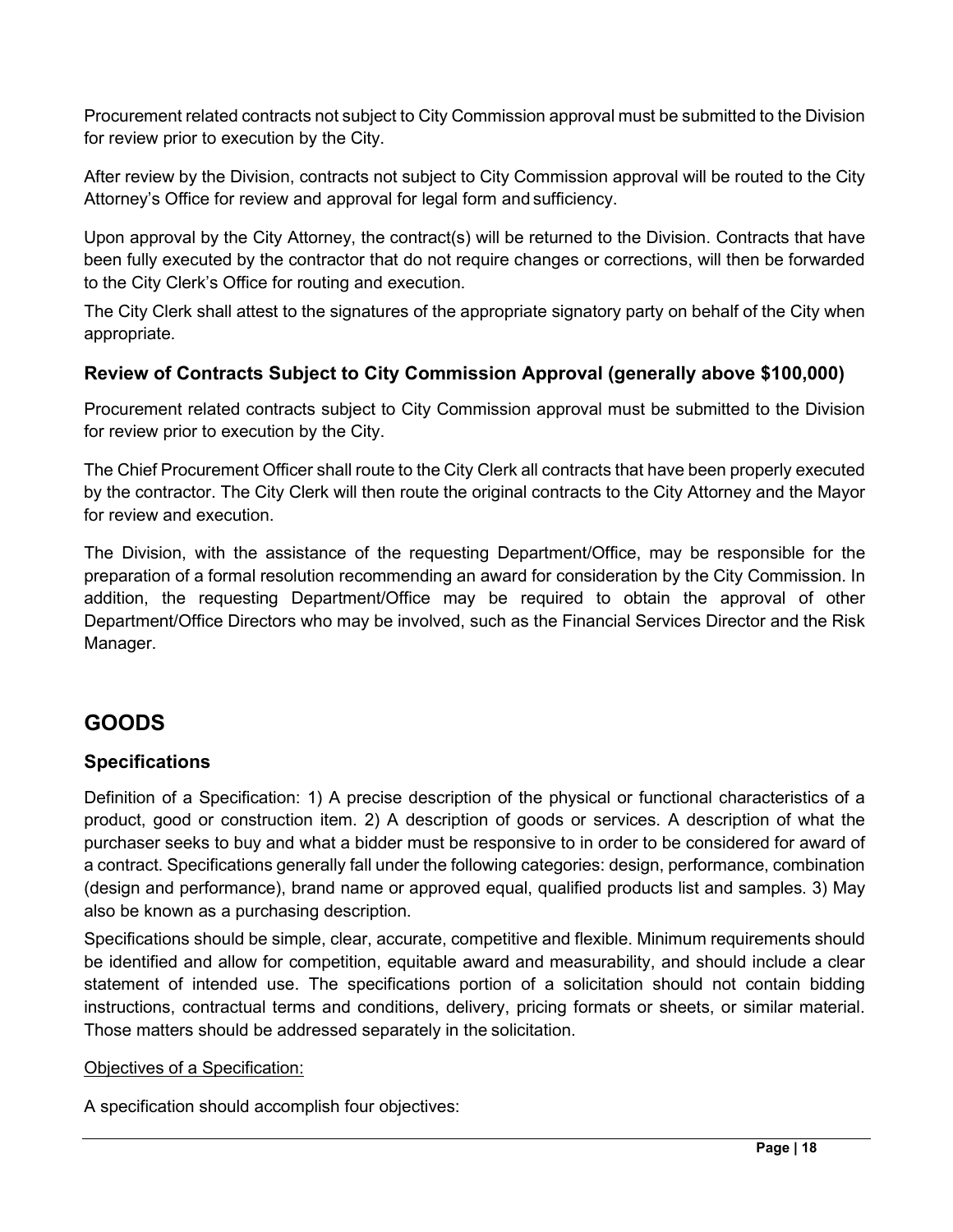Procurement related contracts not subject to City Commission approval must be submitted to the Division for review prior to execution by the City.

After review by the Division, contracts not subject to City Commission approval will be routed to the City Attorney's Office for review and approval for legal form and sufficiency.

Upon approval by the City Attorney, the contract(s) will be returned to the Division. Contracts that have been fully executed by the contractor that do not require changes or corrections, will then be forwarded to the City Clerk's Office for routing and execution.

The City Clerk shall attest to the signatures of the appropriate signatory party on behalf of the City when appropriate.

### Review of Contracts Subject to City Commission Approval (generally above $100,000)

Procurement related contracts subject to City Commission approval must be submitted to the Division for review prior to execution by the City.

The Chief Procurement Officer shall route to the City Clerk all contracts that have been properly executed by the contractor. The City Clerk will then route the original contracts to the City Attorney and the Mayor for review and execution.

The Division, with the assistance of the requesting Department/Office, may be responsible for the preparation of a formal resolution recommending an award for consideration by the City Commission. In addition, the requesting Department/Office may be required to obtain the approval of other Department/Office Directors who may be involved, such as the Financial Services Director and the Risk Manager.

## GOODS

### Specifications

Definition of a Specification: 1) A precise description of the physical or functional characteristics of a product, good or construction item. 2) A description of goods or services. A description of what the purchaser seeks to buy and what a bidder must be responsive to in order to be considered for award of a contract. Specifications generally fall under the following categories: design, performance, combination (design and performance), brand name or approved equal, qualified products list and samples. 3) May also be known as a purchasing description.

Specifications should be simple, clear, accurate, competitive and flexible. Minimum requirements should be identified and allow for competition, equitable award and measurability, and should include a clear statement of intended use. The specifications portion of a solicitation should not contain bidding instructions, contractual terms and conditions, delivery, pricing formats or sheets, or similar material. Those matters should be addressed separately in the solicitation.

Objectives of a Specification:

A specification should accomplish four objectives: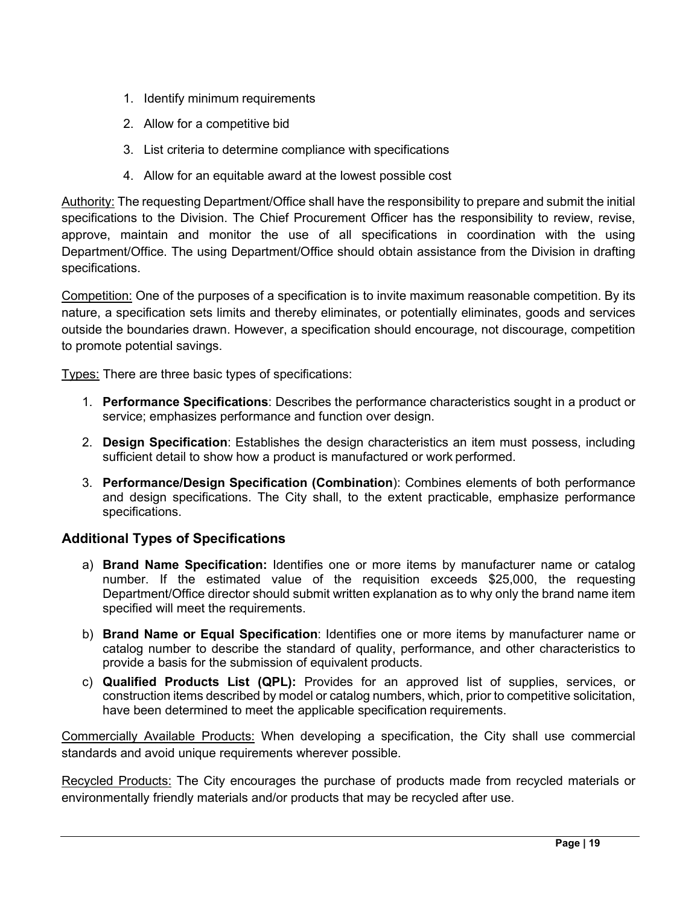1. Identify minimum requirements
2. Allow for a competitive bid
3. List criteria to determine compliance with specifications
4. Allow for an equitable award at the lowest possible cost

Authority: The requesting Department/Office shall have the responsibility to prepare and submit the initial specifications to the Division. The Chief Procurement Officer has the responsibility to review, revise, approve, maintain and monitor the use of all specifications in coordination with the using Department/Office. The using Department/Office should obtain assistance from the Division in drafting specifications.

Competition: One of the purposes of a specification is to invite maximum reasonable competition. By its nature, a specification sets limits and thereby eliminates, or potentially eliminates, goods and services outside the boundaries drawn. However, a specification should encourage, not discourage, competition to promote potential savings.

Types: There are three basic types of specifications:

1. **Performance Specifications**: Describes the performance characteristics sought in a product or service; emphasizes performance and function over design.
2. **Design Specification**: Establishes the design characteristics an item must possess, including sufficient detail to show how a product is manufactured or work performed.
3. **Performance/Design Specification (Combination**): Combines elements of both performance and design specifications. The City shall, to the extent practicable, emphasize performance specifications.

## Additional Types of Specifications

a) **Brand Name Specification:** Identifies one or more items by manufacturer name or catalog number. If the estimated value of the requisition exceeds $25,000, the requesting Department/Office director should submit written explanation as to why only the brand name item specified will meet the requirements.

b) **Brand Name or Equal Specification**: Identifies one or more items by manufacturer name or catalog number to describe the standard of quality, performance, and other characteristics to provide a basis for the submission of equivalent products.

c) **Qualified Products List (QPL):** Provides for an approved list of supplies, services, or construction items described by model or catalog numbers, which, prior to competitive solicitation, have been determined to meet the applicable specification requirements.

Commercially Available Products: When developing a specification, the City shall use commercial standards and avoid unique requirements wherever possible.

Recycled Products: The City encourages the purchase of products made from recycled materials or environmentally friendly materials and/or products that may be recycled after use.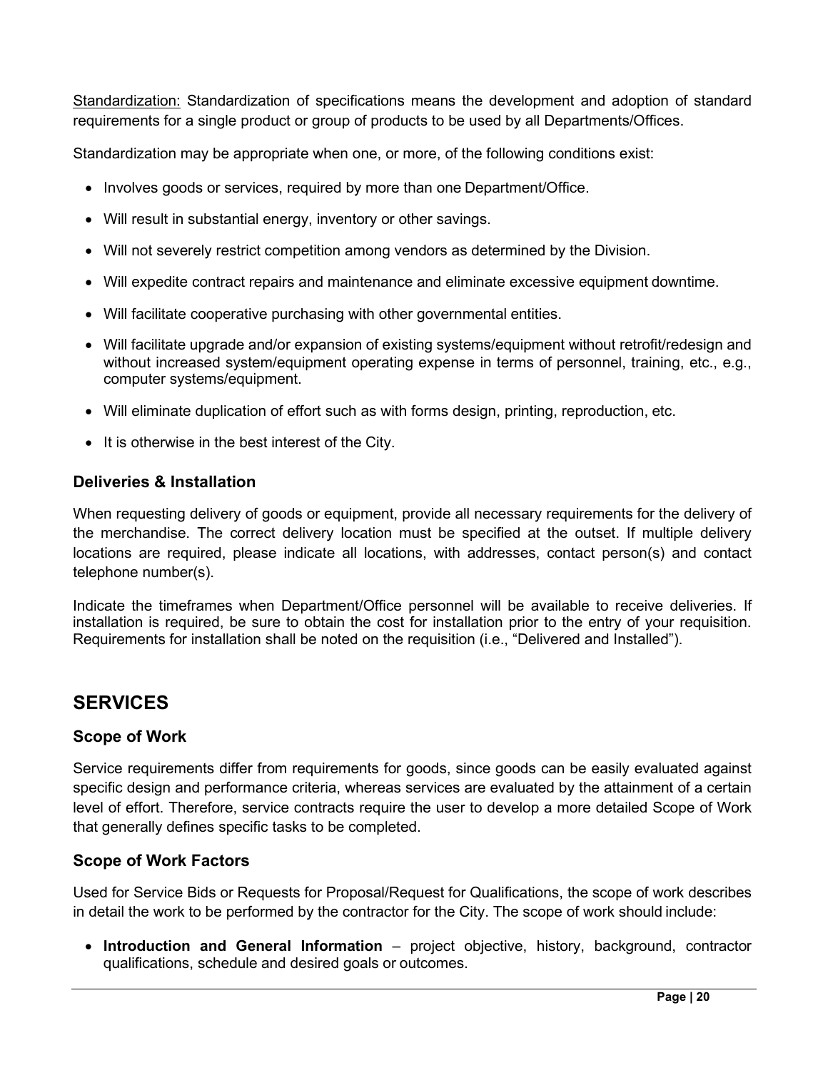<u>Standardization:</u> Standardization of specifications means the development and adoption of standard requirements for a single product or group of products to be used by all Departments/Offices.

Standardization may be appropriate when one, or more, of the following conditions exist:

- Involves goods or services, required by more than one Department/Office.
- Will result in substantial energy, inventory or other savings.
- Will not severely restrict competition among vendors as determined by the Division.
- Will expedite contract repairs and maintenance and eliminate excessive equipment downtime.
- Will facilitate cooperative purchasing with other governmental entities.
- Will facilitate upgrade and/or expansion of existing systems/equipment without retrofit/redesign and without increased system/equipment operating expense in terms of personnel, training, etc., e.g., computer systems/equipment.
- Will eliminate duplication of effort such as with forms design, printing, reproduction, etc.
- It is otherwise in the best interest of the City.

### Deliveries & Installation

When requesting delivery of goods or equipment, provide all necessary requirements for the delivery of the merchandise. The correct delivery location must be specified at the outset. If multiple delivery locations are required, please indicate all locations, with addresses, contact person(s) and contact telephone number(s).

Indicate the timeframes when Department/Office personnel will be available to receive deliveries. If installation is required, be sure to obtain the cost for installation prior to the entry of your requisition. Requirements for installation shall be noted on the requisition (i.e., "Delivered and Installed").

## SERVICES

### Scope of Work

Service requirements differ from requirements for goods, since goods can be easily evaluated against specific design and performance criteria, whereas services are evaluated by the attainment of a certain level of effort. Therefore, service contracts require the user to develop a more detailed Scope of Work that generally defines specific tasks to be completed.

### Scope of Work Factors

Used for Service Bids or Requests for Proposal/Request for Qualifications, the scope of work describes in detail the work to be performed by the contractor for the City. The scope of work should include:

- **Introduction and General Information** – project objective, history, background, contractor qualifications, schedule and desired goals or outcomes.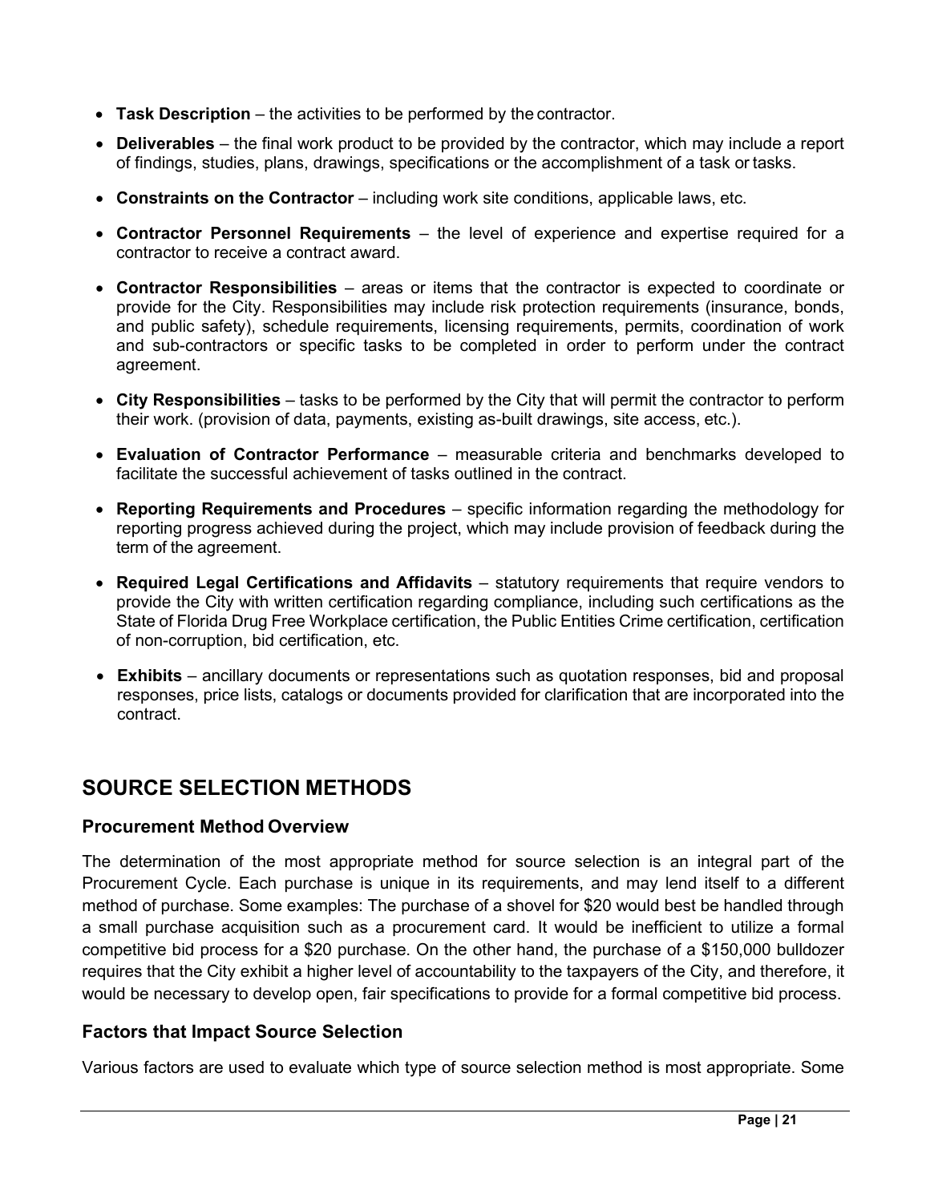- **Task Description** – the activities to be performed by the contractor.
- **Deliverables** – the final work product to be provided by the contractor, which may include a report of findings, studies, plans, drawings, specifications or the accomplishment of a task or tasks.
- **Constraints on the Contractor** – including work site conditions, applicable laws, etc.
- **Contractor Personnel Requirements** – the level of experience and expertise required for a contractor to receive a contract award.
- **Contractor Responsibilities** – areas or items that the contractor is expected to coordinate or provide for the City. Responsibilities may include risk protection requirements (insurance, bonds, and public safety), schedule requirements, licensing requirements, permits, coordination of work and sub-contractors or specific tasks to be completed in order to perform under the contract agreement.
- **City Responsibilities** – tasks to be performed by the City that will permit the contractor to perform their work. (provision of data, payments, existing as-built drawings, site access, etc.).
- **Evaluation of Contractor Performance** – measurable criteria and benchmarks developed to facilitate the successful achievement of tasks outlined in the contract.
- **Reporting Requirements and Procedures** – specific information regarding the methodology for reporting progress achieved during the project, which may include provision of feedback during the term of the agreement.
- **Required Legal Certifications and Affidavits** – statutory requirements that require vendors to provide the City with written certification regarding compliance, including such certifications as the State of Florida Drug Free Workplace certification, the Public Entities Crime certification, certification of non-corruption, bid certification, etc.
- **Exhibits** – ancillary documents or representations such as quotation responses, bid and proposal responses, price lists, catalogs or documents provided for clarification that are incorporated into the contract.

## SOURCE SELECTION METHODS

### Procurement Method Overview

The determination of the most appropriate method for source selection is an integral part of the Procurement Cycle. Each purchase is unique in its requirements, and may lend itself to a different method of purchase. Some examples: The purchase of a shovel for $20 would best be handled through a small purchase acquisition such as a procurement card. It would be inefficient to utilize a formal competitive bid process for a $20 purchase. On the other hand, the purchase of a $150,000 bulldozer requires that the City exhibit a higher level of accountability to the taxpayers of the City, and therefore, it would be necessary to develop open, fair specifications to provide for a formal competitive bid process.

### Factors that Impact Source Selection

Various factors are used to evaluate which type of source selection method is most appropriate. Some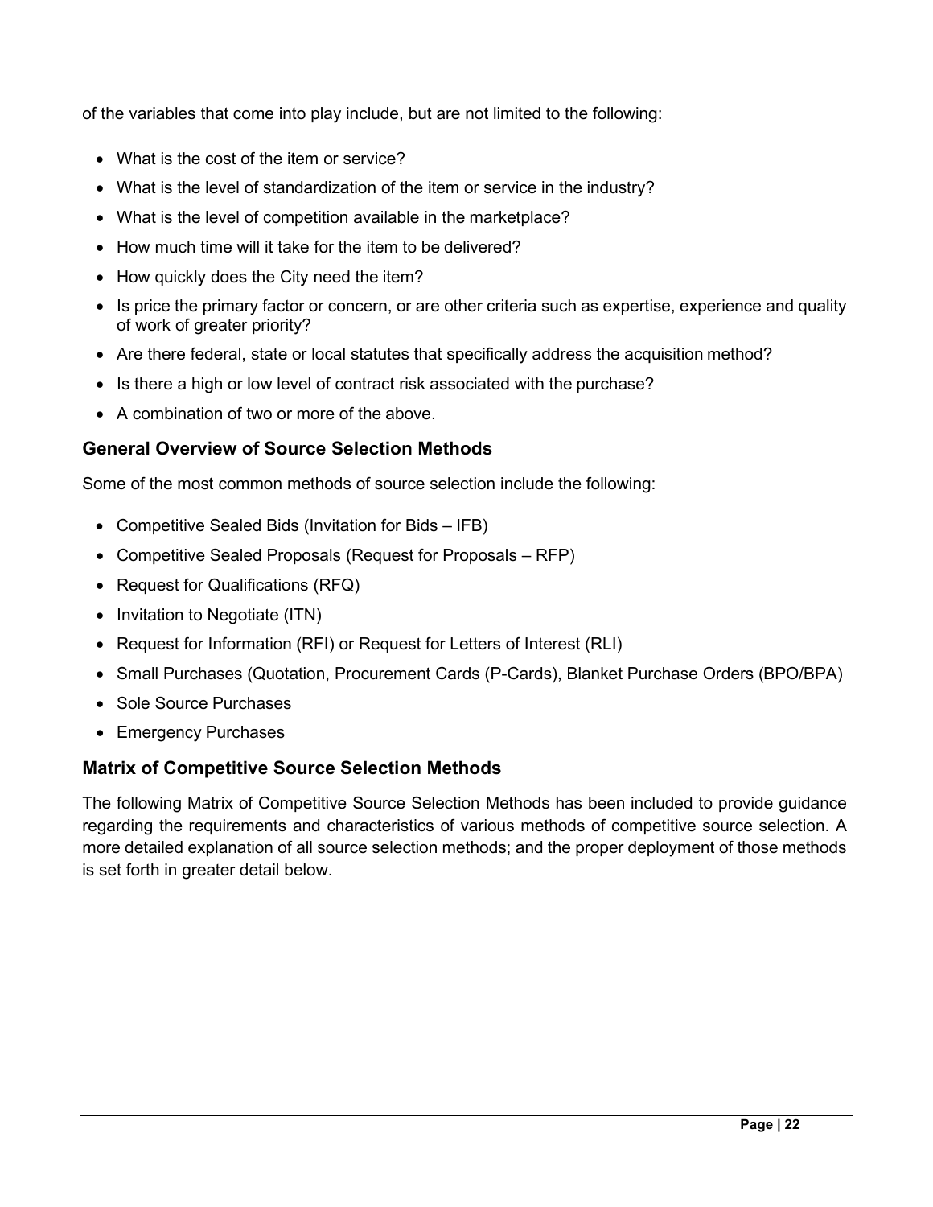of the variables that come into play include, but are not limited to the following:

- What is the cost of the item or service?
- What is the level of standardization of the item or service in the industry?
- What is the level of competition available in the marketplace?
- How much time will it take for the item to be delivered?
- How quickly does the City need the item?
- Is price the primary factor or concern, or are other criteria such as expertise, experience and quality of work of greater priority?
- Are there federal, state or local statutes that specifically address the acquisition method?
- Is there a high or low level of contract risk associated with the purchase?
- A combination of two or more of the above.

### General Overview of Source Selection Methods

Some of the most common methods of source selection include the following:

- Competitive Sealed Bids (Invitation for Bids – IFB)
- Competitive Sealed Proposals (Request for Proposals – RFP)
- Request for Qualifications (RFQ)
- Invitation to Negotiate (ITN)
- Request for Information (RFI) or Request for Letters of Interest (RLI)
- Small Purchases (Quotation, Procurement Cards (P-Cards), Blanket Purchase Orders (BPO/BPA)
- Sole Source Purchases
- Emergency Purchases

### Matrix of Competitive Source Selection Methods

The following Matrix of Competitive Source Selection Methods has been included to provide guidance regarding the requirements and characteristics of various methods of competitive source selection. A more detailed explanation of all source selection methods; and the proper deployment of those methods is set forth in greater detail below.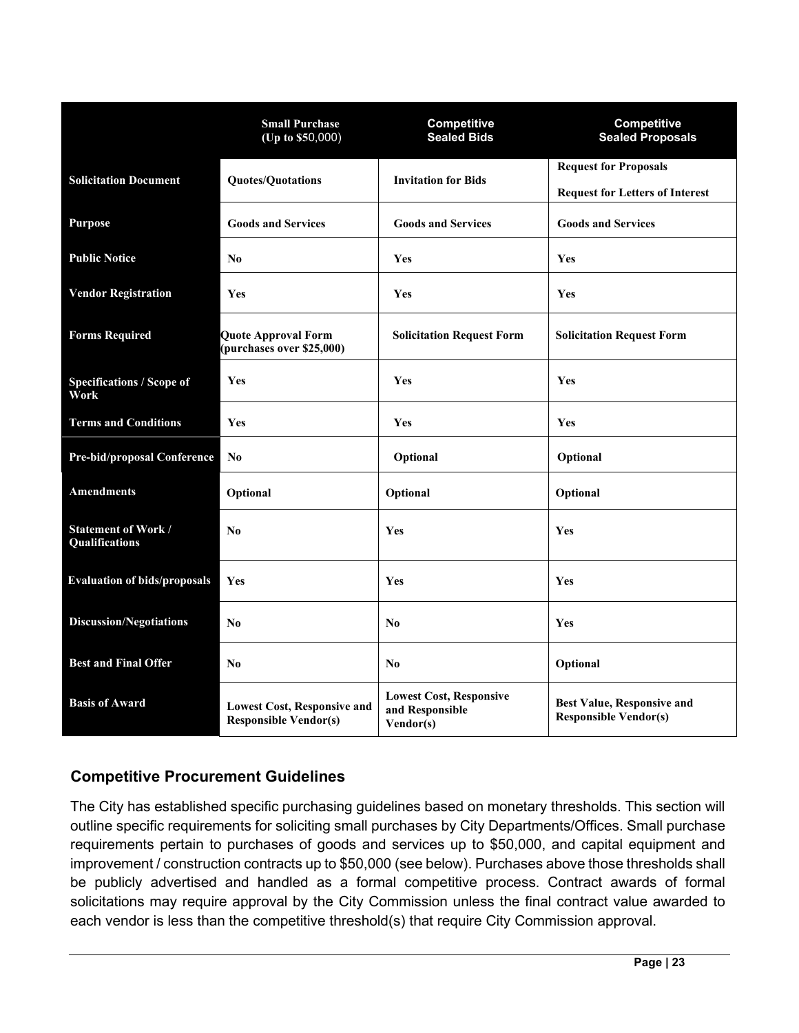| | Small Purchase (Up to $50,000) | Competitive Sealed Bids | Competitive Sealed Proposals |
|---|---|---|---|
| **Solicitation Document** | **Quotes/Quotations** | **Invitation for Bids** | **Request for Proposals**<br>**Request for Letters of Interest** |
| **Purpose** | **Goods and Services** | **Goods and Services** | **Goods and Services** |
| **Public Notice** | **No** | **Yes** | **Yes** |
| **Vendor Registration** | **Yes** | **Yes** | **Yes** |
| **Forms Required** | **Quote Approval Form (purchases over $25,000)** | **Solicitation Request Form** | **Solicitation Request Form** |
| **Specifications / Scope of Work** | **Yes** | **Yes** | **Yes** |
| **Terms and Conditions** | **Yes** | **Yes** | **Yes** |
| **Pre-bid/proposal Conference** | **No** | **Optional** | **Optional** |
| **Amendments** | **Optional** | **Optional** | **Optional** |
| **Statement of Work / Qualifications** | **No** | **Yes** | **Yes** |
| **Evaluation of bids/proposals** | **Yes** | **Yes** | **Yes** |
| **Discussion/Negotiations** | **No** | **No** | **Yes** |
| **Best and Final Offer** | **No** | **No** | **Optional** |
| **Basis of Award** | **Lowest Cost, Responsive and Responsible Vendor(s)** | **Lowest Cost, Responsive and Responsible Vendor(s)** | **Best Value, Responsive and Responsible Vendor(s)** |

## Competitive Procurement Guidelines

The City has established specific purchasing guidelines based on monetary thresholds. This section will outline specific requirements for soliciting small purchases by City Departments/Offices. Small purchase requirements pertain to purchases of goods and services up to $50,000, and capital equipment and improvement / construction contracts up to $50,000 (see below). Purchases above those thresholds shall be publicly advertised and handled as a formal competitive process. Contract awards of formal solicitations may require approval by the City Commission unless the final contract value awarded to each vendor is less than the competitive threshold(s) that require City Commission approval.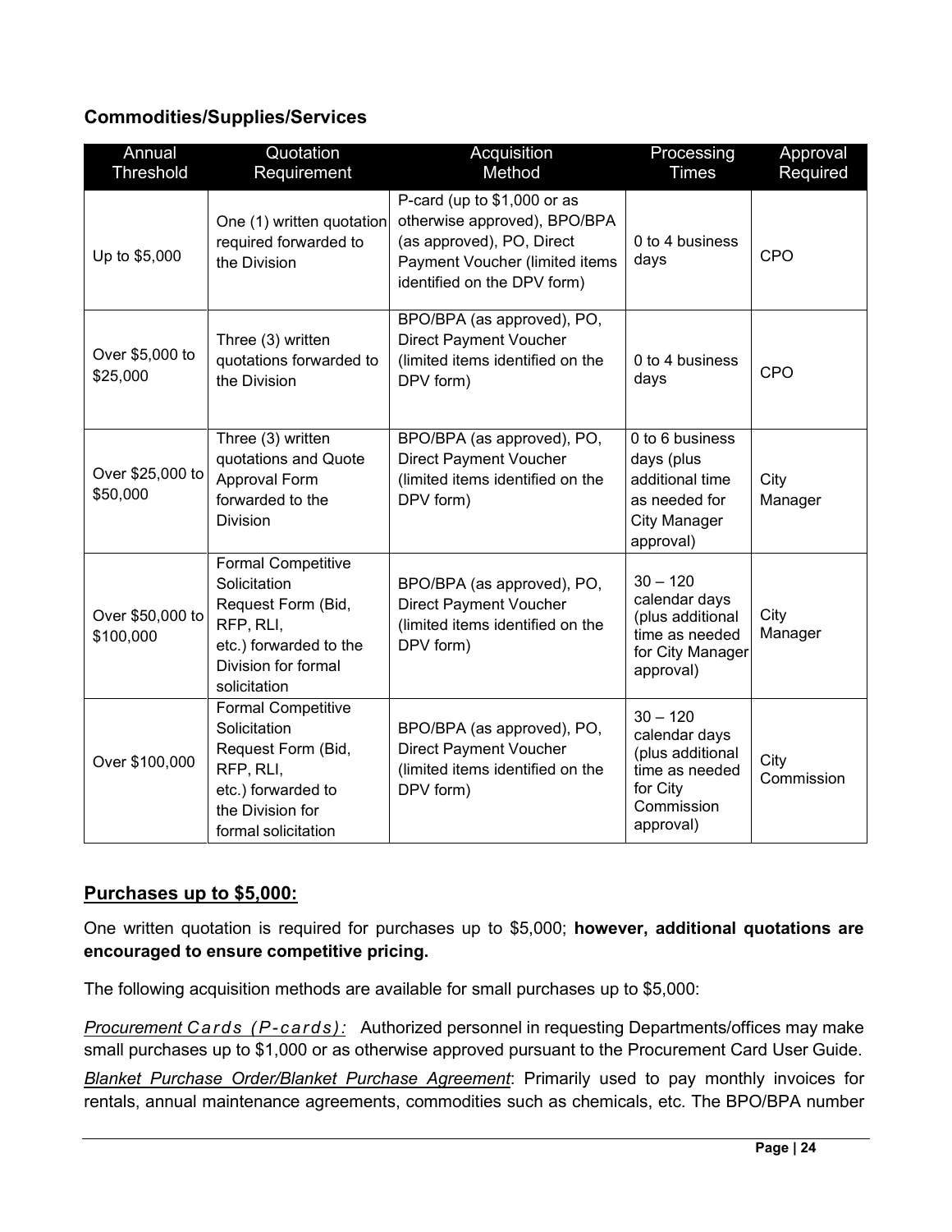### Commodities/Supplies/Services

| Annual Threshold | Quotation Requirement | Acquisition Method | Processing Times | Approval Required |
|---|---|---|---|---|
| Up to $5,000 | One (1) written quotation required forwarded to the Division | P-card (up to $1,000 or as otherwise approved), BPO/BPA (as approved), PO, Direct Payment Voucher (limited items identified on the DPV form) | 0 to 4 business days | CPO |
| Over $5,000 to $25,000 | Three (3) written quotations forwarded to the Division | BPO/BPA (as approved), PO, Direct Payment Voucher (limited items identified on the DPV form) | 0 to 4 business days | CPO |
| Over $25,000 to $50,000 | Three (3) written quotations and Quote Approval Form forwarded to the Division | BPO/BPA (as approved), PO, Direct Payment Voucher (limited items identified on the DPV form) | 0 to 6 business days (plus additional time as needed for City Manager approval) | City Manager |
| Over $50,000 to $100,000 | Formal Competitive Solicitation Request Form (Bid, RFP, RLI, etc.) forwarded to the Division for formal solicitation | BPO/BPA (as approved), PO, Direct Payment Voucher (limited items identified on the DPV form) | 30 – 120 calendar days (plus additional time as needed for City Manager approval) | City Manager |
| Over $100,000 | Formal Competitive Solicitation Request Form (Bid, RFP, RLI, etc.) forwarded to the Division for formal solicitation | BPO/BPA (as approved), PO, Direct Payment Voucher (limited items identified on the DPV form) | 30 – 120 calendar days (plus additional time as needed for City Commission approval) | City Commission |

## Purchases up to $5,000:

One written quotation is required for purchases up to $5,000; **however, additional quotations are encouraged to ensure competitive pricing.**

The following acquisition methods are available for small purchases up to $5,000:

*Procurement Cards (P-cards):* Authorized personnel in requesting Departments/offices may make small purchases up to $1,000 or as otherwise approved pursuant to the Procurement Card User Guide.

*Blanket Purchase Order/Blanket Purchase Agreement*: Primarily used to pay monthly invoices for rentals, annual maintenance agreements, commodities such as chemicals, etc. The BPO/BPA number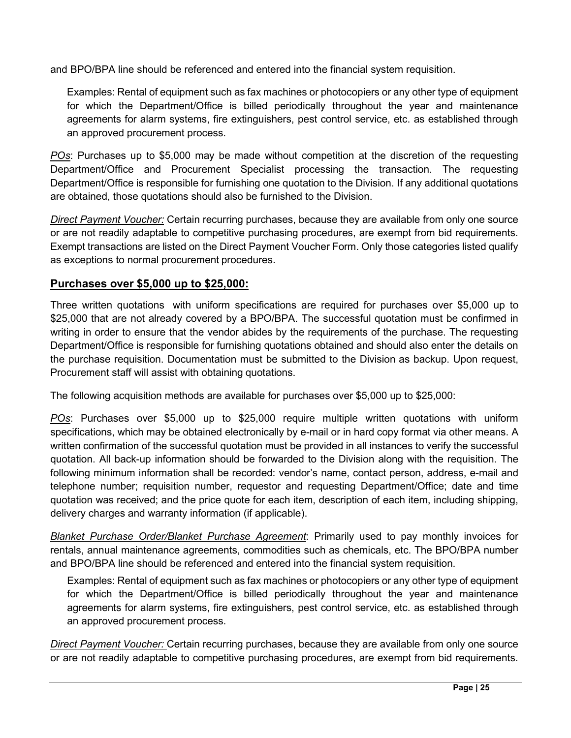and BPO/BPA line should be referenced and entered into the financial system requisition.

> Examples: Rental of equipment such as fax machines or photocopiers or any other type of equipment for which the Department/Office is billed periodically throughout the year and maintenance agreements for alarm systems, fire extinguishers, pest control service, etc. as established through an approved procurement process.

*<u>POs</u>*: Purchases up to $5,000 may be made without competition at the discretion of the requesting Department/Office and Procurement Specialist processing the transaction. The requesting Department/Office is responsible for furnishing one quotation to the Division. If any additional quotations are obtained, those quotations should also be furnished to the Division.

*<u>Direct Payment Voucher:</u>* Certain recurring purchases, because they are available from only one source or are not readily adaptable to competitive purchasing procedures, are exempt from bid requirements. Exempt transactions are listed on the Direct Payment Voucher Form. Only those categories listed qualify as exceptions to normal procurement procedures.

## <u>Purchases over $5,000 up to $25,000:</u>

Three written quotations with uniform specifications are required for purchases over $5,000 up to $25,000 that are not already covered by a BPO/BPA. The successful quotation must be confirmed in writing in order to ensure that the vendor abides by the requirements of the purchase. The requesting Department/Office is responsible for furnishing quotations obtained and should also enter the details on the purchase requisition. Documentation must be submitted to the Division as backup. Upon request, Procurement staff will assist with obtaining quotations.

The following acquisition methods are available for purchases over $5,000 up to $25,000:

*<u>POs</u>*: Purchases over $5,000 up to $25,000 require multiple written quotations with uniform specifications, which may be obtained electronically by e-mail or in hard copy format via other means. A written confirmation of the successful quotation must be provided in all instances to verify the successful quotation. All back-up information should be forwarded to the Division along with the requisition. The following minimum information shall be recorded: vendor's name, contact person, address, e-mail and telephone number; requisition number, requestor and requesting Department/Office; date and time quotation was received; and the price quote for each item, description of each item, including shipping, delivery charges and warranty information (if applicable).

*<u>Blanket Purchase Order/Blanket Purchase Agreement</u>*: Primarily used to pay monthly invoices for rentals, annual maintenance agreements, commodities such as chemicals, etc. The BPO/BPA number and BPO/BPA line should be referenced and entered into the financial system requisition.

> Examples: Rental of equipment such as fax machines or photocopiers or any other type of equipment for which the Department/Office is billed periodically throughout the year and maintenance agreements for alarm systems, fire extinguishers, pest control service, etc. as established through an approved procurement process.

*<u>Direct Payment Voucher:</u>* Certain recurring purchases, because they are available from only one source or are not readily adaptable to competitive purchasing procedures, are exempt from bid requirements.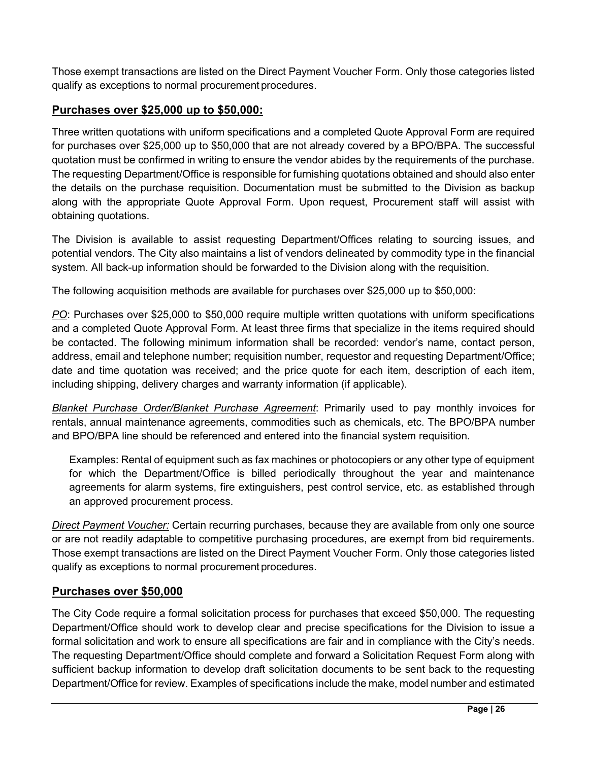Those exempt transactions are listed on the Direct Payment Voucher Form. Only those categories listed qualify as exceptions to normal procurement procedures.

## **Purchases over $25,000 up to $50,000:**

Three written quotations with uniform specifications and a completed Quote Approval Form are required for purchases over $25,000 up to $50,000 that are not already covered by a BPO/BPA. The successful quotation must be confirmed in writing to ensure the vendor abides by the requirements of the purchase. The requesting Department/Office is responsible for furnishing quotations obtained and should also enter the details on the purchase requisition. Documentation must be submitted to the Division as backup along with the appropriate Quote Approval Form. Upon request, Procurement staff will assist with obtaining quotations.

The Division is available to assist requesting Department/Offices relating to sourcing issues, and potential vendors. The City also maintains a list of vendors delineated by commodity type in the financial system. All back-up information should be forwarded to the Division along with the requisition.

The following acquisition methods are available for purchases over $25,000 up to $50,000:

*PO*: Purchases over $25,000 to $50,000 require multiple written quotations with uniform specifications and a completed Quote Approval Form. At least three firms that specialize in the items required should be contacted. The following minimum information shall be recorded: vendor's name, contact person, address, email and telephone number; requisition number, requestor and requesting Department/Office; date and time quotation was received; and the price quote for each item, description of each item, including shipping, delivery charges and warranty information (if applicable).

*Blanket Purchase Order/Blanket Purchase Agreement*: Primarily used to pay monthly invoices for rentals, annual maintenance agreements, commodities such as chemicals, etc. The BPO/BPA number and BPO/BPA line should be referenced and entered into the financial system requisition.

> Examples: Rental of equipment such as fax machines or photocopiers or any other type of equipment for which the Department/Office is billed periodically throughout the year and maintenance agreements for alarm systems, fire extinguishers, pest control service, etc. as established through an approved procurement process.

*Direct Payment Voucher:* Certain recurring purchases, because they are available from only one source or are not readily adaptable to competitive purchasing procedures, are exempt from bid requirements. Those exempt transactions are listed on the Direct Payment Voucher Form. Only those categories listed qualify as exceptions to normal procurement procedures.

## **Purchases over $50,000**

The City Code require a formal solicitation process for purchases that exceed $50,000. The requesting Department/Office should work to develop clear and precise specifications for the Division to issue a formal solicitation and work to ensure all specifications are fair and in compliance with the City's needs. The requesting Department/Office should complete and forward a Solicitation Request Form along with sufficient backup information to develop draft solicitation documents to be sent back to the requesting Department/Office for review. Examples of specifications include the make, model number and estimated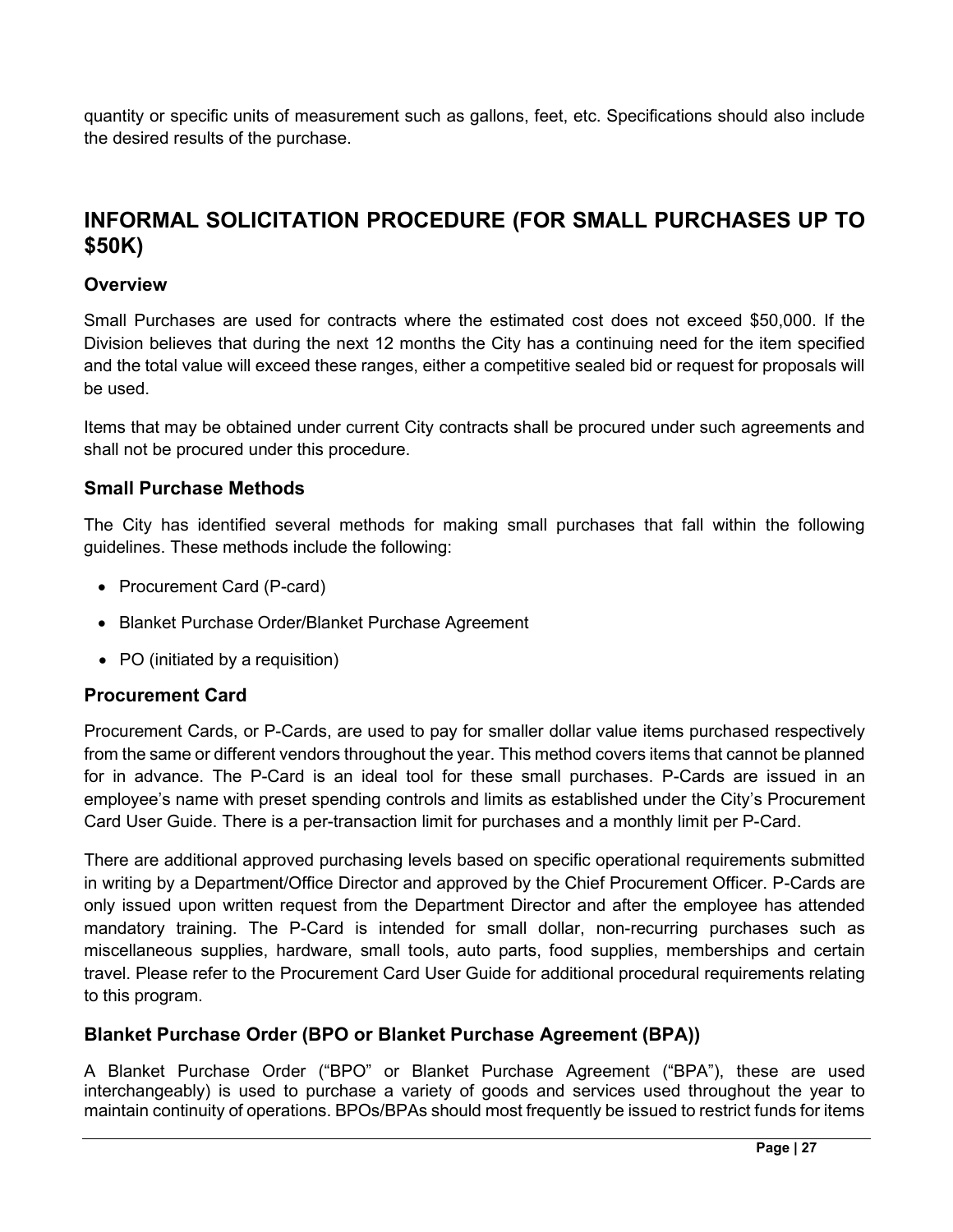quantity or specific units of measurement such as gallons, feet, etc. Specifications should also include the desired results of the purchase.

## INFORMAL SOLICITATION PROCEDURE (FOR SMALL PURCHASES UP TO $50K)

### Overview

Small Purchases are used for contracts where the estimated cost does not exceed $50,000. If the Division believes that during the next 12 months the City has a continuing need for the item specified and the total value will exceed these ranges, either a competitive sealed bid or request for proposals will be used.

Items that may be obtained under current City contracts shall be procured under such agreements and shall not be procured under this procedure.

### Small Purchase Methods

The City has identified several methods for making small purchases that fall within the following guidelines. These methods include the following:

- Procurement Card (P-card)
- Blanket Purchase Order/Blanket Purchase Agreement
- PO (initiated by a requisition)

### Procurement Card

Procurement Cards, or P-Cards, are used to pay for smaller dollar value items purchased respectively from the same or different vendors throughout the year. This method covers items that cannot be planned for in advance. The P-Card is an ideal tool for these small purchases. P-Cards are issued in an employee's name with preset spending controls and limits as established under the City's Procurement Card User Guide. There is a per-transaction limit for purchases and a monthly limit per P-Card.

There are additional approved purchasing levels based on specific operational requirements submitted in writing by a Department/Office Director and approved by the Chief Procurement Officer. P-Cards are only issued upon written request from the Department Director and after the employee has attended mandatory training. The P-Card is intended for small dollar, non-recurring purchases such as miscellaneous supplies, hardware, small tools, auto parts, food supplies, memberships and certain travel. Please refer to the Procurement Card User Guide for additional procedural requirements relating to this program.

### Blanket Purchase Order (BPO or Blanket Purchase Agreement (BPA))

A Blanket Purchase Order ("BPO" or Blanket Purchase Agreement ("BPA"), these are used interchangeably) is used to purchase a variety of goods and services used throughout the year to maintain continuity of operations. BPOs/BPAs should most frequently be issued to restrict funds for items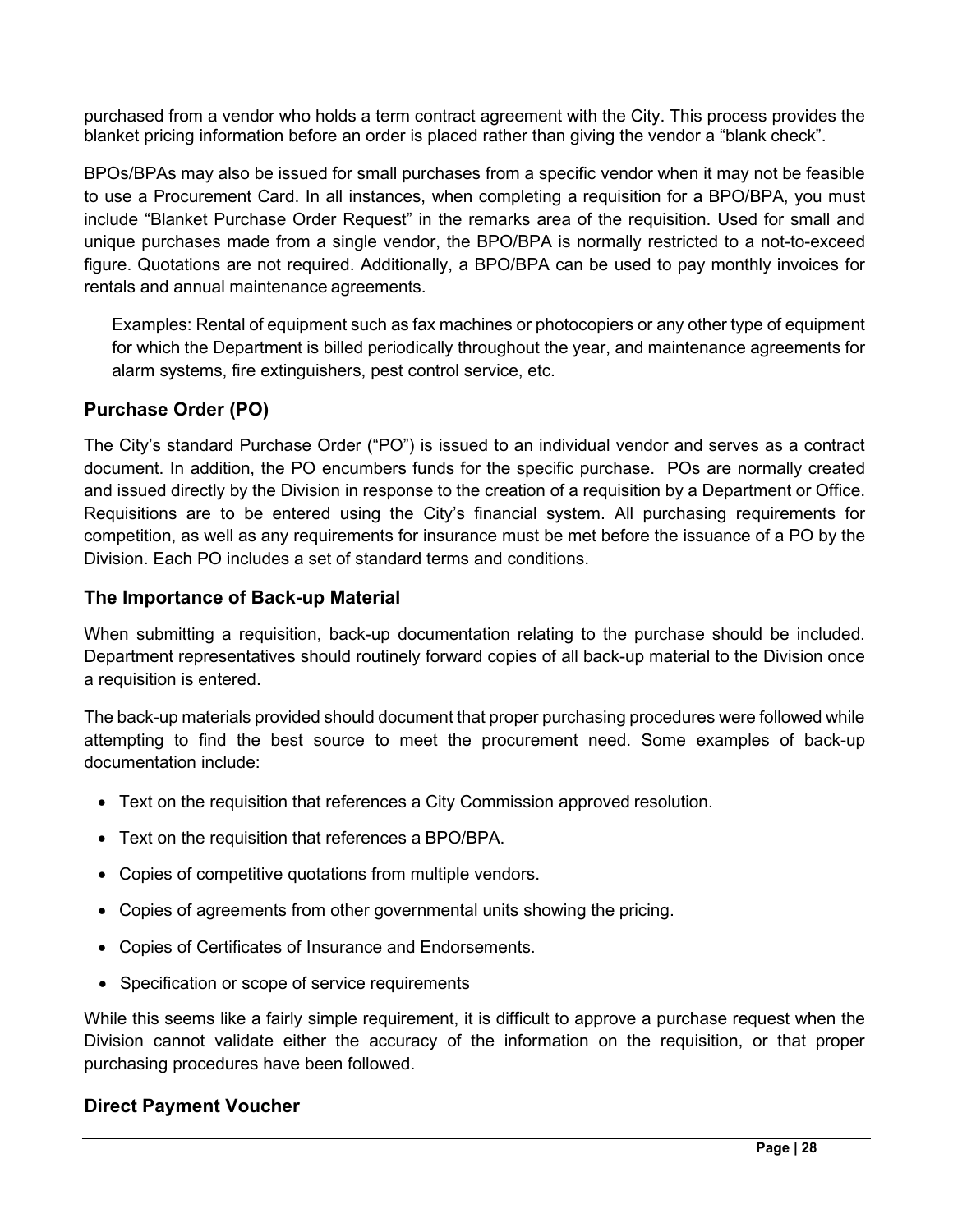purchased from a vendor who holds a term contract agreement with the City. This process provides the blanket pricing information before an order is placed rather than giving the vendor a "blank check".

BPOs/BPAs may also be issued for small purchases from a specific vendor when it may not be feasible to use a Procurement Card. In all instances, when completing a requisition for a BPO/BPA, you must include "Blanket Purchase Order Request" in the remarks area of the requisition. Used for small and unique purchases made from a single vendor, the BPO/BPA is normally restricted to a not-to-exceed figure. Quotations are not required. Additionally, a BPO/BPA can be used to pay monthly invoices for rentals and annual maintenance agreements.

> Examples: Rental of equipment such as fax machines or photocopiers or any other type of equipment for which the Department is billed periodically throughout the year, and maintenance agreements for alarm systems, fire extinguishers, pest control service, etc.

## Purchase Order (PO)

The City's standard Purchase Order ("PO") is issued to an individual vendor and serves as a contract document. In addition, the PO encumbers funds for the specific purchase. POs are normally created and issued directly by the Division in response to the creation of a requisition by a Department or Office. Requisitions are to be entered using the City's financial system. All purchasing requirements for competition, as well as any requirements for insurance must be met before the issuance of a PO by the Division. Each PO includes a set of standard terms and conditions.

## The Importance of Back-up Material

When submitting a requisition, back-up documentation relating to the purchase should be included. Department representatives should routinely forward copies of all back-up material to the Division once a requisition is entered.

The back-up materials provided should document that proper purchasing procedures were followed while attempting to find the best source to meet the procurement need. Some examples of back-up documentation include:

- Text on the requisition that references a City Commission approved resolution.
- Text on the requisition that references a BPO/BPA.
- Copies of competitive quotations from multiple vendors.
- Copies of agreements from other governmental units showing the pricing.
- Copies of Certificates of Insurance and Endorsements.
- Specification or scope of service requirements

While this seems like a fairly simple requirement, it is difficult to approve a purchase request when the Division cannot validate either the accuracy of the information on the requisition, or that proper purchasing procedures have been followed.

## Direct Payment Voucher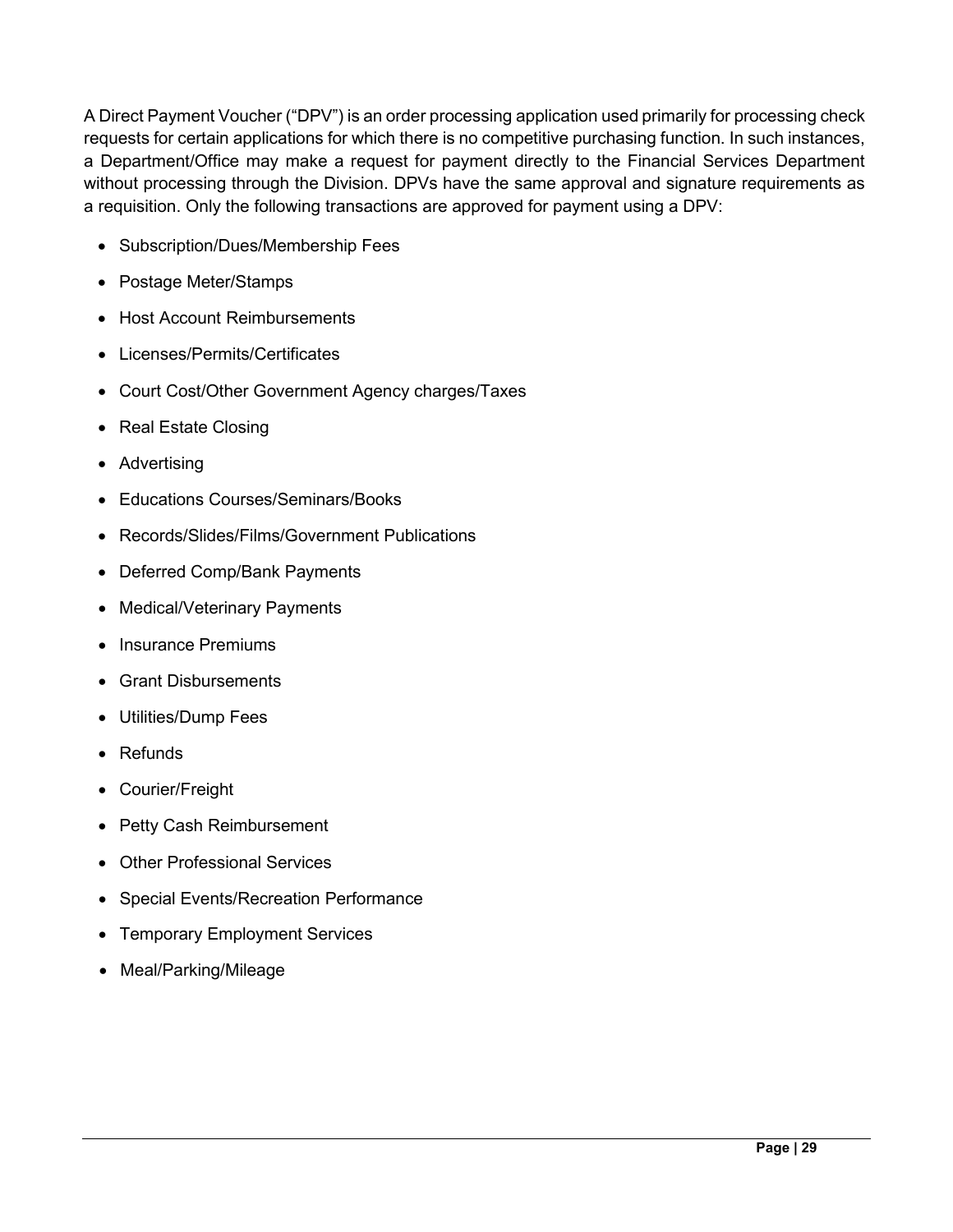A Direct Payment Voucher ("DPV") is an order processing application used primarily for processing check requests for certain applications for which there is no competitive purchasing function. In such instances, a Department/Office may make a request for payment directly to the Financial Services Department without processing through the Division. DPVs have the same approval and signature requirements as a requisition. Only the following transactions are approved for payment using a DPV:

- Subscription/Dues/Membership Fees
- Postage Meter/Stamps
- Host Account Reimbursements
- Licenses/Permits/Certificates
- Court Cost/Other Government Agency charges/Taxes
- Real Estate Closing
- Advertising
- Educations Courses/Seminars/Books
- Records/Slides/Films/Government Publications
- Deferred Comp/Bank Payments
- Medical/Veterinary Payments
- Insurance Premiums
- Grant Disbursements
- Utilities/Dump Fees
- Refunds
- Courier/Freight
- Petty Cash Reimbursement
- Other Professional Services
- Special Events/Recreation Performance
- Temporary Employment Services
- Meal/Parking/Mileage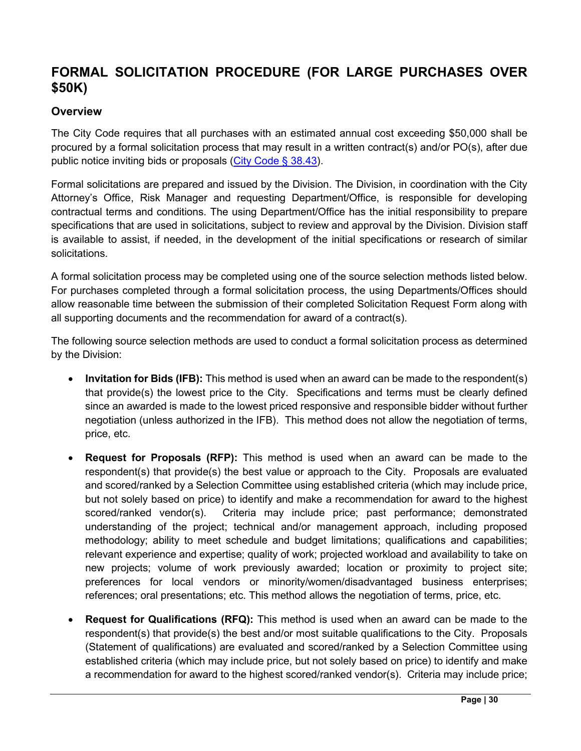## FORMAL SOLICITATION PROCEDURE (FOR LARGE PURCHASES OVER $50K)

### Overview

The City Code requires that all purchases with an estimated annual cost exceeding $50,000 shall be procured by a formal solicitation process that may result in a written contract(s) and/or PO(s), after due public notice inviting bids or proposals (City Code § 38.43).

Formal solicitations are prepared and issued by the Division. The Division, in coordination with the City Attorney's Office, Risk Manager and requesting Department/Office, is responsible for developing contractual terms and conditions. The using Department/Office has the initial responsibility to prepare specifications that are used in solicitations, subject to review and approval by the Division. Division staff is available to assist, if needed, in the development of the initial specifications or research of similar solicitations.

A formal solicitation process may be completed using one of the source selection methods listed below. For purchases completed through a formal solicitation process, the using Departments/Offices should allow reasonable time between the submission of their completed Solicitation Request Form along with all supporting documents and the recommendation for award of a contract(s).

The following source selection methods are used to conduct a formal solicitation process as determined by the Division:

- **Invitation for Bids (IFB):** This method is used when an award can be made to the respondent(s) that provide(s) the lowest price to the City. Specifications and terms must be clearly defined since an awarded is made to the lowest priced responsive and responsible bidder without further negotiation (unless authorized in the IFB). This method does not allow the negotiation of terms, price, etc.

- **Request for Proposals (RFP):** This method is used when an award can be made to the respondent(s) that provide(s) the best value or approach to the City. Proposals are evaluated and scored/ranked by a Selection Committee using established criteria (which may include price, but not solely based on price) to identify and make a recommendation for award to the highest scored/ranked vendor(s). Criteria may include price; past performance; demonstrated understanding of the project; technical and/or management approach, including proposed methodology; ability to meet schedule and budget limitations; qualifications and capabilities; relevant experience and expertise; quality of work; projected workload and availability to take on new projects; volume of work previously awarded; location or proximity to project site; preferences for local vendors or minority/women/disadvantaged business enterprises; references; oral presentations; etc. This method allows the negotiation of terms, price, etc.

- **Request for Qualifications (RFQ):** This method is used when an award can be made to the respondent(s) that provide(s) the best and/or most suitable qualifications to the City. Proposals (Statement of qualifications) are evaluated and scored/ranked by a Selection Committee using established criteria (which may include price, but not solely based on price) to identify and make a recommendation for award to the highest scored/ranked vendor(s). Criteria may include price;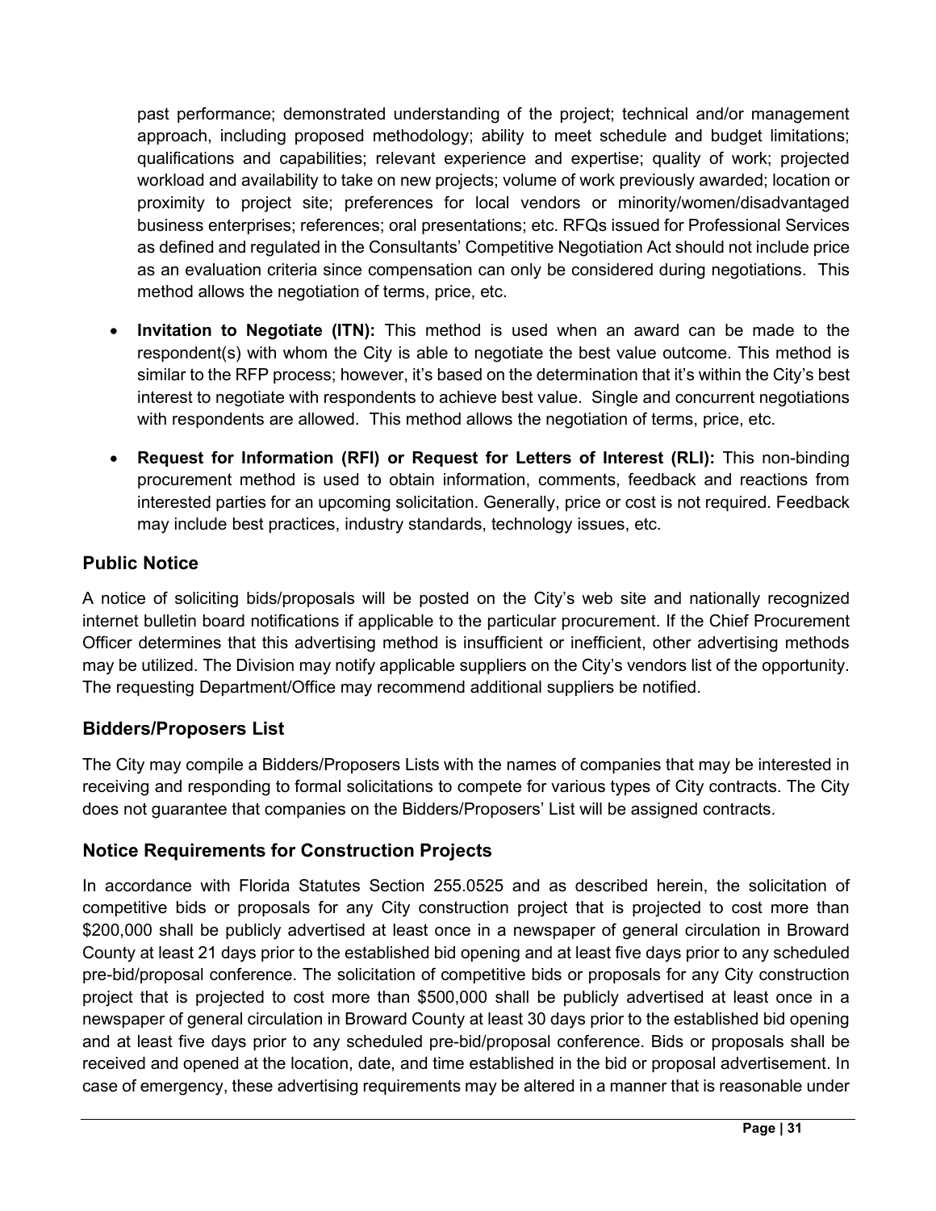past performance; demonstrated understanding of the project; technical and/or management approach, including proposed methodology; ability to meet schedule and budget limitations; qualifications and capabilities; relevant experience and expertise; quality of work; projected workload and availability to take on new projects; volume of work previously awarded; location or proximity to project site; preferences for local vendors or minority/women/disadvantaged business enterprises; references; oral presentations; etc. RFQs issued for Professional Services as defined and regulated in the Consultants' Competitive Negotiation Act should not include price as an evaluation criteria since compensation can only be considered during negotiations. This method allows the negotiation of terms, price, etc.

- **Invitation to Negotiate (ITN):** This method is used when an award can be made to the respondent(s) with whom the City is able to negotiate the best value outcome. This method is similar to the RFP process; however, it's based on the determination that it's within the City's best interest to negotiate with respondents to achieve best value. Single and concurrent negotiations with respondents are allowed. This method allows the negotiation of terms, price, etc.
- **Request for Information (RFI) or Request for Letters of Interest (RLI):** This non-binding procurement method is used to obtain information, comments, feedback and reactions from interested parties for an upcoming solicitation. Generally, price or cost is not required. Feedback may include best practices, industry standards, technology issues, etc.

## Public Notice

A notice of soliciting bids/proposals will be posted on the City's web site and nationally recognized internet bulletin board notifications if applicable to the particular procurement. If the Chief Procurement Officer determines that this advertising method is insufficient or inefficient, other advertising methods may be utilized. The Division may notify applicable suppliers on the City's vendors list of the opportunity. The requesting Department/Office may recommend additional suppliers be notified.

## Bidders/Proposers List

The City may compile a Bidders/Proposers Lists with the names of companies that may be interested in receiving and responding to formal solicitations to compete for various types of City contracts. The City does not guarantee that companies on the Bidders/Proposers' List will be assigned contracts.

## Notice Requirements for Construction Projects

In accordance with Florida Statutes Section 255.0525 and as described herein, the solicitation of competitive bids or proposals for any City construction project that is projected to cost more than $200,000 shall be publicly advertised at least once in a newspaper of general circulation in Broward County at least 21 days prior to the established bid opening and at least five days prior to any scheduled pre-bid/proposal conference. The solicitation of competitive bids or proposals for any City construction project that is projected to cost more than $500,000 shall be publicly advertised at least once in a newspaper of general circulation in Broward County at least 30 days prior to the established bid opening and at least five days prior to any scheduled pre-bid/proposal conference. Bids or proposals shall be received and opened at the location, date, and time established in the bid or proposal advertisement. In case of emergency, these advertising requirements may be altered in a manner that is reasonable under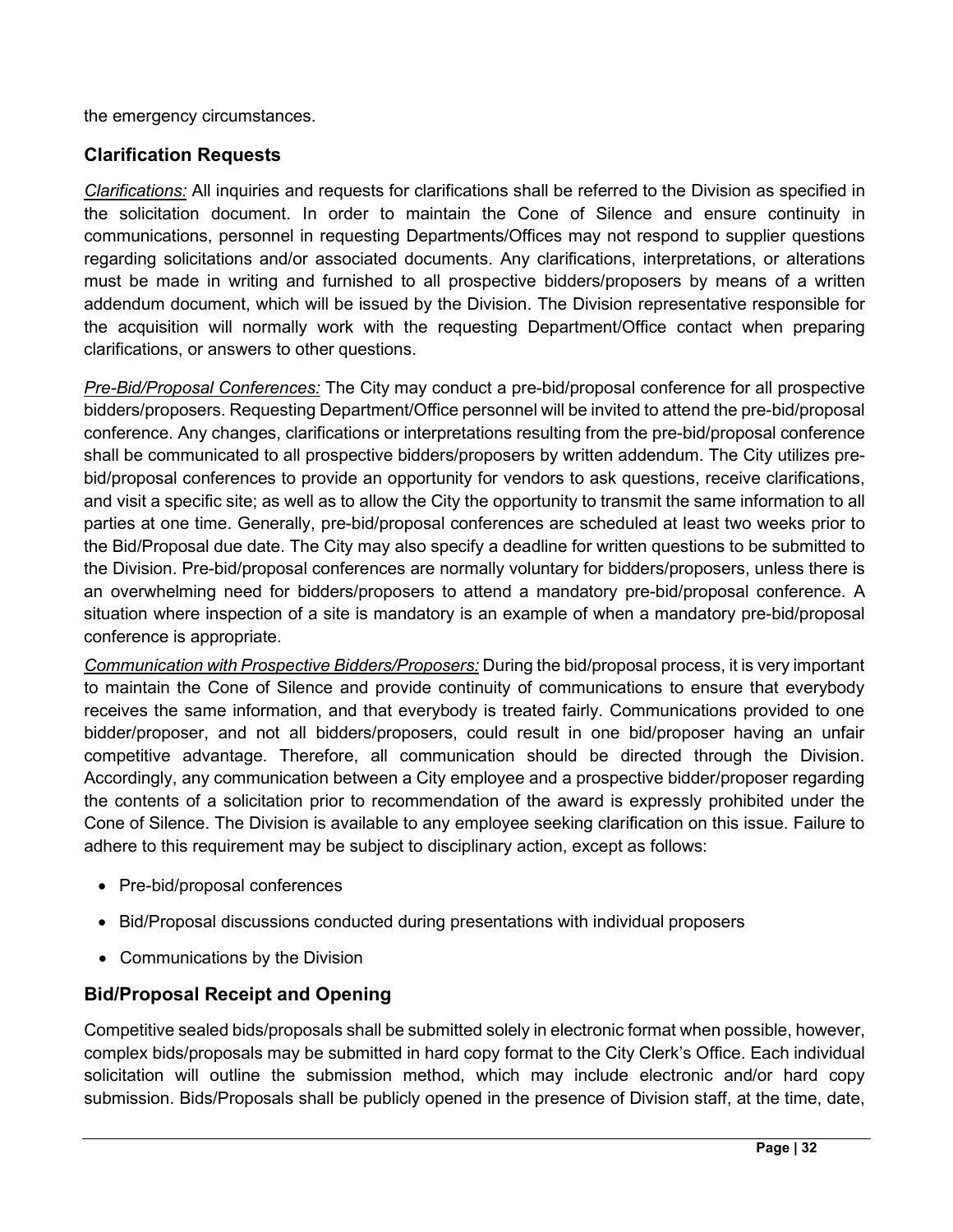the emergency circumstances.

## Clarification Requests

*Clarifications:* All inquiries and requests for clarifications shall be referred to the Division as specified in the solicitation document. In order to maintain the Cone of Silence and ensure continuity in communications, personnel in requesting Departments/Offices may not respond to supplier questions regarding solicitations and/or associated documents. Any clarifications, interpretations, or alterations must be made in writing and furnished to all prospective bidders/proposers by means of a written addendum document, which will be issued by the Division. The Division representative responsible for the acquisition will normally work with the requesting Department/Office contact when preparing clarifications, or answers to other questions.

*Pre-Bid/Proposal Conferences:* The City may conduct a pre-bid/proposal conference for all prospective bidders/proposers. Requesting Department/Office personnel will be invited to attend the pre-bid/proposal conference. Any changes, clarifications or interpretations resulting from the pre-bid/proposal conference shall be communicated to all prospective bidders/proposers by written addendum. The City utilizes pre-bid/proposal conferences to provide an opportunity for vendors to ask questions, receive clarifications, and visit a specific site; as well as to allow the City the opportunity to transmit the same information to all parties at one time. Generally, pre-bid/proposal conferences are scheduled at least two weeks prior to the Bid/Proposal due date. The City may also specify a deadline for written questions to be submitted to the Division. Pre-bid/proposal conferences are normally voluntary for bidders/proposers, unless there is an overwhelming need for bidders/proposers to attend a mandatory pre-bid/proposal conference. A situation where inspection of a site is mandatory is an example of when a mandatory pre-bid/proposal conference is appropriate.

*Communication with Prospective Bidders/Proposers:* During the bid/proposal process, it is very important to maintain the Cone of Silence and provide continuity of communications to ensure that everybody receives the same information, and that everybody is treated fairly. Communications provided to one bidder/proposer, and not all bidders/proposers, could result in one bid/proposer having an unfair competitive advantage. Therefore, all communication should be directed through the Division. Accordingly, any communication between a City employee and a prospective bidder/proposer regarding the contents of a solicitation prior to recommendation of the award is expressly prohibited under the Cone of Silence. The Division is available to any employee seeking clarification on this issue. Failure to adhere to this requirement may be subject to disciplinary action, except as follows:

- Pre-bid/proposal conferences
- Bid/Proposal discussions conducted during presentations with individual proposers
- Communications by the Division

## Bid/Proposal Receipt and Opening

Competitive sealed bids/proposals shall be submitted solely in electronic format when possible, however, complex bids/proposals may be submitted in hard copy format to the City Clerk's Office. Each individual solicitation will outline the submission method, which may include electronic and/or hard copy submission. Bids/Proposals shall be publicly opened in the presence of Division staff, at the time, date,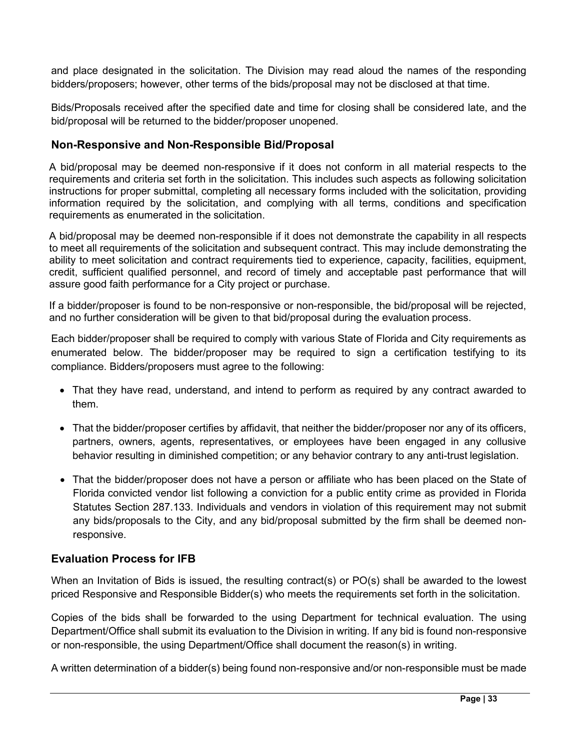and place designated in the solicitation. The Division may read aloud the names of the responding bidders/proposers; however, other terms of the bids/proposal may not be disclosed at that time.

Bids/Proposals received after the specified date and time for closing shall be considered late, and the bid/proposal will be returned to the bidder/proposer unopened.

## Non-Responsive and Non-Responsible Bid/Proposal

A bid/proposal may be deemed non-responsive if it does not conform in all material respects to the requirements and criteria set forth in the solicitation. This includes such aspects as following solicitation instructions for proper submittal, completing all necessary forms included with the solicitation, providing information required by the solicitation, and complying with all terms, conditions and specification requirements as enumerated in the solicitation.

A bid/proposal may be deemed non-responsible if it does not demonstrate the capability in all respects to meet all requirements of the solicitation and subsequent contract. This may include demonstrating the ability to meet solicitation and contract requirements tied to experience, capacity, facilities, equipment, credit, sufficient qualified personnel, and record of timely and acceptable past performance that will assure good faith performance for a City project or purchase.

If a bidder/proposer is found to be non-responsive or non-responsible, the bid/proposal will be rejected, and no further consideration will be given to that bid/proposal during the evaluation process.

Each bidder/proposer shall be required to comply with various State of Florida and City requirements as enumerated below. The bidder/proposer may be required to sign a certification testifying to its compliance. Bidders/proposers must agree to the following:

- That they have read, understand, and intend to perform as required by any contract awarded to them.
- That the bidder/proposer certifies by affidavit, that neither the bidder/proposer nor any of its officers, partners, owners, agents, representatives, or employees have been engaged in any collusive behavior resulting in diminished competition; or any behavior contrary to any anti-trust legislation.
- That the bidder/proposer does not have a person or affiliate who has been placed on the State of Florida convicted vendor list following a conviction for a public entity crime as provided in Florida Statutes Section 287.133. Individuals and vendors in violation of this requirement may not submit any bids/proposals to the City, and any bid/proposal submitted by the firm shall be deemed non-responsive.

## Evaluation Process for IFB

When an Invitation of Bids is issued, the resulting contract(s) or PO(s) shall be awarded to the lowest priced Responsive and Responsible Bidder(s) who meets the requirements set forth in the solicitation.

Copies of the bids shall be forwarded to the using Department for technical evaluation. The using Department/Office shall submit its evaluation to the Division in writing. If any bid is found non-responsive or non-responsible, the using Department/Office shall document the reason(s) in writing.

A written determination of a bidder(s) being found non-responsive and/or non-responsible must be made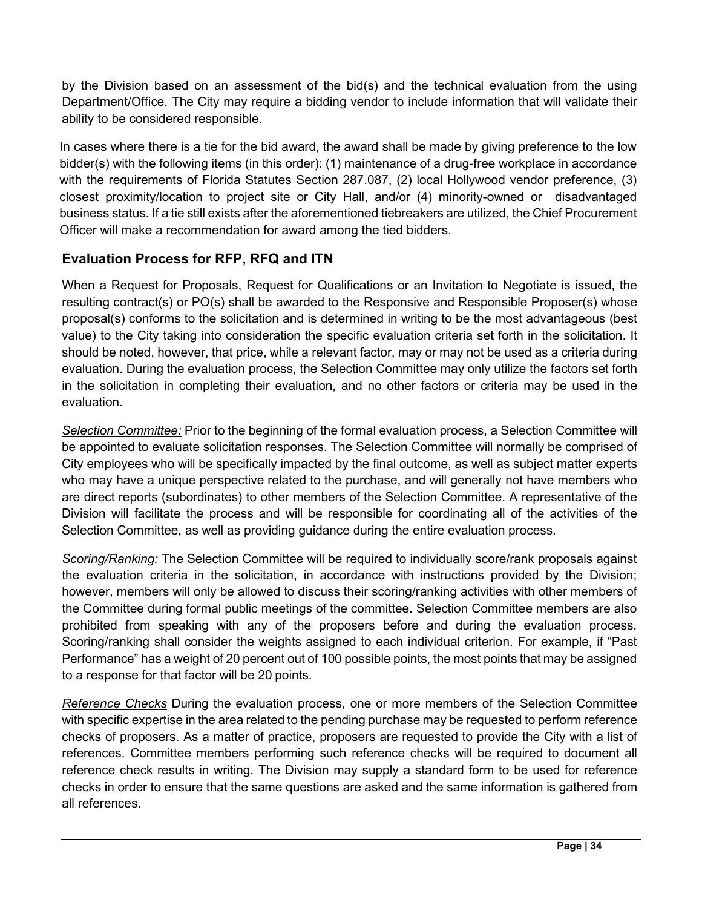by the Division based on an assessment of the bid(s) and the technical evaluation from the using Department/Office. The City may require a bidding vendor to include information that will validate their ability to be considered responsible.

In cases where there is a tie for the bid award, the award shall be made by giving preference to the low bidder(s) with the following items (in this order): (1) maintenance of a drug-free workplace in accordance with the requirements of Florida Statutes Section 287.087, (2) local Hollywood vendor preference, (3) closest proximity/location to project site or City Hall, and/or (4) minority-owned or disadvantaged business status. If a tie still exists after the aforementioned tiebreakers are utilized, the Chief Procurement Officer will make a recommendation for award among the tied bidders.

## Evaluation Process for RFP, RFQ and ITN

When a Request for Proposals, Request for Qualifications or an Invitation to Negotiate is issued, the resulting contract(s) or PO(s) shall be awarded to the Responsive and Responsible Proposer(s) whose proposal(s) conforms to the solicitation and is determined in writing to be the most advantageous (best value) to the City taking into consideration the specific evaluation criteria set forth in the solicitation. It should be noted, however, that price, while a relevant factor, may or may not be used as a criteria during evaluation. During the evaluation process, the Selection Committee may only utilize the factors set forth in the solicitation in completing their evaluation, and no other factors or criteria may be used in the evaluation.

*Selection Committee:* Prior to the beginning of the formal evaluation process, a Selection Committee will be appointed to evaluate solicitation responses. The Selection Committee will normally be comprised of City employees who will be specifically impacted by the final outcome, as well as subject matter experts who may have a unique perspective related to the purchase, and will generally not have members who are direct reports (subordinates) to other members of the Selection Committee. A representative of the Division will facilitate the process and will be responsible for coordinating all of the activities of the Selection Committee, as well as providing guidance during the entire evaluation process.

*Scoring/Ranking:* The Selection Committee will be required to individually score/rank proposals against the evaluation criteria in the solicitation, in accordance with instructions provided by the Division; however, members will only be allowed to discuss their scoring/ranking activities with other members of the Committee during formal public meetings of the committee. Selection Committee members are also prohibited from speaking with any of the proposers before and during the evaluation process. Scoring/ranking shall consider the weights assigned to each individual criterion. For example, if "Past Performance" has a weight of 20 percent out of 100 possible points, the most points that may be assigned to a response for that factor will be 20 points.

*Reference Checks* During the evaluation process, one or more members of the Selection Committee with specific expertise in the area related to the pending purchase may be requested to perform reference checks of proposers. As a matter of practice, proposers are requested to provide the City with a list of references. Committee members performing such reference checks will be required to document all reference check results in writing. The Division may supply a standard form to be used for reference checks in order to ensure that the same questions are asked and the same information is gathered from all references.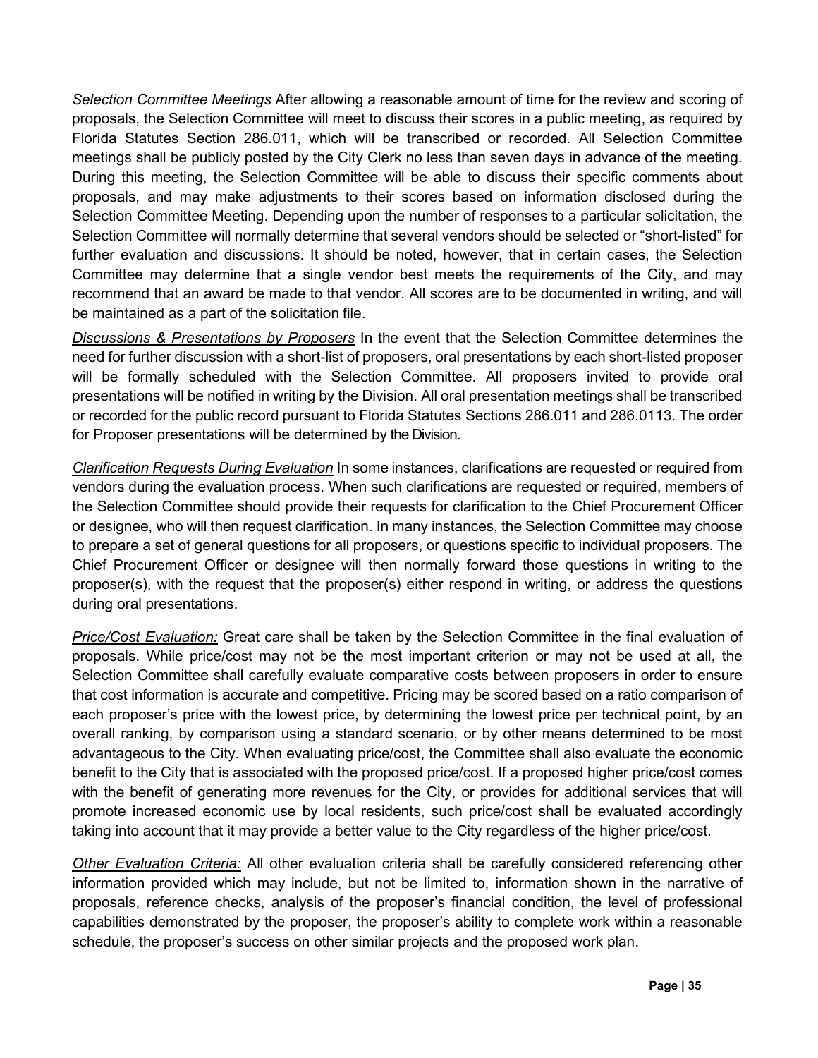*Selection Committee Meetings* After allowing a reasonable amount of time for the review and scoring of proposals, the Selection Committee will meet to discuss their scores in a public meeting, as required by Florida Statutes Section 286.011, which will be transcribed or recorded. All Selection Committee meetings shall be publicly posted by the City Clerk no less than seven days in advance of the meeting. During this meeting, the Selection Committee will be able to discuss their specific comments about proposals, and may make adjustments to their scores based on information disclosed during the Selection Committee Meeting. Depending upon the number of responses to a particular solicitation, the Selection Committee will normally determine that several vendors should be selected or "short-listed" for further evaluation and discussions. It should be noted, however, that in certain cases, the Selection Committee may determine that a single vendor best meets the requirements of the City, and may recommend that an award be made to that vendor. All scores are to be documented in writing, and will be maintained as a part of the solicitation file.

*Discussions & Presentations by Proposers* In the event that the Selection Committee determines the need for further discussion with a short-list of proposers, oral presentations by each short-listed proposer will be formally scheduled with the Selection Committee. All proposers invited to provide oral presentations will be notified in writing by the Division. All oral presentation meetings shall be transcribed or recorded for the public record pursuant to Florida Statutes Sections 286.011 and 286.0113. The order for Proposer presentations will be determined by the Division.

*Clarification Requests During Evaluation* In some instances, clarifications are requested or required from vendors during the evaluation process. When such clarifications are requested or required, members of the Selection Committee should provide their requests for clarification to the Chief Procurement Officer or designee, who will then request clarification. In many instances, the Selection Committee may choose to prepare a set of general questions for all proposers, or questions specific to individual proposers. The Chief Procurement Officer or designee will then normally forward those questions in writing to the proposer(s), with the request that the proposer(s) either respond in writing, or address the questions during oral presentations.

*Price/Cost Evaluation:* Great care shall be taken by the Selection Committee in the final evaluation of proposals. While price/cost may not be the most important criterion or may not be used at all, the Selection Committee shall carefully evaluate comparative costs between proposers in order to ensure that cost information is accurate and competitive. Pricing may be scored based on a ratio comparison of each proposer's price with the lowest price, by determining the lowest price per technical point, by an overall ranking, by comparison using a standard scenario, or by other means determined to be most advantageous to the City. When evaluating price/cost, the Committee shall also evaluate the economic benefit to the City that is associated with the proposed price/cost. If a proposed higher price/cost comes with the benefit of generating more revenues for the City, or provides for additional services that will promote increased economic use by local residents, such price/cost shall be evaluated accordingly taking into account that it may provide a better value to the City regardless of the higher price/cost.

*Other Evaluation Criteria:* All other evaluation criteria shall be carefully considered referencing other information provided which may include, but not be limited to, information shown in the narrative of proposals, reference checks, analysis of the proposer's financial condition, the level of professional capabilities demonstrated by the proposer, the proposer's ability to complete work within a reasonable schedule, the proposer's success on other similar projects and the proposed work plan.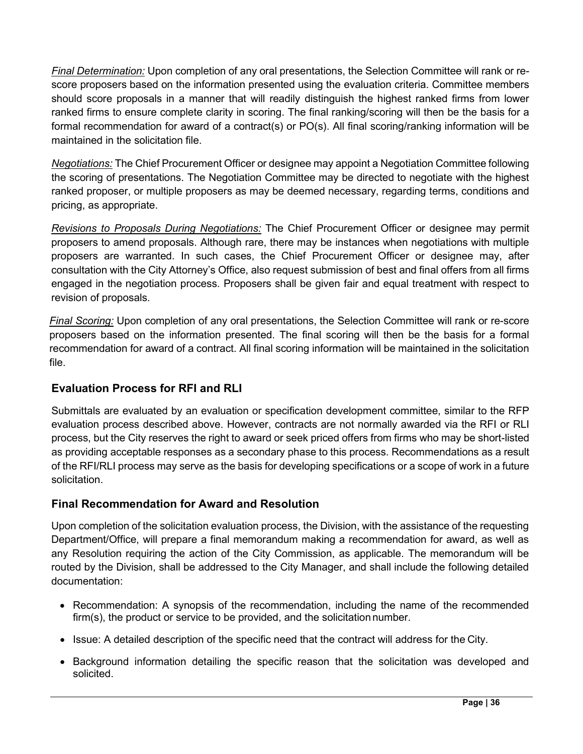*Final Determination:* Upon completion of any oral presentations, the Selection Committee will rank or re-score proposers based on the information presented using the evaluation criteria. Committee members should score proposals in a manner that will readily distinguish the highest ranked firms from lower ranked firms to ensure complete clarity in scoring. The final ranking/scoring will then be the basis for a formal recommendation for award of a contract(s) or PO(s). All final scoring/ranking information will be maintained in the solicitation file.

*Negotiations:* The Chief Procurement Officer or designee may appoint a Negotiation Committee following the scoring of presentations. The Negotiation Committee may be directed to negotiate with the highest ranked proposer, or multiple proposers as may be deemed necessary, regarding terms, conditions and pricing, as appropriate.

*Revisions to Proposals During Negotiations:* The Chief Procurement Officer or designee may permit proposers to amend proposals. Although rare, there may be instances when negotiations with multiple proposers are warranted. In such cases, the Chief Procurement Officer or designee may, after consultation with the City Attorney's Office, also request submission of best and final offers from all firms engaged in the negotiation process. Proposers shall be given fair and equal treatment with respect to revision of proposals.

*Final Scoring:* Upon completion of any oral presentations, the Selection Committee will rank or re-score proposers based on the information presented. The final scoring will then be the basis for a formal recommendation for award of a contract. All final scoring information will be maintained in the solicitation file.

## Evaluation Process for RFI and RLI

Submittals are evaluated by an evaluation or specification development committee, similar to the RFP evaluation process described above. However, contracts are not normally awarded via the RFI or RLI process, but the City reserves the right to award or seek priced offers from firms who may be short-listed as providing acceptable responses as a secondary phase to this process. Recommendations as a result of the RFI/RLI process may serve as the basis for developing specifications or a scope of work in a future solicitation.

## Final Recommendation for Award and Resolution

Upon completion of the solicitation evaluation process, the Division, with the assistance of the requesting Department/Office, will prepare a final memorandum making a recommendation for award, as well as any Resolution requiring the action of the City Commission, as applicable. The memorandum will be routed by the Division, shall be addressed to the City Manager, and shall include the following detailed documentation:

- Recommendation: A synopsis of the recommendation, including the name of the recommended firm(s), the product or service to be provided, and the solicitation number.
- Issue: A detailed description of the specific need that the contract will address for the City.
- Background information detailing the specific reason that the solicitation was developed and solicited.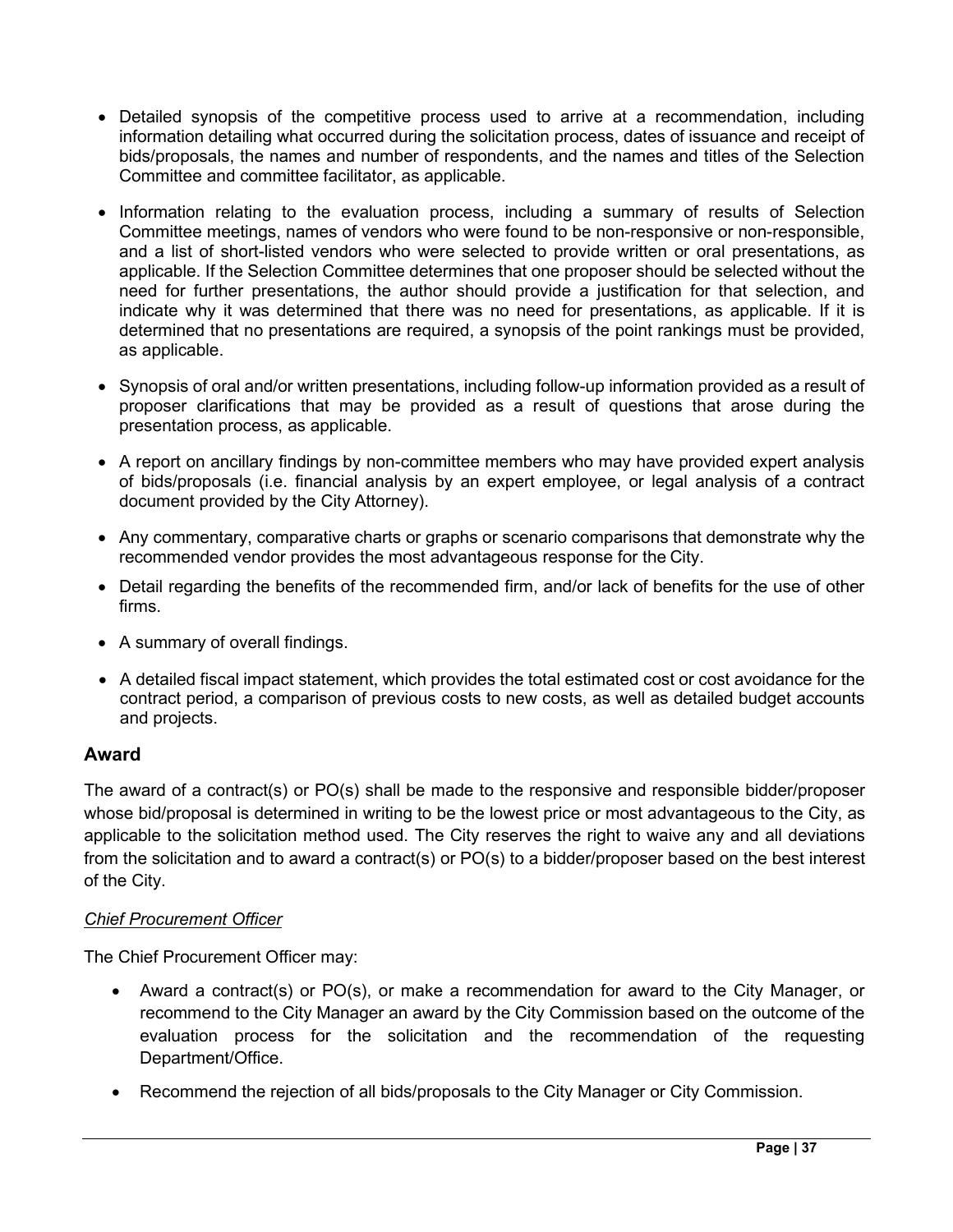- Detailed synopsis of the competitive process used to arrive at a recommendation, including information detailing what occurred during the solicitation process, dates of issuance and receipt of bids/proposals, the names and number of respondents, and the names and titles of the Selection Committee and committee facilitator, as applicable.
- Information relating to the evaluation process, including a summary of results of Selection Committee meetings, names of vendors who were found to be non-responsive or non-responsible, and a list of short-listed vendors who were selected to provide written or oral presentations, as applicable. If the Selection Committee determines that one proposer should be selected without the need for further presentations, the author should provide a justification for that selection, and indicate why it was determined that there was no need for presentations, as applicable. If it is determined that no presentations are required, a synopsis of the point rankings must be provided, as applicable.
- Synopsis of oral and/or written presentations, including follow-up information provided as a result of proposer clarifications that may be provided as a result of questions that arose during the presentation process, as applicable.
- A report on ancillary findings by non-committee members who may have provided expert analysis of bids/proposals (i.e. financial analysis by an expert employee, or legal analysis of a contract document provided by the City Attorney).
- Any commentary, comparative charts or graphs or scenario comparisons that demonstrate why the recommended vendor provides the most advantageous response for the City.
- Detail regarding the benefits of the recommended firm, and/or lack of benefits for the use of other firms.
- A summary of overall findings.
- A detailed fiscal impact statement, which provides the total estimated cost or cost avoidance for the contract period, a comparison of previous costs to new costs, as well as detailed budget accounts and projects.

## Award

The award of a contract(s) or PO(s) shall be made to the responsive and responsible bidder/proposer whose bid/proposal is determined in writing to be the lowest price or most advantageous to the City, as applicable to the solicitation method used. The City reserves the right to waive any and all deviations from the solicitation and to award a contract(s) or PO(s) to a bidder/proposer based on the best interest of the City.

*Chief Procurement Officer*

The Chief Procurement Officer may:

- Award a contract(s) or PO(s), or make a recommendation for award to the City Manager, or recommend to the City Manager an award by the City Commission based on the outcome of the evaluation process for the solicitation and the recommendation of the requesting Department/Office.
- Recommend the rejection of all bids/proposals to the City Manager or City Commission.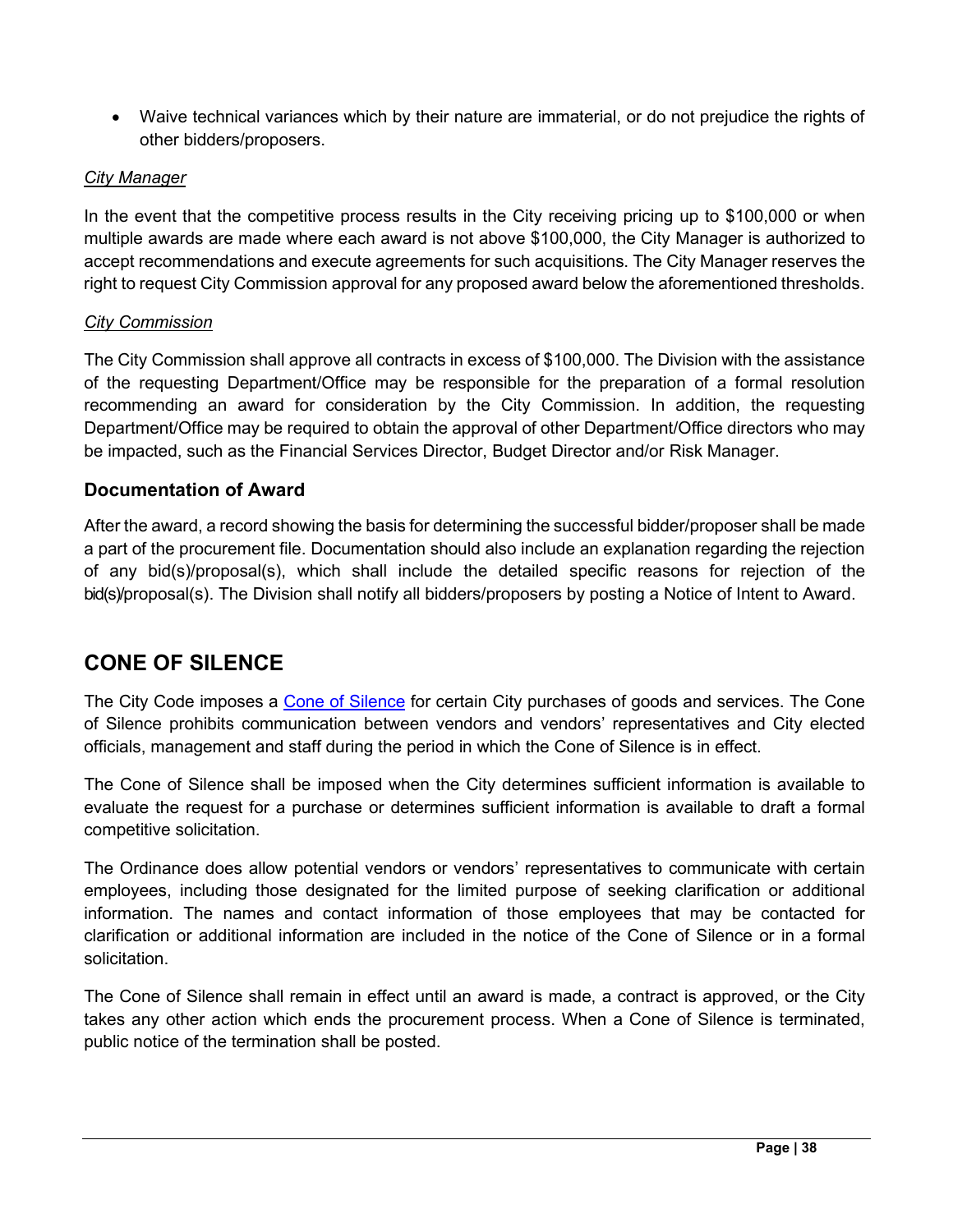- Waive technical variances which by their nature are immaterial, or do not prejudice the rights of other bidders/proposers.

*City Manager*

In the event that the competitive process results in the City receiving pricing up to $100,000 or when multiple awards are made where each award is not above $100,000, the City Manager is authorized to accept recommendations and execute agreements for such acquisitions. The City Manager reserves the right to request City Commission approval for any proposed award below the aforementioned thresholds.

*City Commission*

The City Commission shall approve all contracts in excess of $100,000. The Division with the assistance of the requesting Department/Office may be responsible for the preparation of a formal resolution recommending an award for consideration by the City Commission. In addition, the requesting Department/Office may be required to obtain the approval of other Department/Office directors who may be impacted, such as the Financial Services Director, Budget Director and/or Risk Manager.

### Documentation of Award

After the award, a record showing the basis for determining the successful bidder/proposer shall be made a part of the procurement file. Documentation should also include an explanation regarding the rejection of any bid(s)/proposal(s), which shall include the detailed specific reasons for rejection of the bid(s)/proposal(s). The Division shall notify all bidders/proposers by posting a Notice of Intent to Award.

## CONE OF SILENCE

The City Code imposes a Cone of Silence for certain City purchases of goods and services. The Cone of Silence prohibits communication between vendors and vendors' representatives and City elected officials, management and staff during the period in which the Cone of Silence is in effect.

The Cone of Silence shall be imposed when the City determines sufficient information is available to evaluate the request for a purchase or determines sufficient information is available to draft a formal competitive solicitation.

The Ordinance does allow potential vendors or vendors' representatives to communicate with certain employees, including those designated for the limited purpose of seeking clarification or additional information. The names and contact information of those employees that may be contacted for clarification or additional information are included in the notice of the Cone of Silence or in a formal solicitation.

The Cone of Silence shall remain in effect until an award is made, a contract is approved, or the City takes any other action which ends the procurement process. When a Cone of Silence is terminated, public notice of the termination shall be posted.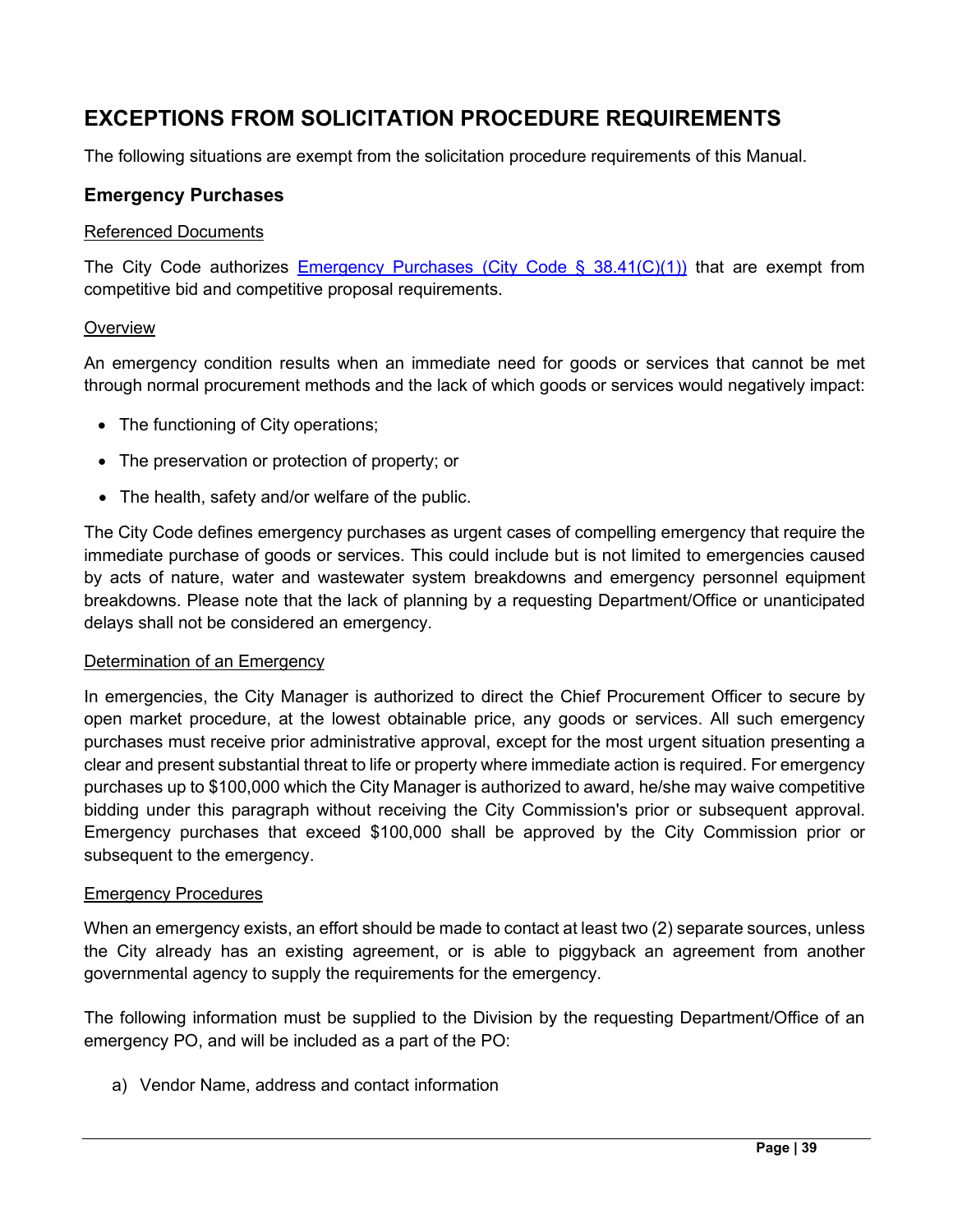# EXCEPTIONS FROM SOLICITATION PROCEDURE REQUIREMENTS

The following situations are exempt from the solicitation procedure requirements of this Manual.

## Emergency Purchases

<u>Referenced Documents</u>

The City Code authorizes [Emergency Purchases (City Code § 38.41(C)(1))]() that are exempt from competitive bid and competitive proposal requirements.

<u>Overview</u>

An emergency condition results when an immediate need for goods or services that cannot be met through normal procurement methods and the lack of which goods or services would negatively impact:

- The functioning of City operations;
- The preservation or protection of property; or
- The health, safety and/or welfare of the public.

The City Code defines emergency purchases as urgent cases of compelling emergency that require the immediate purchase of goods or services. This could include but is not limited to emergencies caused by acts of nature, water and wastewater system breakdowns and emergency personnel equipment breakdowns. Please note that the lack of planning by a requesting Department/Office or unanticipated delays shall not be considered an emergency.

<u>Determination of an Emergency</u>

In emergencies, the City Manager is authorized to direct the Chief Procurement Officer to secure by open market procedure, at the lowest obtainable price, any goods or services. All such emergency purchases must receive prior administrative approval, except for the most urgent situation presenting a clear and present substantial threat to life or property where immediate action is required. For emergency purchases up to $100,000 which the City Manager is authorized to award, he/she may waive competitive bidding under this paragraph without receiving the City Commission's prior or subsequent approval. Emergency purchases that exceed $100,000 shall be approved by the City Commission prior or subsequent to the emergency.

<u>Emergency Procedures</u>

When an emergency exists, an effort should be made to contact at least two (2) separate sources, unless the City already has an existing agreement, or is able to piggyback an agreement from another governmental agency to supply the requirements for the emergency.

The following information must be supplied to the Division by the requesting Department/Office of an emergency PO, and will be included as a part of the PO:

a) Vendor Name, address and contact information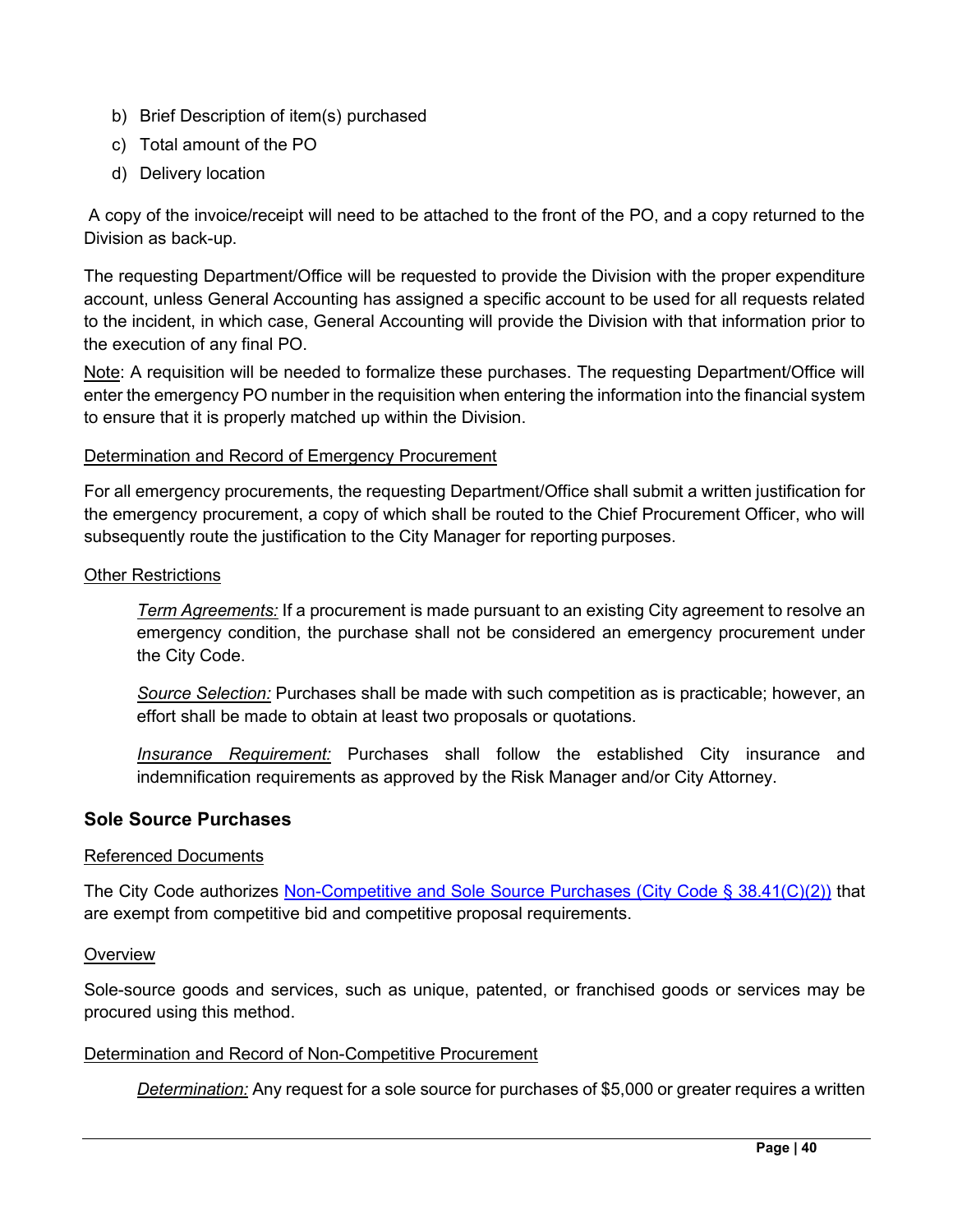b) Brief Description of item(s) purchased
c) Total amount of the PO
d) Delivery location

A copy of the invoice/receipt will need to be attached to the front of the PO, and a copy returned to the Division as back-up.

The requesting Department/Office will be requested to provide the Division with the proper expenditure account, unless General Accounting has assigned a specific account to be used for all requests related to the incident, in which case, General Accounting will provide the Division with that information prior to the execution of any final PO.

Note: A requisition will be needed to formalize these purchases. The requesting Department/Office will enter the emergency PO number in the requisition when entering the information into the financial system to ensure that it is properly matched up within the Division.

Determination and Record of Emergency Procurement

For all emergency procurements, the requesting Department/Office shall submit a written justification for the emergency procurement, a copy of which shall be routed to the Chief Procurement Officer, who will subsequently route the justification to the City Manager for reporting purposes.

Other Restrictions

> *Term Agreements:* If a procurement is made pursuant to an existing City agreement to resolve an emergency condition, the purchase shall not be considered an emergency procurement under the City Code.
>
> *Source Selection:* Purchases shall be made with such competition as is practicable; however, an effort shall be made to obtain at least two proposals or quotations.
>
> *Insurance Requirement:* Purchases shall follow the established City insurance and indemnification requirements as approved by the Risk Manager and/or City Attorney.

### Sole Source Purchases

Referenced Documents

The City Code authorizes Non-Competitive and Sole Source Purchases (City Code § 38.41(C)(2)) that are exempt from competitive bid and competitive proposal requirements.

Overview

Sole-source goods and services, such as unique, patented, or franchised goods or services may be procured using this method.

Determination and Record of Non-Competitive Procurement

> *Determination:* Any request for a sole source for purchases of $5,000 or greater requires a written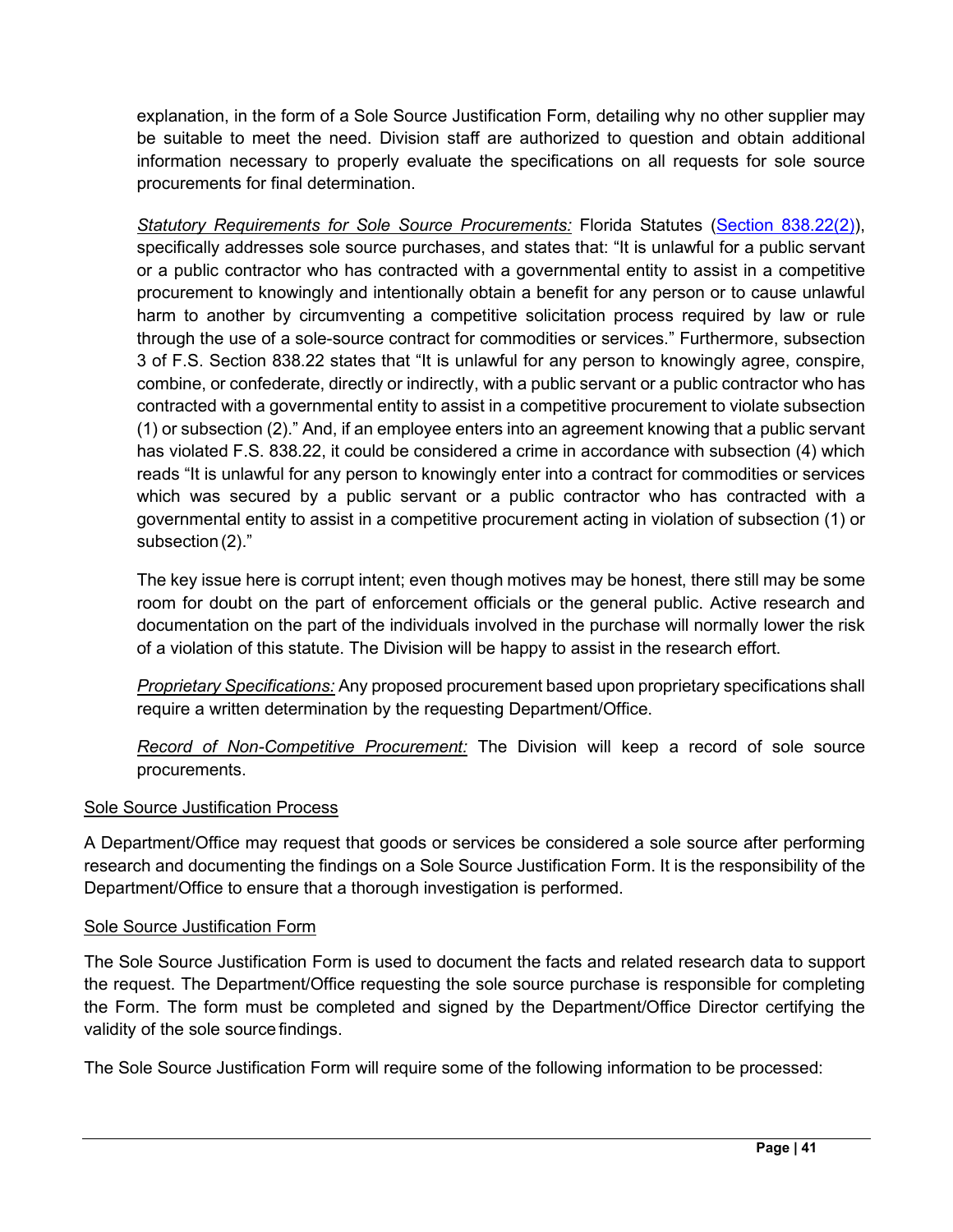explanation, in the form of a Sole Source Justification Form, detailing why no other supplier may be suitable to meet the need. Division staff are authorized to question and obtain additional information necessary to properly evaluate the specifications on all requests for sole source procurements for final determination.

*Statutory Requirements for Sole Source Procurements:* Florida Statutes ([Section 838.22(2)](#)), specifically addresses sole source purchases, and states that: "It is unlawful for a public servant or a public contractor who has contracted with a governmental entity to assist in a competitive procurement to knowingly and intentionally obtain a benefit for any person or to cause unlawful harm to another by circumventing a competitive solicitation process required by law or rule through the use of a sole-source contract for commodities or services." Furthermore, subsection 3 of F.S. Section 838.22 states that "It is unlawful for any person to knowingly agree, conspire, combine, or confederate, directly or indirectly, with a public servant or a public contractor who has contracted with a governmental entity to assist in a competitive procurement to violate subsection (1) or subsection (2)." And, if an employee enters into an agreement knowing that a public servant has violated F.S. 838.22, it could be considered a crime in accordance with subsection (4) which reads "It is unlawful for any person to knowingly enter into a contract for commodities or services which was secured by a public servant or a public contractor who has contracted with a governmental entity to assist in a competitive procurement acting in violation of subsection (1) or subsection (2)."

The key issue here is corrupt intent; even though motives may be honest, there still may be some room for doubt on the part of enforcement officials or the general public. Active research and documentation on the part of the individuals involved in the purchase will normally lower the risk of a violation of this statute. The Division will be happy to assist in the research effort.

*Proprietary Specifications:* Any proposed procurement based upon proprietary specifications shall require a written determination by the requesting Department/Office.

*Record of Non-Competitive Procurement:* The Division will keep a record of sole source procurements.

Sole Source Justification Process

A Department/Office may request that goods or services be considered a sole source after performing research and documenting the findings on a Sole Source Justification Form. It is the responsibility of the Department/Office to ensure that a thorough investigation is performed.

Sole Source Justification Form

The Sole Source Justification Form is used to document the facts and related research data to support the request. The Department/Office requesting the sole source purchase is responsible for completing the Form. The form must be completed and signed by the Department/Office Director certifying the validity of the sole source findings.

The Sole Source Justification Form will require some of the following information to be processed: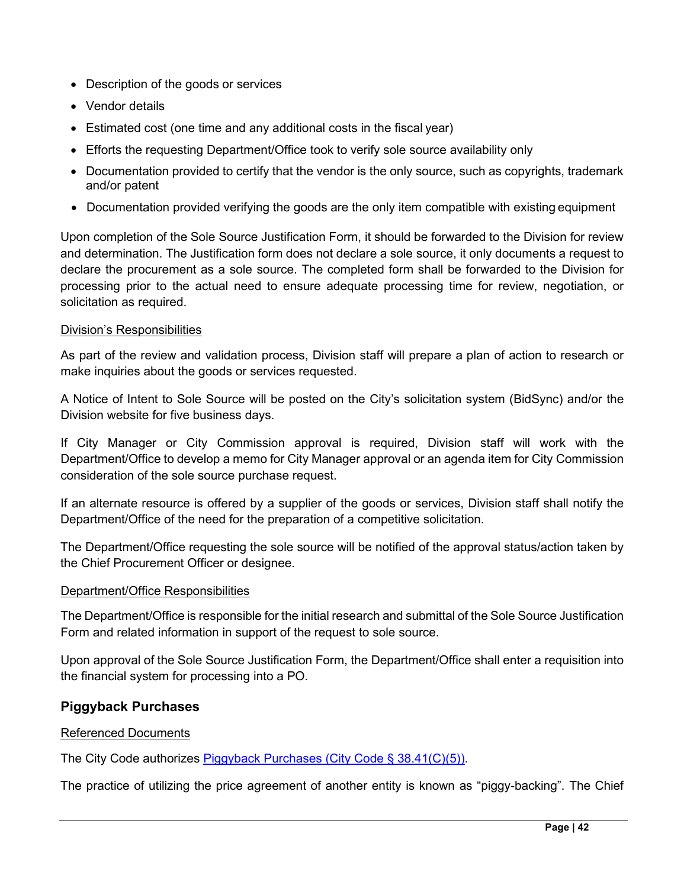- Description of the goods or services
- Vendor details
- Estimated cost (one time and any additional costs in the fiscal year)
- Efforts the requesting Department/Office took to verify sole source availability only
- Documentation provided to certify that the vendor is the only source, such as copyrights, trademark and/or patent
- Documentation provided verifying the goods are the only item compatible with existing equipment

Upon completion of the Sole Source Justification Form, it should be forwarded to the Division for review and determination. The Justification form does not declare a sole source, it only documents a request to declare the procurement as a sole source. The completed form shall be forwarded to the Division for processing prior to the actual need to ensure adequate processing time for review, negotiation, or solicitation as required.

<u>Division's Responsibilities</u>

As part of the review and validation process, Division staff will prepare a plan of action to research or make inquiries about the goods or services requested.

A Notice of Intent to Sole Source will be posted on the City's solicitation system (BidSync) and/or the Division website for five business days.

If City Manager or City Commission approval is required, Division staff will work with the Department/Office to develop a memo for City Manager approval or an agenda item for City Commission consideration of the sole source purchase request.

If an alternate resource is offered by a supplier of the goods or services, Division staff shall notify the Department/Office of the need for the preparation of a competitive solicitation.

The Department/Office requesting the sole source will be notified of the approval status/action taken by the Chief Procurement Officer or designee.

<u>Department/Office Responsibilities</u>

The Department/Office is responsible for the initial research and submittal of the Sole Source Justification Form and related information in support of the request to sole source.

Upon approval of the Sole Source Justification Form, the Department/Office shall enter a requisition into the financial system for processing into a PO.

### Piggyback Purchases

<u>Referenced Documents</u>

The City Code authorizes [Piggyback Purchases (City Code § 38.41(C)(5))].

The practice of utilizing the price agreement of another entity is known as "piggy-backing". The Chief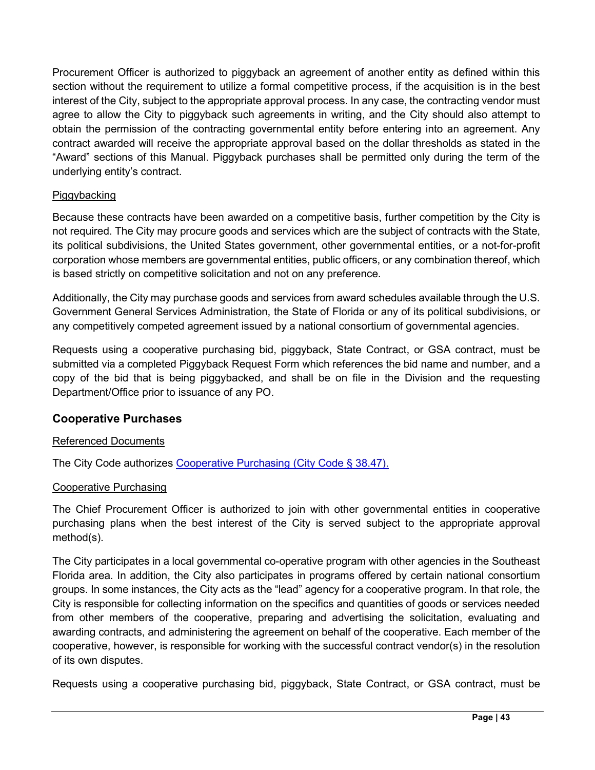Procurement Officer is authorized to piggyback an agreement of another entity as defined within this section without the requirement to utilize a formal competitive process, if the acquisition is in the best interest of the City, subject to the appropriate approval process. In any case, the contracting vendor must agree to allow the City to piggyback such agreements in writing, and the City should also attempt to obtain the permission of the contracting governmental entity before entering into an agreement. Any contract awarded will receive the appropriate approval based on the dollar thresholds as stated in the "Award" sections of this Manual. Piggyback purchases shall be permitted only during the term of the underlying entity's contract.

<u>Piggybacking</u>

Because these contracts have been awarded on a competitive basis, further competition by the City is not required. The City may procure goods and services which are the subject of contracts with the State, its political subdivisions, the United States government, other governmental entities, or a not-for-profit corporation whose members are governmental entities, public officers, or any combination thereof, which is based strictly on competitive solicitation and not on any preference.

Additionally, the City may purchase goods and services from award schedules available through the U.S. Government General Services Administration, the State of Florida or any of its political subdivisions, or any competitively competed agreement issued by a national consortium of governmental agencies.

Requests using a cooperative purchasing bid, piggyback, State Contract, or GSA contract, must be submitted via a completed Piggyback Request Form which references the bid name and number, and a copy of the bid that is being piggybacked, and shall be on file in the Division and the requesting Department/Office prior to issuance of any PO.

## Cooperative Purchases

<u>Referenced Documents</u>

The City Code authorizes [Cooperative Purchasing (City Code § 38.47).]()

<u>Cooperative Purchasing</u>

The Chief Procurement Officer is authorized to join with other governmental entities in cooperative purchasing plans when the best interest of the City is served subject to the appropriate approval method(s).

The City participates in a local governmental co-operative program with other agencies in the Southeast Florida area. In addition, the City also participates in programs offered by certain national consortium groups. In some instances, the City acts as the "lead" agency for a cooperative program. In that role, the City is responsible for collecting information on the specifics and quantities of goods or services needed from other members of the cooperative, preparing and advertising the solicitation, evaluating and awarding contracts, and administering the agreement on behalf of the cooperative. Each member of the cooperative, however, is responsible for working with the successful contract vendor(s) in the resolution of its own disputes.

Requests using a cooperative purchasing bid, piggyback, State Contract, or GSA contract, must be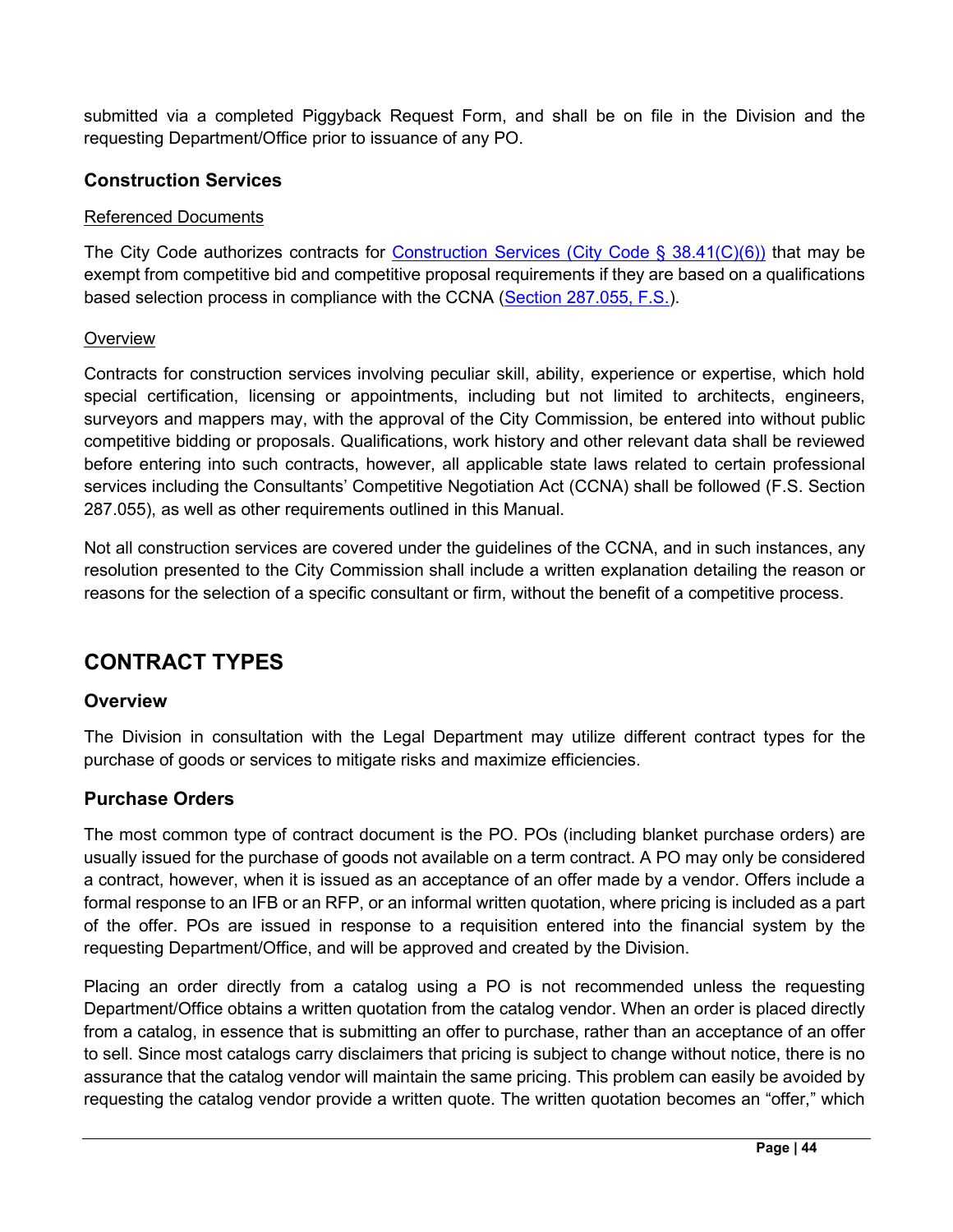submitted via a completed Piggyback Request Form, and shall be on file in the Division and the requesting Department/Office prior to issuance of any PO.

### Construction Services

Referenced Documents

The City Code authorizes contracts for Construction Services (City Code § 38.41(C)(6)) that may be exempt from competitive bid and competitive proposal requirements if they are based on a qualifications based selection process in compliance with the CCNA (Section 287.055, F.S.).

Overview

Contracts for construction services involving peculiar skill, ability, experience or expertise, which hold special certification, licensing or appointments, including but not limited to architects, engineers, surveyors and mappers may, with the approval of the City Commission, be entered into without public competitive bidding or proposals. Qualifications, work history and other relevant data shall be reviewed before entering into such contracts, however, all applicable state laws related to certain professional services including the Consultants' Competitive Negotiation Act (CCNA) shall be followed (F.S. Section 287.055), as well as other requirements outlined in this Manual.

Not all construction services are covered under the guidelines of the CCNA, and in such instances, any resolution presented to the City Commission shall include a written explanation detailing the reason or reasons for the selection of a specific consultant or firm, without the benefit of a competitive process.

## CONTRACT TYPES

### Overview

The Division in consultation with the Legal Department may utilize different contract types for the purchase of goods or services to mitigate risks and maximize efficiencies.

### Purchase Orders

The most common type of contract document is the PO. POs (including blanket purchase orders) are usually issued for the purchase of goods not available on a term contract. A PO may only be considered a contract, however, when it is issued as an acceptance of an offer made by a vendor. Offers include a formal response to an IFB or an RFP, or an informal written quotation, where pricing is included as a part of the offer. POs are issued in response to a requisition entered into the financial system by the requesting Department/Office, and will be approved and created by the Division.

Placing an order directly from a catalog using a PO is not recommended unless the requesting Department/Office obtains a written quotation from the catalog vendor. When an order is placed directly from a catalog, in essence that is submitting an offer to purchase, rather than an acceptance of an offer to sell. Since most catalogs carry disclaimers that pricing is subject to change without notice, there is no assurance that the catalog vendor will maintain the same pricing. This problem can easily be avoided by requesting the catalog vendor provide a written quote. The written quotation becomes an "offer," which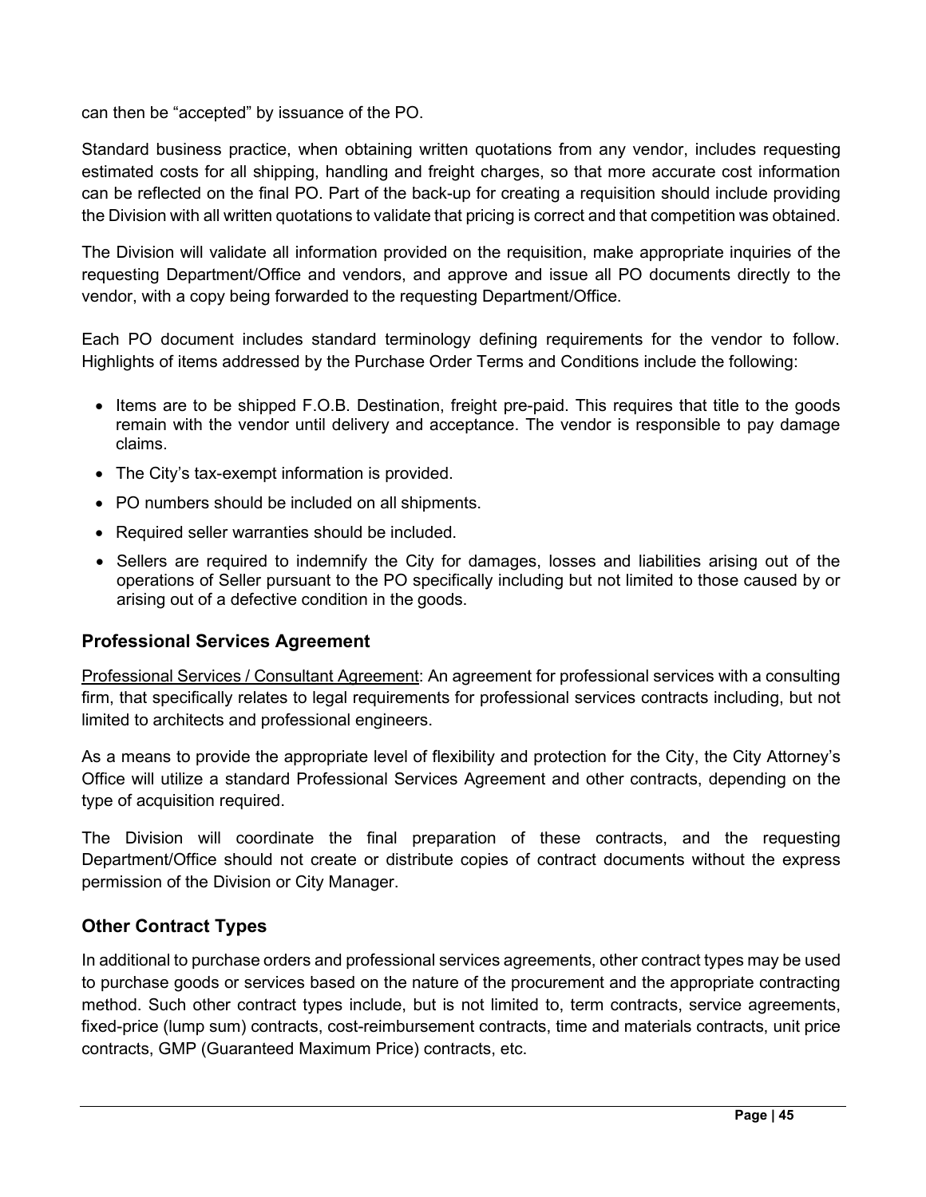can then be "accepted" by issuance of the PO.

Standard business practice, when obtaining written quotations from any vendor, includes requesting estimated costs for all shipping, handling and freight charges, so that more accurate cost information can be reflected on the final PO. Part of the back-up for creating a requisition should include providing the Division with all written quotations to validate that pricing is correct and that competition was obtained.

The Division will validate all information provided on the requisition, make appropriate inquiries of the requesting Department/Office and vendors, and approve and issue all PO documents directly to the vendor, with a copy being forwarded to the requesting Department/Office.

Each PO document includes standard terminology defining requirements for the vendor to follow. Highlights of items addressed by the Purchase Order Terms and Conditions include the following:

- Items are to be shipped F.O.B. Destination, freight pre-paid. This requires that title to the goods remain with the vendor until delivery and acceptance. The vendor is responsible to pay damage claims.
- The City's tax-exempt information is provided.
- PO numbers should be included on all shipments.
- Required seller warranties should be included.
- Sellers are required to indemnify the City for damages, losses and liabilities arising out of the operations of Seller pursuant to the PO specifically including but not limited to those caused by or arising out of a defective condition in the goods.

## Professional Services Agreement

Professional Services / Consultant Agreement: An agreement for professional services with a consulting firm, that specifically relates to legal requirements for professional services contracts including, but not limited to architects and professional engineers.

As a means to provide the appropriate level of flexibility and protection for the City, the City Attorney's Office will utilize a standard Professional Services Agreement and other contracts, depending on the type of acquisition required.

The Division will coordinate the final preparation of these contracts, and the requesting Department/Office should not create or distribute copies of contract documents without the express permission of the Division or City Manager.

## Other Contract Types

In additional to purchase orders and professional services agreements, other contract types may be used to purchase goods or services based on the nature of the procurement and the appropriate contracting method. Such other contract types include, but is not limited to, term contracts, service agreements, fixed-price (lump sum) contracts, cost-reimbursement contracts, time and materials contracts, unit price contracts, GMP (Guaranteed Maximum Price) contracts, etc.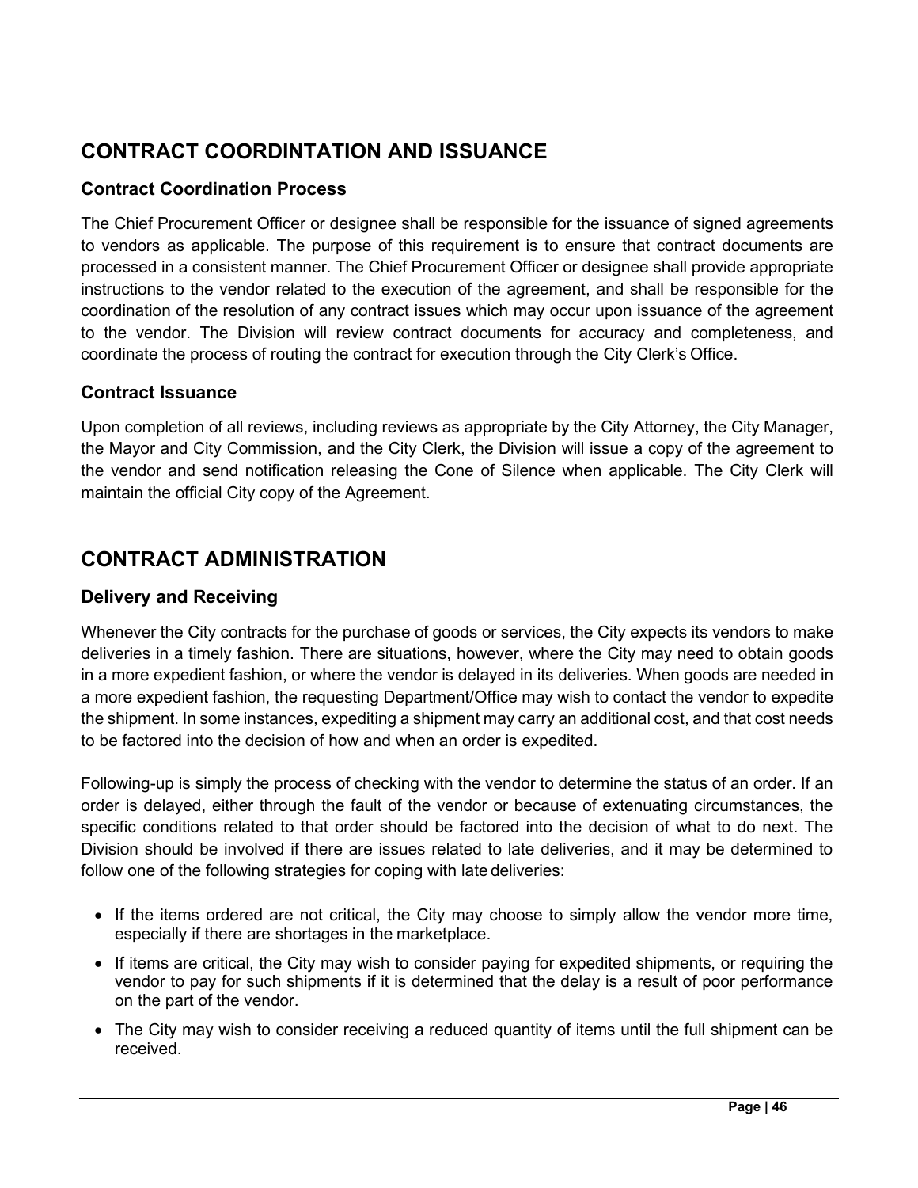## CONTRACT COORDINTATION AND ISSUANCE

### Contract Coordination Process

The Chief Procurement Officer or designee shall be responsible for the issuance of signed agreements to vendors as applicable. The purpose of this requirement is to ensure that contract documents are processed in a consistent manner. The Chief Procurement Officer or designee shall provide appropriate instructions to the vendor related to the execution of the agreement, and shall be responsible for the coordination of the resolution of any contract issues which may occur upon issuance of the agreement to the vendor. The Division will review contract documents for accuracy and completeness, and coordinate the process of routing the contract for execution through the City Clerk's Office.

### Contract Issuance

Upon completion of all reviews, including reviews as appropriate by the City Attorney, the City Manager, the Mayor and City Commission, and the City Clerk, the Division will issue a copy of the agreement to the vendor and send notification releasing the Cone of Silence when applicable. The City Clerk will maintain the official City copy of the Agreement.

## CONTRACT ADMINISTRATION

### Delivery and Receiving

Whenever the City contracts for the purchase of goods or services, the City expects its vendors to make deliveries in a timely fashion. There are situations, however, where the City may need to obtain goods in a more expedient fashion, or where the vendor is delayed in its deliveries. When goods are needed in a more expedient fashion, the requesting Department/Office may wish to contact the vendor to expedite the shipment. In some instances, expediting a shipment may carry an additional cost, and that cost needs to be factored into the decision of how and when an order is expedited.

Following-up is simply the process of checking with the vendor to determine the status of an order. If an order is delayed, either through the fault of the vendor or because of extenuating circumstances, the specific conditions related to that order should be factored into the decision of what to do next. The Division should be involved if there are issues related to late deliveries, and it may be determined to follow one of the following strategies for coping with late deliveries:

- If the items ordered are not critical, the City may choose to simply allow the vendor more time, especially if there are shortages in the marketplace.
- If items are critical, the City may wish to consider paying for expedited shipments, or requiring the vendor to pay for such shipments if it is determined that the delay is a result of poor performance on the part of the vendor.
- The City may wish to consider receiving a reduced quantity of items until the full shipment can be received.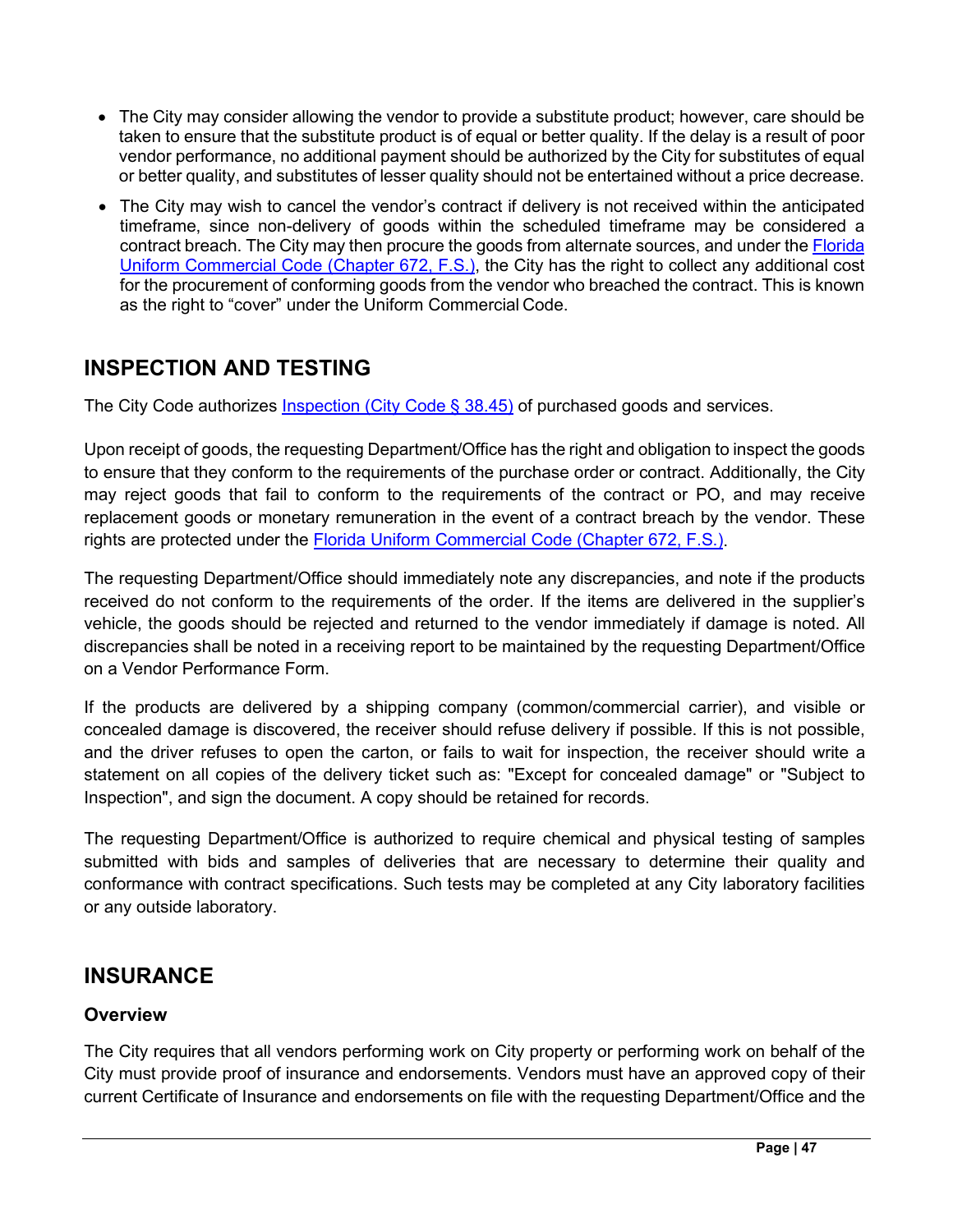- The City may consider allowing the vendor to provide a substitute product; however, care should be taken to ensure that the substitute product is of equal or better quality. If the delay is a result of poor vendor performance, no additional payment should be authorized by the City for substitutes of equal or better quality, and substitutes of lesser quality should not be entertained without a price decrease.
- The City may wish to cancel the vendor's contract if delivery is not received within the anticipated timeframe, since non-delivery of goods within the scheduled timeframe may be considered a contract breach. The City may then procure the goods from alternate sources, and under the Florida Uniform Commercial Code (Chapter 672, F.S.), the City has the right to collect any additional cost for the procurement of conforming goods from the vendor who breached the contract. This is known as the right to "cover" under the Uniform Commercial Code.

## INSPECTION AND TESTING

The City Code authorizes Inspection (City Code § 38.45) of purchased goods and services.

Upon receipt of goods, the requesting Department/Office has the right and obligation to inspect the goods to ensure that they conform to the requirements of the purchase order or contract. Additionally, the City may reject goods that fail to conform to the requirements of the contract or PO, and may receive replacement goods or monetary remuneration in the event of a contract breach by the vendor. These rights are protected under the Florida Uniform Commercial Code (Chapter 672, F.S.).

The requesting Department/Office should immediately note any discrepancies, and note if the products received do not conform to the requirements of the order. If the items are delivered in the supplier's vehicle, the goods should be rejected and returned to the vendor immediately if damage is noted. All discrepancies shall be noted in a receiving report to be maintained by the requesting Department/Office on a Vendor Performance Form.

If the products are delivered by a shipping company (common/commercial carrier), and visible or concealed damage is discovered, the receiver should refuse delivery if possible. If this is not possible, and the driver refuses to open the carton, or fails to wait for inspection, the receiver should write a statement on all copies of the delivery ticket such as: "Except for concealed damage" or "Subject to Inspection", and sign the document. A copy should be retained for records.

The requesting Department/Office is authorized to require chemical and physical testing of samples submitted with bids and samples of deliveries that are necessary to determine their quality and conformance with contract specifications. Such tests may be completed at any City laboratory facilities or any outside laboratory.

## INSURANCE

### Overview

The City requires that all vendors performing work on City property or performing work on behalf of the City must provide proof of insurance and endorsements. Vendors must have an approved copy of their current Certificate of Insurance and endorsements on file with the requesting Department/Office and the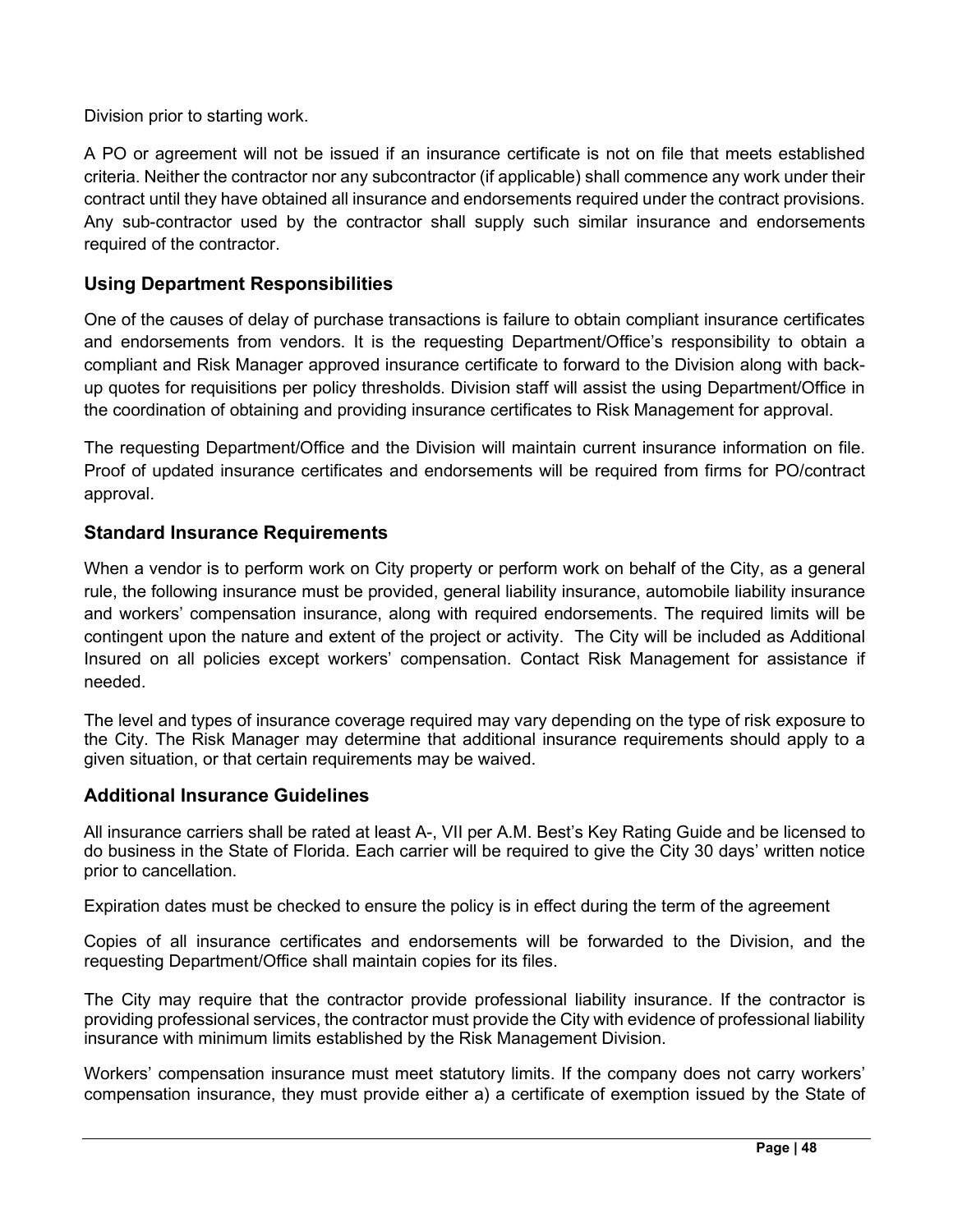Division prior to starting work.

A PO or agreement will not be issued if an insurance certificate is not on file that meets established criteria. Neither the contractor nor any subcontractor (if applicable) shall commence any work under their contract until they have obtained all insurance and endorsements required under the contract provisions. Any sub-contractor used by the contractor shall supply such similar insurance and endorsements required of the contractor.

## Using Department Responsibilities

One of the causes of delay of purchase transactions is failure to obtain compliant insurance certificates and endorsements from vendors. It is the requesting Department/Office's responsibility to obtain a compliant and Risk Manager approved insurance certificate to forward to the Division along with back-up quotes for requisitions per policy thresholds. Division staff will assist the using Department/Office in the coordination of obtaining and providing insurance certificates to Risk Management for approval.

The requesting Department/Office and the Division will maintain current insurance information on file. Proof of updated insurance certificates and endorsements will be required from firms for PO/contract approval.

## Standard Insurance Requirements

When a vendor is to perform work on City property or perform work on behalf of the City, as a general rule, the following insurance must be provided, general liability insurance, automobile liability insurance and workers' compensation insurance, along with required endorsements. The required limits will be contingent upon the nature and extent of the project or activity. The City will be included as Additional Insured on all policies except workers' compensation. Contact Risk Management for assistance if needed.

The level and types of insurance coverage required may vary depending on the type of risk exposure to the City. The Risk Manager may determine that additional insurance requirements should apply to a given situation, or that certain requirements may be waived.

## Additional Insurance Guidelines

All insurance carriers shall be rated at least A-, VII per A.M. Best's Key Rating Guide and be licensed to do business in the State of Florida. Each carrier will be required to give the City 30 days' written notice prior to cancellation.

Expiration dates must be checked to ensure the policy is in effect during the term of the agreement

Copies of all insurance certificates and endorsements will be forwarded to the Division, and the requesting Department/Office shall maintain copies for its files.

The City may require that the contractor provide professional liability insurance. If the contractor is providing professional services, the contractor must provide the City with evidence of professional liability insurance with minimum limits established by the Risk Management Division.

Workers' compensation insurance must meet statutory limits. If the company does not carry workers' compensation insurance, they must provide either a) a certificate of exemption issued by the State of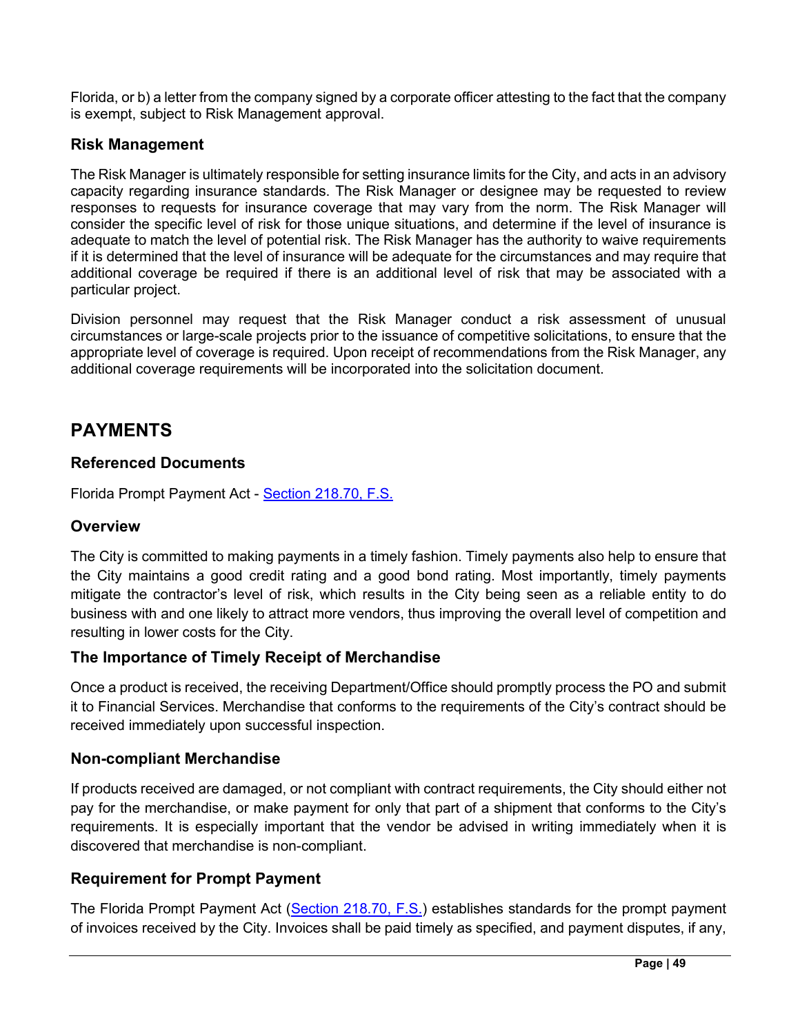Florida, or b) a letter from the company signed by a corporate officer attesting to the fact that the company is exempt, subject to Risk Management approval.

### Risk Management

The Risk Manager is ultimately responsible for setting insurance limits for the City, and acts in an advisory capacity regarding insurance standards. The Risk Manager or designee may be requested to review responses to requests for insurance coverage that may vary from the norm. The Risk Manager will consider the specific level of risk for those unique situations, and determine if the level of insurance is adequate to match the level of potential risk. The Risk Manager has the authority to waive requirements if it is determined that the level of insurance will be adequate for the circumstances and may require that additional coverage be required if there is an additional level of risk that may be associated with a particular project.

Division personnel may request that the Risk Manager conduct a risk assessment of unusual circumstances or large-scale projects prior to the issuance of competitive solicitations, to ensure that the appropriate level of coverage is required. Upon receipt of recommendations from the Risk Manager, any additional coverage requirements will be incorporated into the solicitation document.

## PAYMENTS

### Referenced Documents

Florida Prompt Payment Act - Section 218.70, F.S.

### Overview

The City is committed to making payments in a timely fashion. Timely payments also help to ensure that the City maintains a good credit rating and a good bond rating. Most importantly, timely payments mitigate the contractor's level of risk, which results in the City being seen as a reliable entity to do business with and one likely to attract more vendors, thus improving the overall level of competition and resulting in lower costs for the City.

### The Importance of Timely Receipt of Merchandise

Once a product is received, the receiving Department/Office should promptly process the PO and submit it to Financial Services. Merchandise that conforms to the requirements of the City's contract should be received immediately upon successful inspection.

### Non-compliant Merchandise

If products received are damaged, or not compliant with contract requirements, the City should either not pay for the merchandise, or make payment for only that part of a shipment that conforms to the City's requirements. It is especially important that the vendor be advised in writing immediately when it is discovered that merchandise is non-compliant.

### Requirement for Prompt Payment

The Florida Prompt Payment Act (Section 218.70, F.S.) establishes standards for the prompt payment of invoices received by the City. Invoices shall be paid timely as specified, and payment disputes, if any,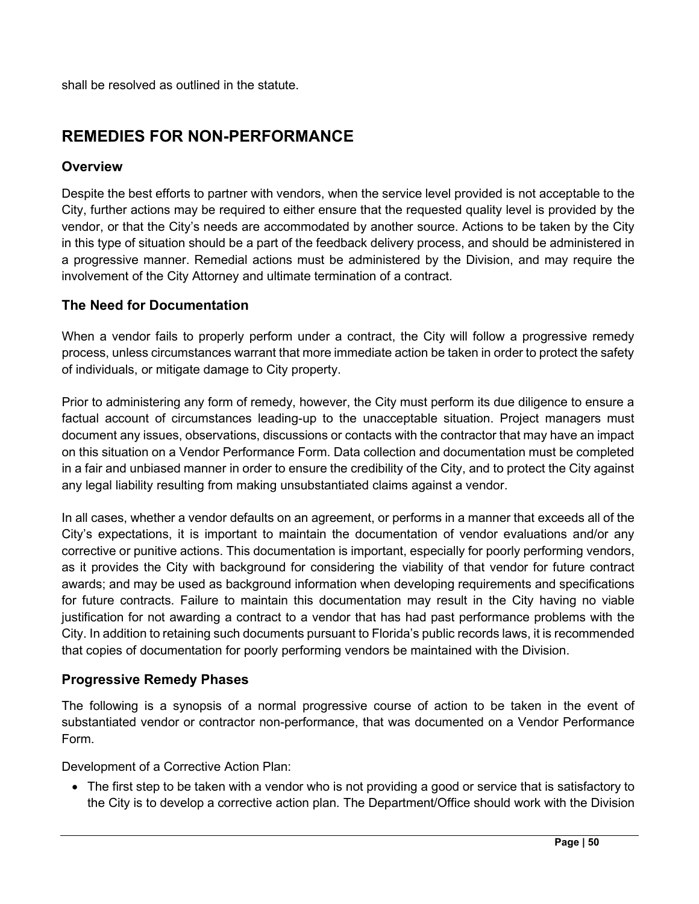shall be resolved as outlined in the statute.

## REMEDIES FOR NON-PERFORMANCE

### Overview

Despite the best efforts to partner with vendors, when the service level provided is not acceptable to the City, further actions may be required to either ensure that the requested quality level is provided by the vendor, or that the City's needs are accommodated by another source. Actions to be taken by the City in this type of situation should be a part of the feedback delivery process, and should be administered in a progressive manner. Remedial actions must be administered by the Division, and may require the involvement of the City Attorney and ultimate termination of a contract.

### The Need for Documentation

When a vendor fails to properly perform under a contract, the City will follow a progressive remedy process, unless circumstances warrant that more immediate action be taken in order to protect the safety of individuals, or mitigate damage to City property.

Prior to administering any form of remedy, however, the City must perform its due diligence to ensure a factual account of circumstances leading-up to the unacceptable situation. Project managers must document any issues, observations, discussions or contacts with the contractor that may have an impact on this situation on a Vendor Performance Form. Data collection and documentation must be completed in a fair and unbiased manner in order to ensure the credibility of the City, and to protect the City against any legal liability resulting from making unsubstantiated claims against a vendor.

In all cases, whether a vendor defaults on an agreement, or performs in a manner that exceeds all of the City's expectations, it is important to maintain the documentation of vendor evaluations and/or any corrective or punitive actions. This documentation is important, especially for poorly performing vendors, as it provides the City with background for considering the viability of that vendor for future contract awards; and may be used as background information when developing requirements and specifications for future contracts. Failure to maintain this documentation may result in the City having no viable justification for not awarding a contract to a vendor that has had past performance problems with the City. In addition to retaining such documents pursuant to Florida's public records laws, it is recommended that copies of documentation for poorly performing vendors be maintained with the Division.

### Progressive Remedy Phases

The following is a synopsis of a normal progressive course of action to be taken in the event of substantiated vendor or contractor non-performance, that was documented on a Vendor Performance Form.

Development of a Corrective Action Plan:

- The first step to be taken with a vendor who is not providing a good or service that is satisfactory to the City is to develop a corrective action plan. The Department/Office should work with the Division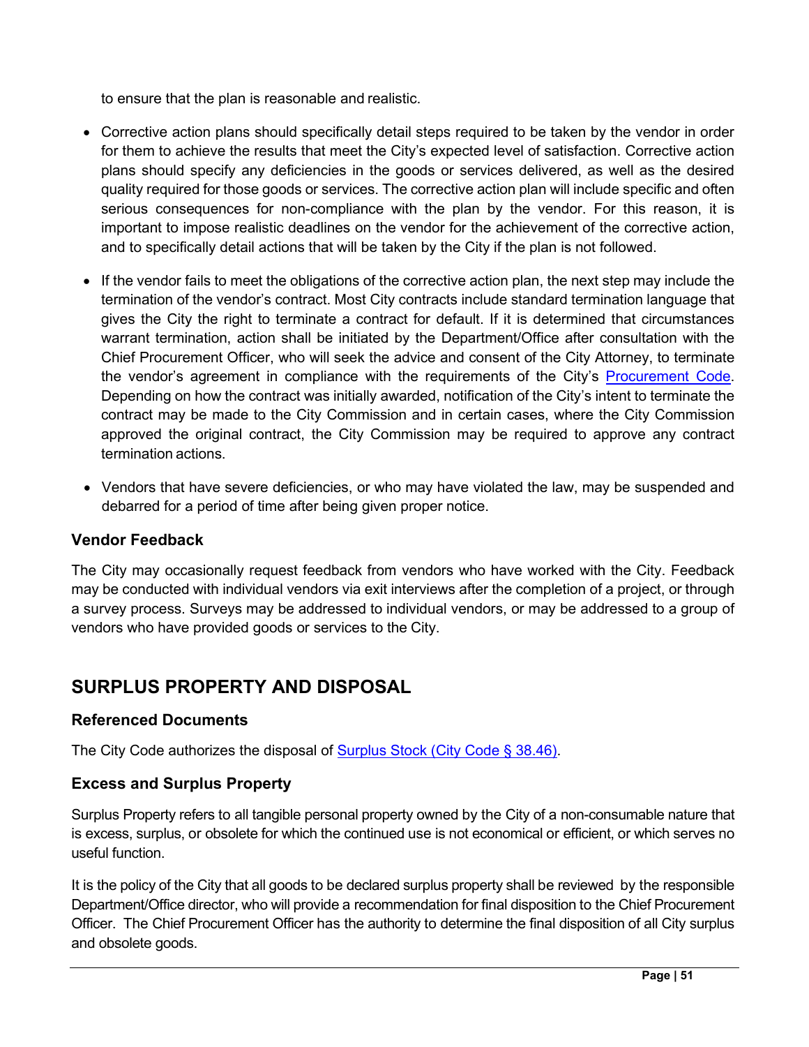to ensure that the plan is reasonable and realistic.

- Corrective action plans should specifically detail steps required to be taken by the vendor in order for them to achieve the results that meet the City's expected level of satisfaction. Corrective action plans should specify any deficiencies in the goods or services delivered, as well as the desired quality required for those goods or services. The corrective action plan will include specific and often serious consequences for non-compliance with the plan by the vendor. For this reason, it is important to impose realistic deadlines on the vendor for the achievement of the corrective action, and to specifically detail actions that will be taken by the City if the plan is not followed.

- If the vendor fails to meet the obligations of the corrective action plan, the next step may include the termination of the vendor's contract. Most City contracts include standard termination language that gives the City the right to terminate a contract for default. If it is determined that circumstances warrant termination, action shall be initiated by the Department/Office after consultation with the Chief Procurement Officer, who will seek the advice and consent of the City Attorney, to terminate the vendor's agreement in compliance with the requirements of the City's [Procurement Code](). Depending on how the contract was initially awarded, notification of the City's intent to terminate the contract may be made to the City Commission and in certain cases, where the City Commission approved the original contract, the City Commission may be required to approve any contract termination actions.

- Vendors that have severe deficiencies, or who may have violated the law, may be suspended and debarred for a period of time after being given proper notice.

### Vendor Feedback

The City may occasionally request feedback from vendors who have worked with the City. Feedback may be conducted with individual vendors via exit interviews after the completion of a project, or through a survey process. Surveys may be addressed to individual vendors, or may be addressed to a group of vendors who have provided goods or services to the City.

## SURPLUS PROPERTY AND DISPOSAL

### Referenced Documents

The City Code authorizes the disposal of [Surplus Stock (City Code § 38.46)]().

### Excess and Surplus Property

Surplus Property refers to all tangible personal property owned by the City of a non-consumable nature that is excess, surplus, or obsolete for which the continued use is not economical or efficient, or which serves no useful function.

It is the policy of the City that all goods to be declared surplus property shall be reviewed by the responsible Department/Office director, who will provide a recommendation for final disposition to the Chief Procurement Officer. The Chief Procurement Officer has the authority to determine the final disposition of all City surplus and obsolete goods.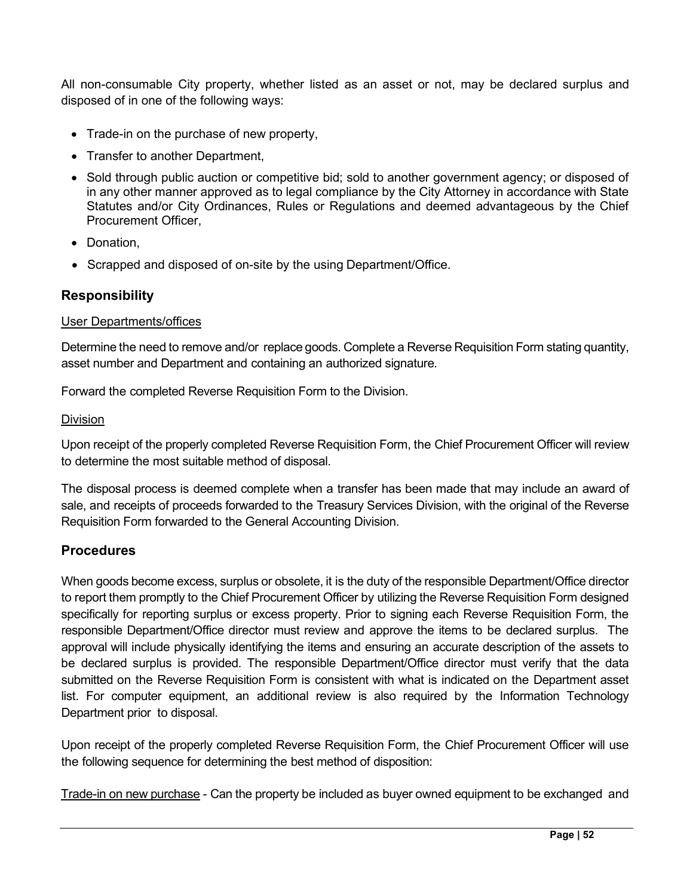All non-consumable City property, whether listed as an asset or not, may be declared surplus and disposed of in one of the following ways:

- Trade-in on the purchase of new property,
- Transfer to another Department,
- Sold through public auction or competitive bid; sold to another government agency; or disposed of in any other manner approved as to legal compliance by the City Attorney in accordance with State Statutes and/or City Ordinances, Rules or Regulations and deemed advantageous by the Chief Procurement Officer,
- Donation,
- Scrapped and disposed of on-site by the using Department/Office.

## Responsibility

User Departments/offices

Determine the need to remove and/or replace goods. Complete a Reverse Requisition Form stating quantity, asset number and Department and containing an authorized signature.

Forward the completed Reverse Requisition Form to the Division.

Division

Upon receipt of the properly completed Reverse Requisition Form, the Chief Procurement Officer will review to determine the most suitable method of disposal.

The disposal process is deemed complete when a transfer has been made that may include an award of sale, and receipts of proceeds forwarded to the Treasury Services Division, with the original of the Reverse Requisition Form forwarded to the General Accounting Division.

## Procedures

When goods become excess, surplus or obsolete, it is the duty of the responsible Department/Office director to report them promptly to the Chief Procurement Officer by utilizing the Reverse Requisition Form designed specifically for reporting surplus or excess property. Prior to signing each Reverse Requisition Form, the responsible Department/Office director must review and approve the items to be declared surplus. The approval will include physically identifying the items and ensuring an accurate description of the assets to be declared surplus is provided. The responsible Department/Office director must verify that the data submitted on the Reverse Requisition Form is consistent with what is indicated on the Department asset list. For computer equipment, an additional review is also required by the Information Technology Department prior to disposal.

Upon receipt of the properly completed Reverse Requisition Form, the Chief Procurement Officer will use the following sequence for determining the best method of disposition:

Trade-in on new purchase - Can the property be included as buyer owned equipment to be exchanged and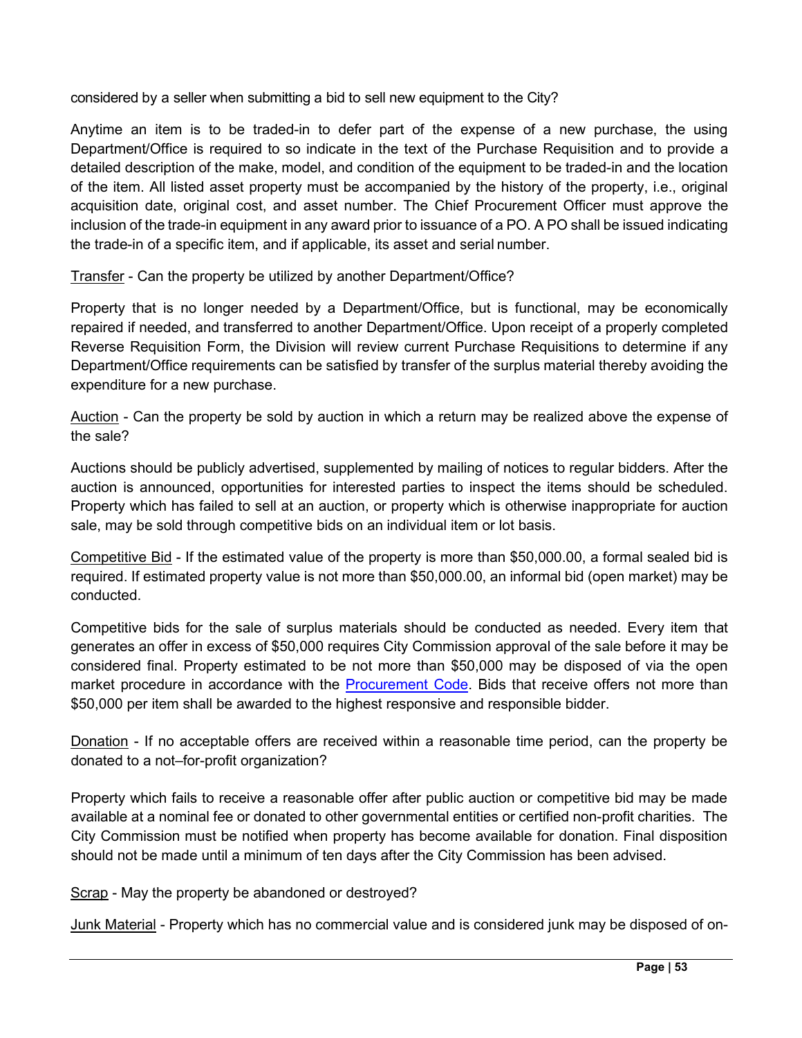considered by a seller when submitting a bid to sell new equipment to the City?

Anytime an item is to be traded-in to defer part of the expense of a new purchase, the using Department/Office is required to so indicate in the text of the Purchase Requisition and to provide a detailed description of the make, model, and condition of the equipment to be traded-in and the location of the item. All listed asset property must be accompanied by the history of the property, i.e., original acquisition date, original cost, and asset number. The Chief Procurement Officer must approve the inclusion of the trade-in equipment in any award prior to issuance of a PO. A PO shall be issued indicating the trade-in of a specific item, and if applicable, its asset and serial number.

<u>Transfer</u> - Can the property be utilized by another Department/Office?

Property that is no longer needed by a Department/Office, but is functional, may be economically repaired if needed, and transferred to another Department/Office. Upon receipt of a properly completed Reverse Requisition Form, the Division will review current Purchase Requisitions to determine if any Department/Office requirements can be satisfied by transfer of the surplus material thereby avoiding the expenditure for a new purchase.

<u>Auction</u> - Can the property be sold by auction in which a return may be realized above the expense of the sale?

Auctions should be publicly advertised, supplemented by mailing of notices to regular bidders. After the auction is announced, opportunities for interested parties to inspect the items should be scheduled. Property which has failed to sell at an auction, or property which is otherwise inappropriate for auction sale, may be sold through competitive bids on an individual item or lot basis.

<u>Competitive Bid</u> - If the estimated value of the property is more than $50,000.00, a formal sealed bid is required. If estimated property value is not more than $50,000.00, an informal bid (open market) may be conducted.

Competitive bids for the sale of surplus materials should be conducted as needed. Every item that generates an offer in excess of $50,000 requires City Commission approval of the sale before it may be considered final. Property estimated to be not more than $50,000 may be disposed of via the open market procedure in accordance with the Procurement Code. Bids that receive offers not more than $50,000 per item shall be awarded to the highest responsive and responsible bidder.

<u>Donation</u> - If no acceptable offers are received within a reasonable time period, can the property be donated to a not–for-profit organization?

Property which fails to receive a reasonable offer after public auction or competitive bid may be made available at a nominal fee or donated to other governmental entities or certified non-profit charities. The City Commission must be notified when property has become available for donation. Final disposition should not be made until a minimum of ten days after the City Commission has been advised.

<u>Scrap</u> - May the property be abandoned or destroyed?

<u>Junk Material</u> - Property which has no commercial value and is considered junk may be disposed of on-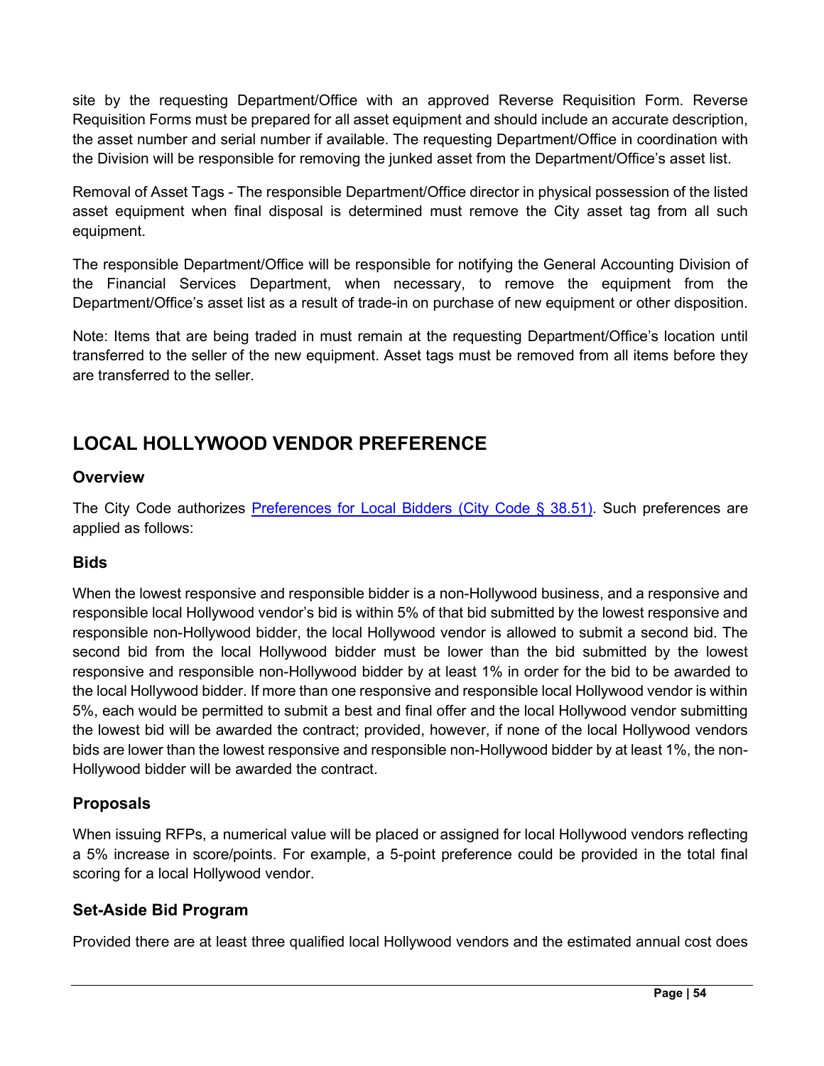site by the requesting Department/Office with an approved Reverse Requisition Form. Reverse Requisition Forms must be prepared for all asset equipment and should include an accurate description, the asset number and serial number if available. The requesting Department/Office in coordination with the Division will be responsible for removing the junked asset from the Department/Office's asset list.

Removal of Asset Tags - The responsible Department/Office director in physical possession of the listed asset equipment when final disposal is determined must remove the City asset tag from all such equipment.

The responsible Department/Office will be responsible for notifying the General Accounting Division of the Financial Services Department, when necessary, to remove the equipment from the Department/Office's asset list as a result of trade-in on purchase of new equipment or other disposition.

Note: Items that are being traded in must remain at the requesting Department/Office's location until transferred to the seller of the new equipment. Asset tags must be removed from all items before they are transferred to the seller.

## LOCAL HOLLYWOOD VENDOR PREFERENCE

### Overview

The City Code authorizes [Preferences for Local Bidders (City Code § 38.51)](). Such preferences are applied as follows:

### Bids

When the lowest responsive and responsible bidder is a non-Hollywood business, and a responsive and responsible local Hollywood vendor's bid is within 5% of that bid submitted by the lowest responsive and responsible non-Hollywood bidder, the local Hollywood vendor is allowed to submit a second bid. The second bid from the local Hollywood bidder must be lower than the bid submitted by the lowest responsive and responsible non-Hollywood bidder by at least 1% in order for the bid to be awarded to the local Hollywood bidder. If more than one responsive and responsible local Hollywood vendor is within 5%, each would be permitted to submit a best and final offer and the local Hollywood vendor submitting the lowest bid will be awarded the contract; provided, however, if none of the local Hollywood vendors bids are lower than the lowest responsive and responsible non-Hollywood bidder by at least 1%, the non-Hollywood bidder will be awarded the contract.

### Proposals

When issuing RFPs, a numerical value will be placed or assigned for local Hollywood vendors reflecting a 5% increase in score/points. For example, a 5-point preference could be provided in the total final scoring for a local Hollywood vendor.

### Set-Aside Bid Program

Provided there are at least three qualified local Hollywood vendors and the estimated annual cost does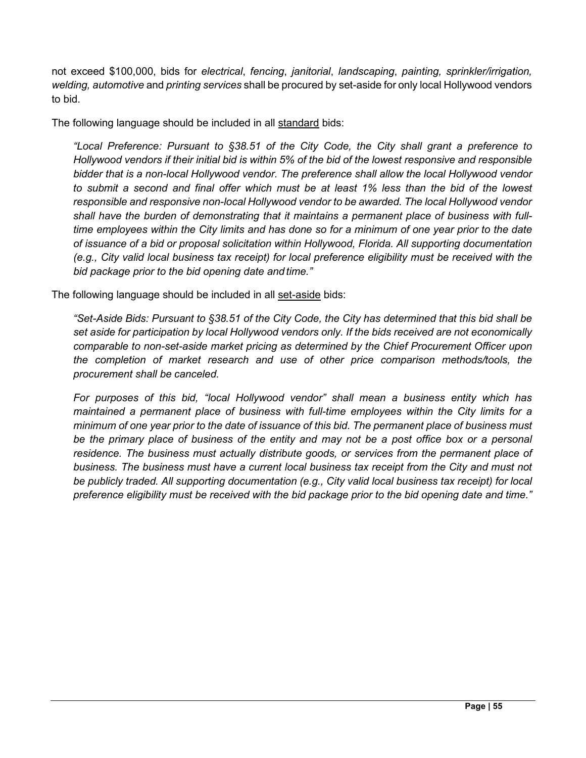not exceed $100,000, bids for *electrical*, *fencing*, *janitorial*, *landscaping*, *painting, sprinkler/irrigation, welding, automotive* and *printing services* shall be procured by set-aside for only local Hollywood vendors to bid.

The following language should be included in all <u>standard</u> bids:

> *"Local Preference: Pursuant to §38.51 of the City Code, the City shall grant a preference to Hollywood vendors if their initial bid is within 5% of the bid of the lowest responsive and responsible bidder that is a non-local Hollywood vendor. The preference shall allow the local Hollywood vendor to submit a second and final offer which must be at least 1% less than the bid of the lowest responsible and responsive non-local Hollywood vendor to be awarded. The local Hollywood vendor shall have the burden of demonstrating that it maintains a permanent place of business with full-time employees within the City limits and has done so for a minimum of one year prior to the date of issuance of a bid or proposal solicitation within Hollywood, Florida. All supporting documentation (e.g., City valid local business tax receipt) for local preference eligibility must be received with the bid package prior to the bid opening date and time."*

The following language should be included in all <u>set-aside</u> bids:

> *"Set-Aside Bids: Pursuant to §38.51 of the City Code, the City has determined that this bid shall be set aside for participation by local Hollywood vendors only. If the bids received are not economically comparable to non-set-aside market pricing as determined by the Chief Procurement Officer upon the completion of market research and use of other price comparison methods/tools, the procurement shall be canceled.*
>
> *For purposes of this bid, "local Hollywood vendor" shall mean a business entity which has maintained a permanent place of business with full-time employees within the City limits for a minimum of one year prior to the date of issuance of this bid. The permanent place of business must be the primary place of business of the entity and may not be a post office box or a personal residence. The business must actually distribute goods, or services from the permanent place of business. The business must have a current local business tax receipt from the City and must not be publicly traded. All supporting documentation (e.g., City valid local business tax receipt) for local preference eligibility must be received with the bid package prior to the bid opening date and time."*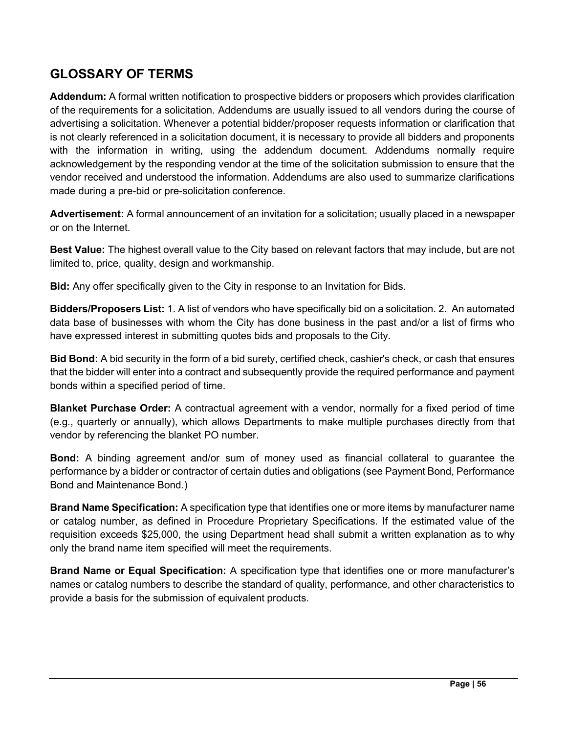## GLOSSARY OF TERMS

**Addendum:** A formal written notification to prospective bidders or proposers which provides clarification of the requirements for a solicitation. Addendums are usually issued to all vendors during the course of advertising a solicitation. Whenever a potential bidder/proposer requests information or clarification that is not clearly referenced in a solicitation document, it is necessary to provide all bidders and proponents with the information in writing, using the addendum document. Addendums normally require acknowledgement by the responding vendor at the time of the solicitation submission to ensure that the vendor received and understood the information. Addendums are also used to summarize clarifications made during a pre-bid or pre-solicitation conference.

**Advertisement:** A formal announcement of an invitation for a solicitation; usually placed in a newspaper or on the Internet.

**Best Value:** The highest overall value to the City based on relevant factors that may include, but are not limited to, price, quality, design and workmanship.

**Bid:** Any offer specifically given to the City in response to an Invitation for Bids.

**Bidders/Proposers List:** 1. A list of vendors who have specifically bid on a solicitation. 2. An automated data base of businesses with whom the City has done business in the past and/or a list of firms who have expressed interest in submitting quotes bids and proposals to the City.

**Bid Bond:** A bid security in the form of a bid surety, certified check, cashier's check, or cash that ensures that the bidder will enter into a contract and subsequently provide the required performance and payment bonds within a specified period of time.

**Blanket Purchase Order:** A contractual agreement with a vendor, normally for a fixed period of time (e.g., quarterly or annually), which allows Departments to make multiple purchases directly from that vendor by referencing the blanket PO number.

**Bond:** A binding agreement and/or sum of money used as financial collateral to guarantee the performance by a bidder or contractor of certain duties and obligations (see Payment Bond, Performance Bond and Maintenance Bond.)

**Brand Name Specification:** A specification type that identifies one or more items by manufacturer name or catalog number, as defined in Procedure Proprietary Specifications. If the estimated value of the requisition exceeds $25,000, the using Department head shall submit a written explanation as to why only the brand name item specified will meet the requirements.

**Brand Name or Equal Specification:** A specification type that identifies one or more manufacturer's names or catalog numbers to describe the standard of quality, performance, and other characteristics to provide a basis for the submission of equivalent products.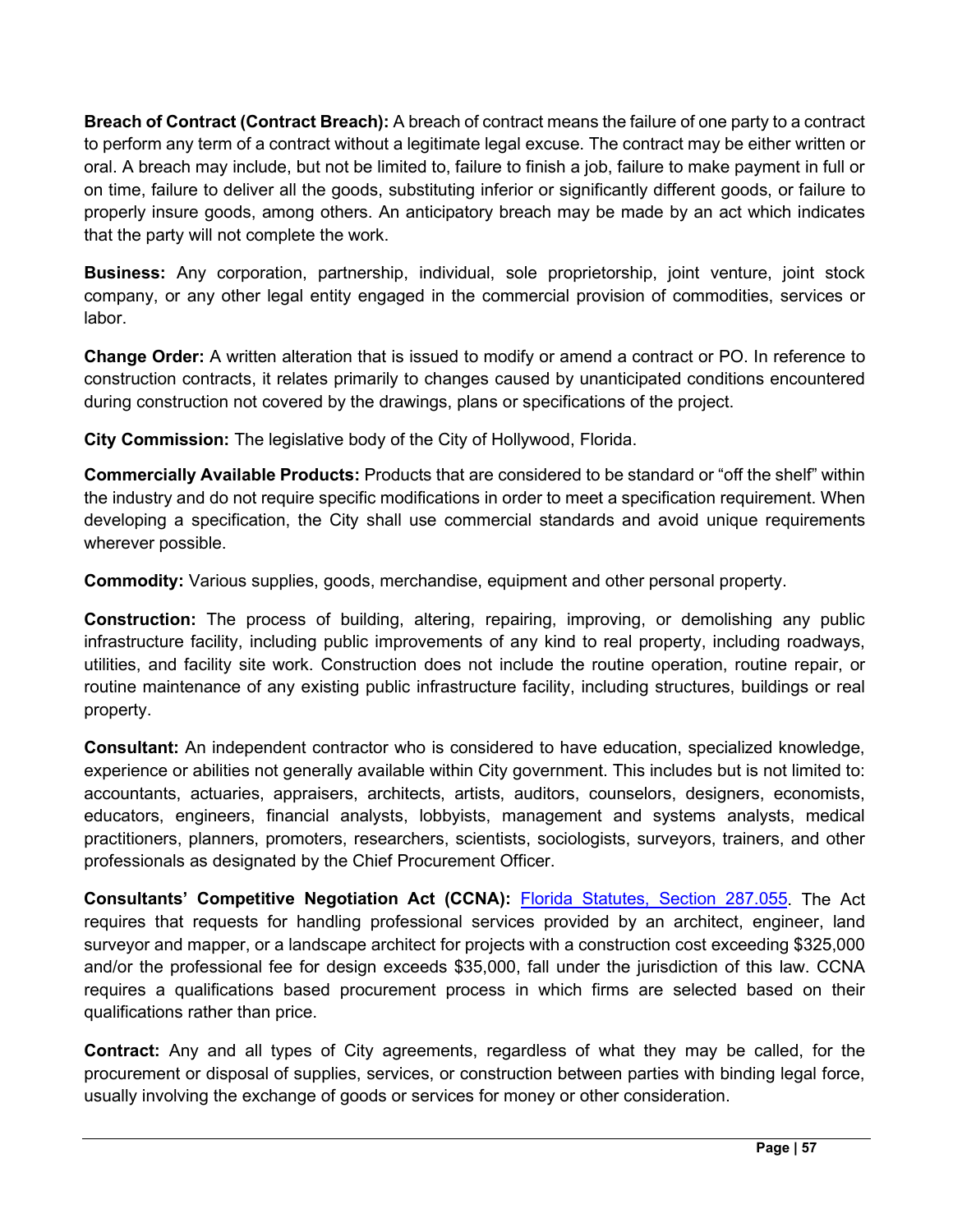**Breach of Contract (Contract Breach):** A breach of contract means the failure of one party to a contract to perform any term of a contract without a legitimate legal excuse. The contract may be either written or oral. A breach may include, but not be limited to, failure to finish a job, failure to make payment in full or on time, failure to deliver all the goods, substituting inferior or significantly different goods, or failure to properly insure goods, among others. An anticipatory breach may be made by an act which indicates that the party will not complete the work.

**Business:** Any corporation, partnership, individual, sole proprietorship, joint venture, joint stock company, or any other legal entity engaged in the commercial provision of commodities, services or labor.

**Change Order:** A written alteration that is issued to modify or amend a contract or PO. In reference to construction contracts, it relates primarily to changes caused by unanticipated conditions encountered during construction not covered by the drawings, plans or specifications of the project.

**City Commission:** The legislative body of the City of Hollywood, Florida.

**Commercially Available Products:** Products that are considered to be standard or "off the shelf" within the industry and do not require specific modifications in order to meet a specification requirement. When developing a specification, the City shall use commercial standards and avoid unique requirements wherever possible.

**Commodity:** Various supplies, goods, merchandise, equipment and other personal property.

**Construction:** The process of building, altering, repairing, improving, or demolishing any public infrastructure facility, including public improvements of any kind to real property, including roadways, utilities, and facility site work. Construction does not include the routine operation, routine repair, or routine maintenance of any existing public infrastructure facility, including structures, buildings or real property.

**Consultant:** An independent contractor who is considered to have education, specialized knowledge, experience or abilities not generally available within City government. This includes but is not limited to: accountants, actuaries, appraisers, architects, artists, auditors, counselors, designers, economists, educators, engineers, financial analysts, lobbyists, management and systems analysts, medical practitioners, planners, promoters, researchers, scientists, sociologists, surveyors, trainers, and other professionals as designated by the Chief Procurement Officer.

**Consultants' Competitive Negotiation Act (CCNA):** Florida Statutes, Section 287.055. The Act requires that requests for handling professional services provided by an architect, engineer, land surveyor and mapper, or a landscape architect for projects with a construction cost exceeding $325,000 and/or the professional fee for design exceeds $35,000, fall under the jurisdiction of this law. CCNA requires a qualifications based procurement process in which firms are selected based on their qualifications rather than price.

**Contract:** Any and all types of City agreements, regardless of what they may be called, for the procurement or disposal of supplies, services, or construction between parties with binding legal force, usually involving the exchange of goods or services for money or other consideration.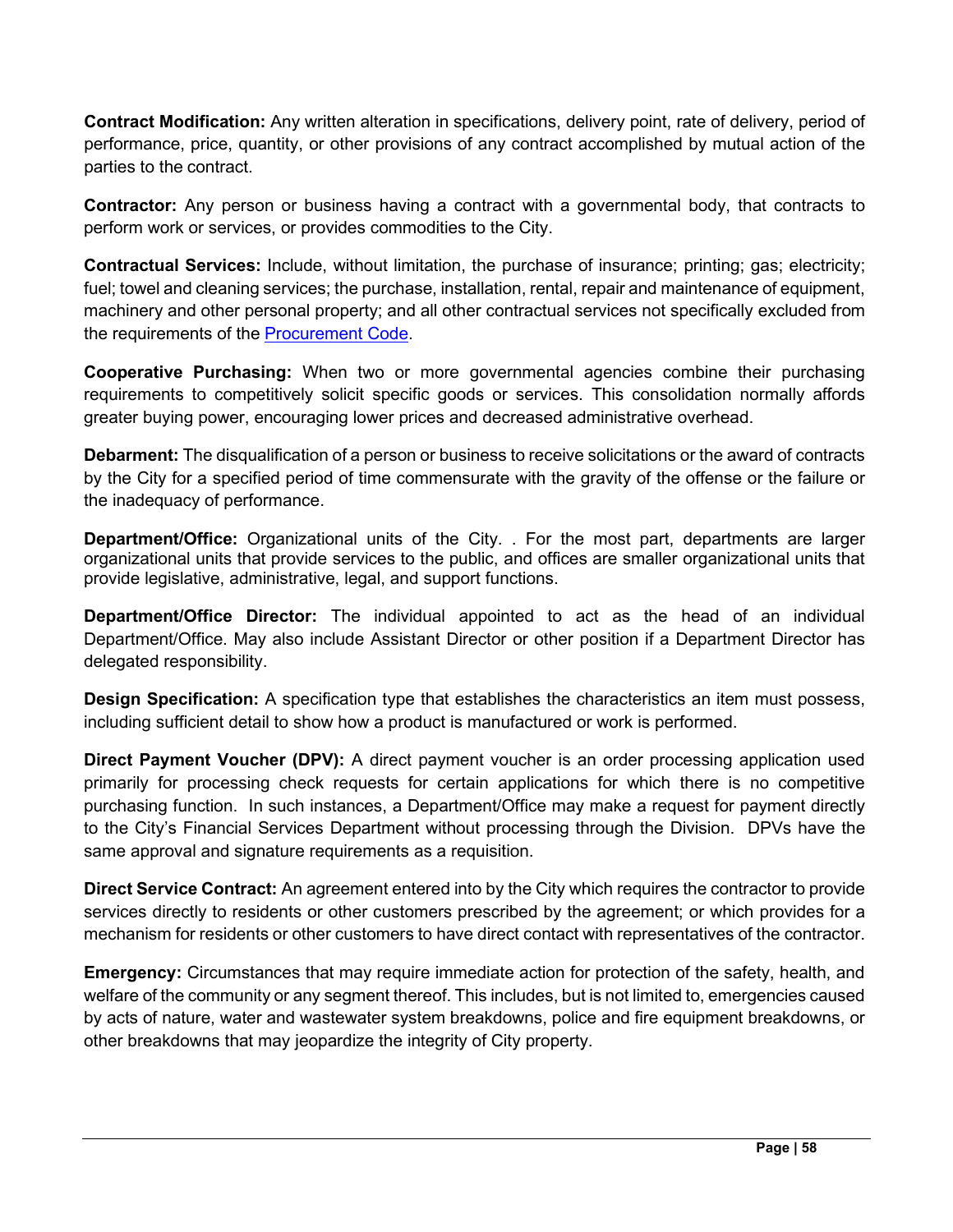**Contract Modification:** Any written alteration in specifications, delivery point, rate of delivery, period of performance, price, quantity, or other provisions of any contract accomplished by mutual action of the parties to the contract.

**Contractor:** Any person or business having a contract with a governmental body, that contracts to perform work or services, or provides commodities to the City.

**Contractual Services:** Include, without limitation, the purchase of insurance; printing; gas; electricity; fuel; towel and cleaning services; the purchase, installation, rental, repair and maintenance of equipment, machinery and other personal property; and all other contractual services not specifically excluded from the requirements of the Procurement Code.

**Cooperative Purchasing:** When two or more governmental agencies combine their purchasing requirements to competitively solicit specific goods or services. This consolidation normally affords greater buying power, encouraging lower prices and decreased administrative overhead.

**Debarment:** The disqualification of a person or business to receive solicitations or the award of contracts by the City for a specified period of time commensurate with the gravity of the offense or the failure or the inadequacy of performance.

**Department/Office:** Organizational units of the City. . For the most part, departments are larger organizational units that provide services to the public, and offices are smaller organizational units that provide legislative, administrative, legal, and support functions.

**Department/Office Director:** The individual appointed to act as the head of an individual Department/Office. May also include Assistant Director or other position if a Department Director has delegated responsibility.

**Design Specification:** A specification type that establishes the characteristics an item must possess, including sufficient detail to show how a product is manufactured or work is performed.

**Direct Payment Voucher (DPV):** A direct payment voucher is an order processing application used primarily for processing check requests for certain applications for which there is no competitive purchasing function. In such instances, a Department/Office may make a request for payment directly to the City's Financial Services Department without processing through the Division. DPVs have the same approval and signature requirements as a requisition.

**Direct Service Contract:** An agreement entered into by the City which requires the contractor to provide services directly to residents or other customers prescribed by the agreement; or which provides for a mechanism for residents or other customers to have direct contact with representatives of the contractor.

**Emergency:** Circumstances that may require immediate action for protection of the safety, health, and welfare of the community or any segment thereof. This includes, but is not limited to, emergencies caused by acts of nature, water and wastewater system breakdowns, police and fire equipment breakdowns, or other breakdowns that may jeopardize the integrity of City property.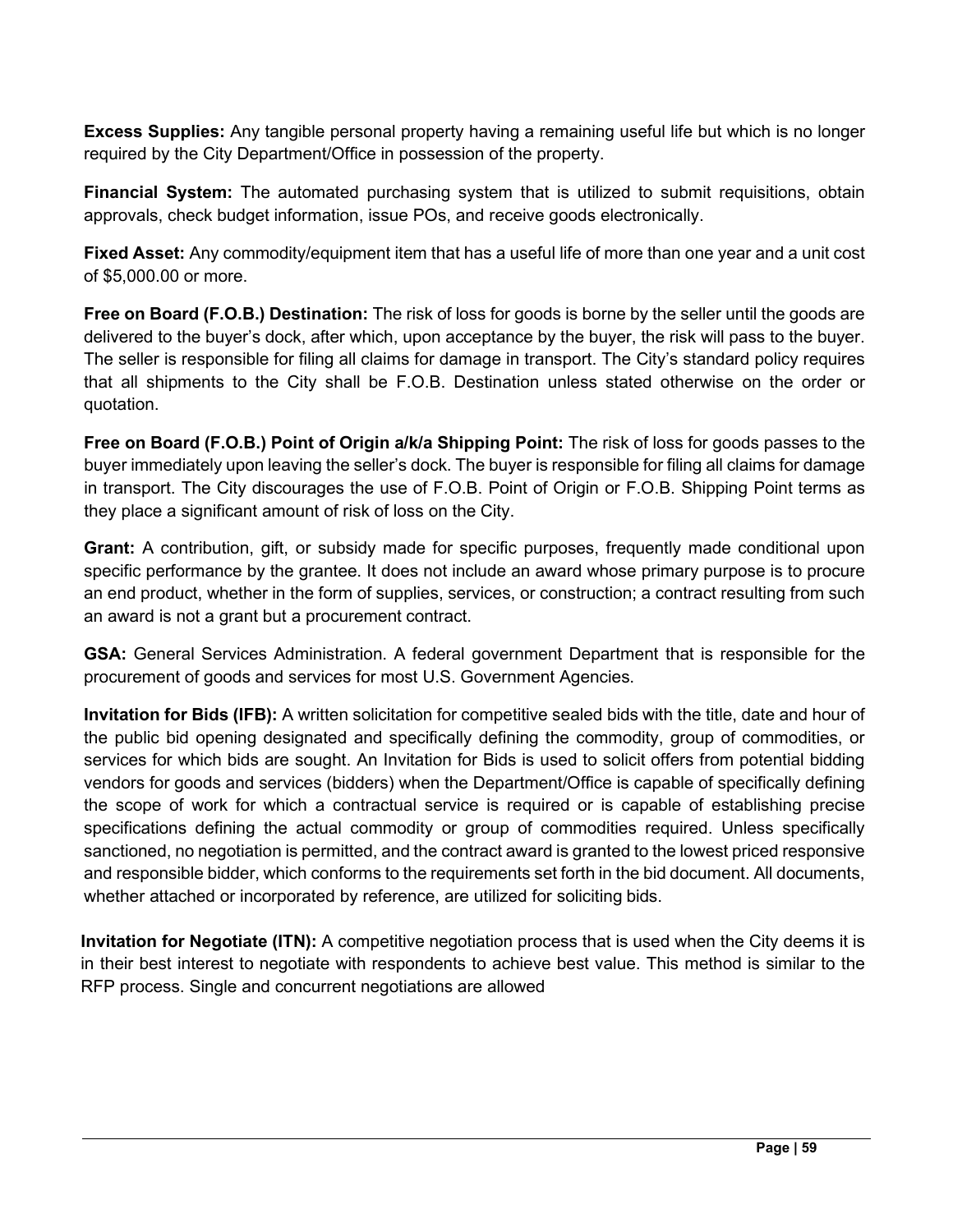**Excess Supplies:** Any tangible personal property having a remaining useful life but which is no longer required by the City Department/Office in possession of the property.

**Financial System:** The automated purchasing system that is utilized to submit requisitions, obtain approvals, check budget information, issue POs, and receive goods electronically.

**Fixed Asset:** Any commodity/equipment item that has a useful life of more than one year and a unit cost of $5,000.00 or more.

**Free on Board (F.O.B.) Destination:** The risk of loss for goods is borne by the seller until the goods are delivered to the buyer's dock, after which, upon acceptance by the buyer, the risk will pass to the buyer. The seller is responsible for filing all claims for damage in transport. The City's standard policy requires that all shipments to the City shall be F.O.B. Destination unless stated otherwise on the order or quotation.

**Free on Board (F.O.B.) Point of Origin a/k/a Shipping Point:** The risk of loss for goods passes to the buyer immediately upon leaving the seller's dock. The buyer is responsible for filing all claims for damage in transport. The City discourages the use of F.O.B. Point of Origin or F.O.B. Shipping Point terms as they place a significant amount of risk of loss on the City.

**Grant:** A contribution, gift, or subsidy made for specific purposes, frequently made conditional upon specific performance by the grantee. It does not include an award whose primary purpose is to procure an end product, whether in the form of supplies, services, or construction; a contract resulting from such an award is not a grant but a procurement contract.

**GSA:** General Services Administration. A federal government Department that is responsible for the procurement of goods and services for most U.S. Government Agencies.

**Invitation for Bids (IFB):** A written solicitation for competitive sealed bids with the title, date and hour of the public bid opening designated and specifically defining the commodity, group of commodities, or services for which bids are sought. An Invitation for Bids is used to solicit offers from potential bidding vendors for goods and services (bidders) when the Department/Office is capable of specifically defining the scope of work for which a contractual service is required or is capable of establishing precise specifications defining the actual commodity or group of commodities required. Unless specifically sanctioned, no negotiation is permitted, and the contract award is granted to the lowest priced responsive and responsible bidder, which conforms to the requirements set forth in the bid document. All documents, whether attached or incorporated by reference, are utilized for soliciting bids.

**Invitation for Negotiate (ITN):** A competitive negotiation process that is used when the City deems it is in their best interest to negotiate with respondents to achieve best value. This method is similar to the RFP process. Single and concurrent negotiations are allowed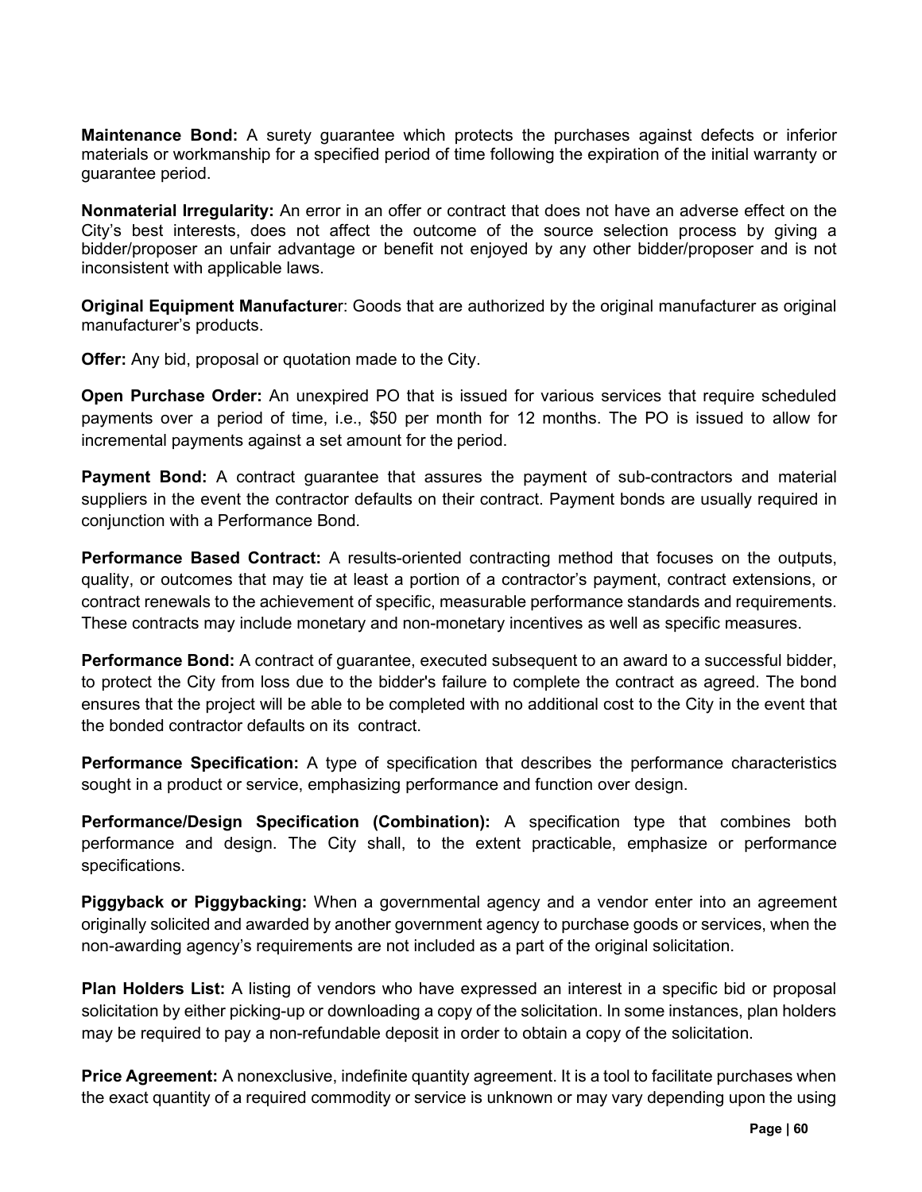**Maintenance Bond:** A surety guarantee which protects the purchases against defects or inferior materials or workmanship for a specified period of time following the expiration of the initial warranty or guarantee period.

**Nonmaterial Irregularity:** An error in an offer or contract that does not have an adverse effect on the City's best interests, does not affect the outcome of the source selection process by giving a bidder/proposer an unfair advantage or benefit not enjoyed by any other bidder/proposer and is not inconsistent with applicable laws.

**Original Equipment Manufacturer**: Goods that are authorized by the original manufacturer as original manufacturer's products.

**Offer:** Any bid, proposal or quotation made to the City.

**Open Purchase Order:** An unexpired PO that is issued for various services that require scheduled payments over a period of time, i.e., $50 per month for 12 months. The PO is issued to allow for incremental payments against a set amount for the period.

**Payment Bond:** A contract guarantee that assures the payment of sub-contractors and material suppliers in the event the contractor defaults on their contract. Payment bonds are usually required in conjunction with a Performance Bond.

**Performance Based Contract:** A results-oriented contracting method that focuses on the outputs, quality, or outcomes that may tie at least a portion of a contractor's payment, contract extensions, or contract renewals to the achievement of specific, measurable performance standards and requirements. These contracts may include monetary and non-monetary incentives as well as specific measures.

**Performance Bond:** A contract of guarantee, executed subsequent to an award to a successful bidder, to protect the City from loss due to the bidder's failure to complete the contract as agreed. The bond ensures that the project will be able to be completed with no additional cost to the City in the event that the bonded contractor defaults on its contract.

**Performance Specification:** A type of specification that describes the performance characteristics sought in a product or service, emphasizing performance and function over design.

**Performance/Design Specification (Combination):** A specification type that combines both performance and design. The City shall, to the extent practicable, emphasize or performance specifications.

**Piggyback or Piggybacking:** When a governmental agency and a vendor enter into an agreement originally solicited and awarded by another government agency to purchase goods or services, when the non-awarding agency's requirements are not included as a part of the original solicitation.

**Plan Holders List:** A listing of vendors who have expressed an interest in a specific bid or proposal solicitation by either picking-up or downloading a copy of the solicitation. In some instances, plan holders may be required to pay a non-refundable deposit in order to obtain a copy of the solicitation.

**Price Agreement:** A nonexclusive, indefinite quantity agreement. It is a tool to facilitate purchases when the exact quantity of a required commodity or service is unknown or may vary depending upon the using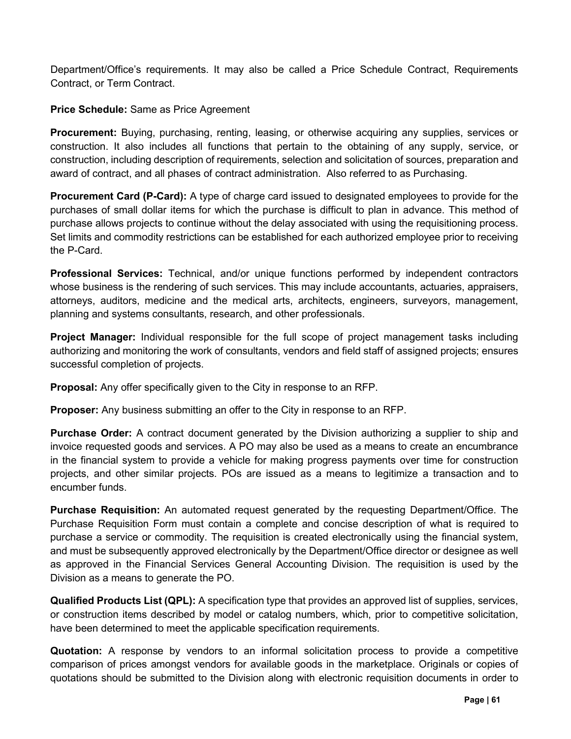Department/Office's requirements. It may also be called a Price Schedule Contract, Requirements Contract, or Term Contract.

**Price Schedule:** Same as Price Agreement

**Procurement:** Buying, purchasing, renting, leasing, or otherwise acquiring any supplies, services or construction. It also includes all functions that pertain to the obtaining of any supply, service, or construction, including description of requirements, selection and solicitation of sources, preparation and award of contract, and all phases of contract administration. Also referred to as Purchasing.

**Procurement Card (P-Card):** A type of charge card issued to designated employees to provide for the purchases of small dollar items for which the purchase is difficult to plan in advance. This method of purchase allows projects to continue without the delay associated with using the requisitioning process. Set limits and commodity restrictions can be established for each authorized employee prior to receiving the P-Card.

**Professional Services:** Technical, and/or unique functions performed by independent contractors whose business is the rendering of such services. This may include accountants, actuaries, appraisers, attorneys, auditors, medicine and the medical arts, architects, engineers, surveyors, management, planning and systems consultants, research, and other professionals.

**Project Manager:** Individual responsible for the full scope of project management tasks including authorizing and monitoring the work of consultants, vendors and field staff of assigned projects; ensures successful completion of projects.

**Proposal:** Any offer specifically given to the City in response to an RFP.

**Proposer:** Any business submitting an offer to the City in response to an RFP.

**Purchase Order:** A contract document generated by the Division authorizing a supplier to ship and invoice requested goods and services. A PO may also be used as a means to create an encumbrance in the financial system to provide a vehicle for making progress payments over time for construction projects, and other similar projects. POs are issued as a means to legitimize a transaction and to encumber funds.

**Purchase Requisition:** An automated request generated by the requesting Department/Office. The Purchase Requisition Form must contain a complete and concise description of what is required to purchase a service or commodity. The requisition is created electronically using the financial system, and must be subsequently approved electronically by the Department/Office director or designee as well as approved in the Financial Services General Accounting Division. The requisition is used by the Division as a means to generate the PO.

**Qualified Products List (QPL):** A specification type that provides an approved list of supplies, services, or construction items described by model or catalog numbers, which, prior to competitive solicitation, have been determined to meet the applicable specification requirements.

**Quotation:** A response by vendors to an informal solicitation process to provide a competitive comparison of prices amongst vendors for available goods in the marketplace. Originals or copies of quotations should be submitted to the Division along with electronic requisition documents in order to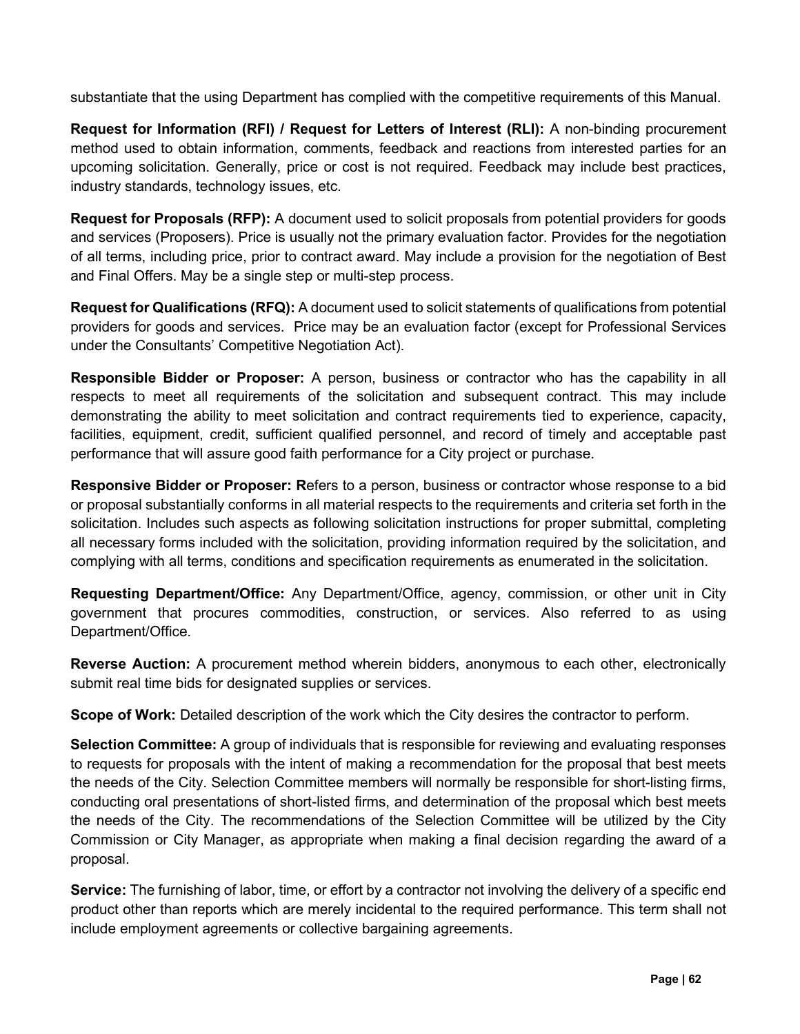substantiate that the using Department has complied with the competitive requirements of this Manual.

**Request for Information (RFI) / Request for Letters of Interest (RLI):** A non-binding procurement method used to obtain information, comments, feedback and reactions from interested parties for an upcoming solicitation. Generally, price or cost is not required. Feedback may include best practices, industry standards, technology issues, etc.

**Request for Proposals (RFP):** A document used to solicit proposals from potential providers for goods and services (Proposers). Price is usually not the primary evaluation factor. Provides for the negotiation of all terms, including price, prior to contract award. May include a provision for the negotiation of Best and Final Offers. May be a single step or multi-step process.

**Request for Qualifications (RFQ):** A document used to solicit statements of qualifications from potential providers for goods and services. Price may be an evaluation factor (except for Professional Services under the Consultants' Competitive Negotiation Act).

**Responsible Bidder or Proposer:** A person, business or contractor who has the capability in all respects to meet all requirements of the solicitation and subsequent contract. This may include demonstrating the ability to meet solicitation and contract requirements tied to experience, capacity, facilities, equipment, credit, sufficient qualified personnel, and record of timely and acceptable past performance that will assure good faith performance for a City project or purchase.

**Responsive Bidder or Proposer: R**efers to a person, business or contractor whose response to a bid or proposal substantially conforms in all material respects to the requirements and criteria set forth in the solicitation. Includes such aspects as following solicitation instructions for proper submittal, completing all necessary forms included with the solicitation, providing information required by the solicitation, and complying with all terms, conditions and specification requirements as enumerated in the solicitation.

**Requesting Department/Office:** Any Department/Office, agency, commission, or other unit in City government that procures commodities, construction, or services. Also referred to as using Department/Office.

**Reverse Auction:** A procurement method wherein bidders, anonymous to each other, electronically submit real time bids for designated supplies or services.

**Scope of Work:** Detailed description of the work which the City desires the contractor to perform.

**Selection Committee:** A group of individuals that is responsible for reviewing and evaluating responses to requests for proposals with the intent of making a recommendation for the proposal that best meets the needs of the City. Selection Committee members will normally be responsible for short-listing firms, conducting oral presentations of short-listed firms, and determination of the proposal which best meets the needs of the City. The recommendations of the Selection Committee will be utilized by the City Commission or City Manager, as appropriate when making a final decision regarding the award of a proposal.

**Service:** The furnishing of labor, time, or effort by a contractor not involving the delivery of a specific end product other than reports which are merely incidental to the required performance. This term shall not include employment agreements or collective bargaining agreements.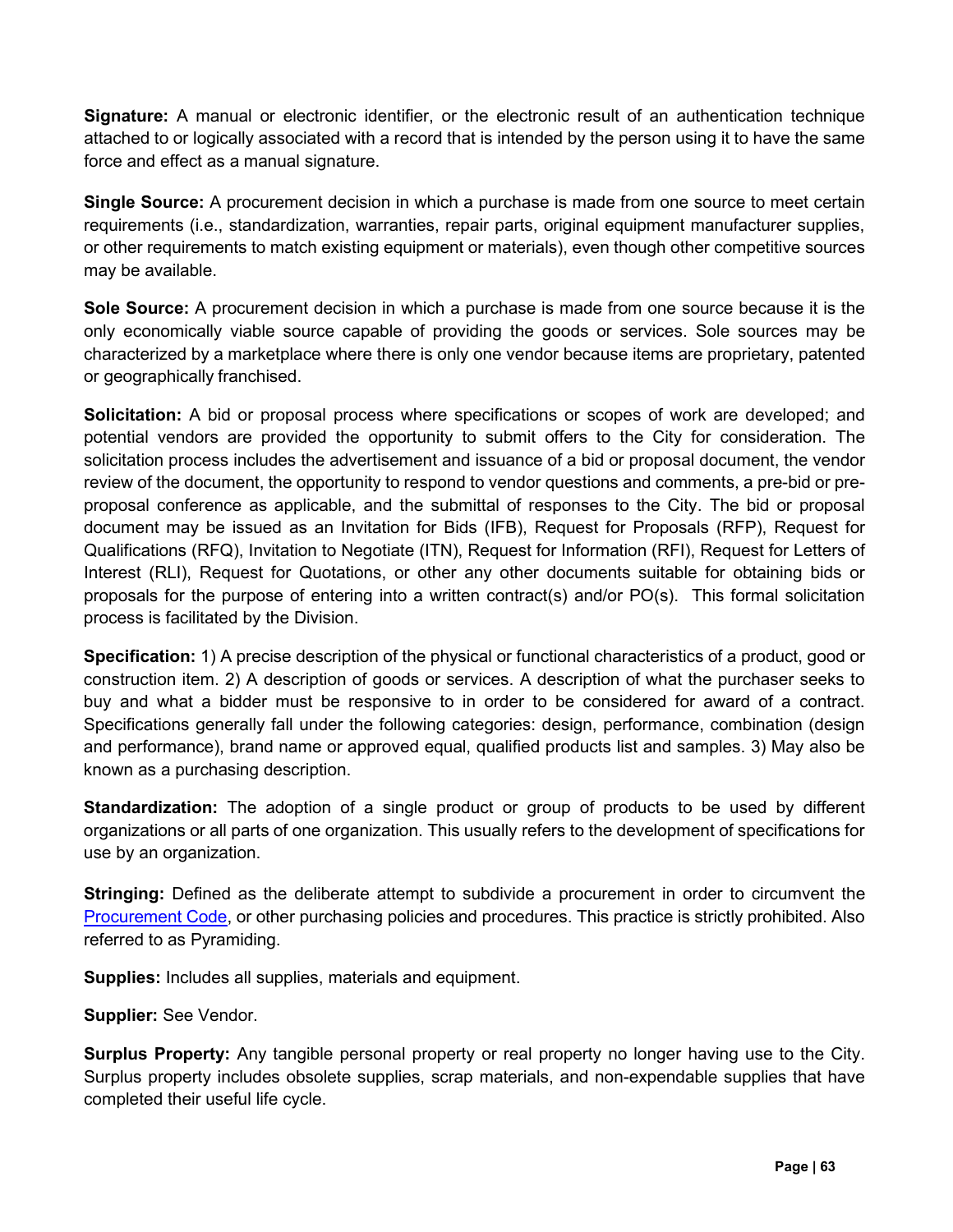**Signature:** A manual or electronic identifier, or the electronic result of an authentication technique attached to or logically associated with a record that is intended by the person using it to have the same force and effect as a manual signature.

**Single Source:** A procurement decision in which a purchase is made from one source to meet certain requirements (i.e., standardization, warranties, repair parts, original equipment manufacturer supplies, or other requirements to match existing equipment or materials), even though other competitive sources may be available.

**Sole Source:** A procurement decision in which a purchase is made from one source because it is the only economically viable source capable of providing the goods or services. Sole sources may be characterized by a marketplace where there is only one vendor because items are proprietary, patented or geographically franchised.

**Solicitation:** A bid or proposal process where specifications or scopes of work are developed; and potential vendors are provided the opportunity to submit offers to the City for consideration. The solicitation process includes the advertisement and issuance of a bid or proposal document, the vendor review of the document, the opportunity to respond to vendor questions and comments, a pre-bid or pre-proposal conference as applicable, and the submittal of responses to the City. The bid or proposal document may be issued as an Invitation for Bids (IFB), Request for Proposals (RFP), Request for Qualifications (RFQ), Invitation to Negotiate (ITN), Request for Information (RFI), Request for Letters of Interest (RLI), Request for Quotations, or other any other documents suitable for obtaining bids or proposals for the purpose of entering into a written contract(s) and/or PO(s). This formal solicitation process is facilitated by the Division.

**Specification:** 1) A precise description of the physical or functional characteristics of a product, good or construction item. 2) A description of goods or services. A description of what the purchaser seeks to buy and what a bidder must be responsive to in order to be considered for award of a contract. Specifications generally fall under the following categories: design, performance, combination (design and performance), brand name or approved equal, qualified products list and samples. 3) May also be known as a purchasing description.

**Standardization:** The adoption of a single product or group of products to be used by different organizations or all parts of one organization. This usually refers to the development of specifications for use by an organization.

**Stringing:** Defined as the deliberate attempt to subdivide a procurement in order to circumvent the Procurement Code, or other purchasing policies and procedures. This practice is strictly prohibited. Also referred to as Pyramiding.

**Supplies:** Includes all supplies, materials and equipment.

**Supplier:** See Vendor.

**Surplus Property:** Any tangible personal property or real property no longer having use to the City. Surplus property includes obsolete supplies, scrap materials, and non-expendable supplies that have completed their useful life cycle.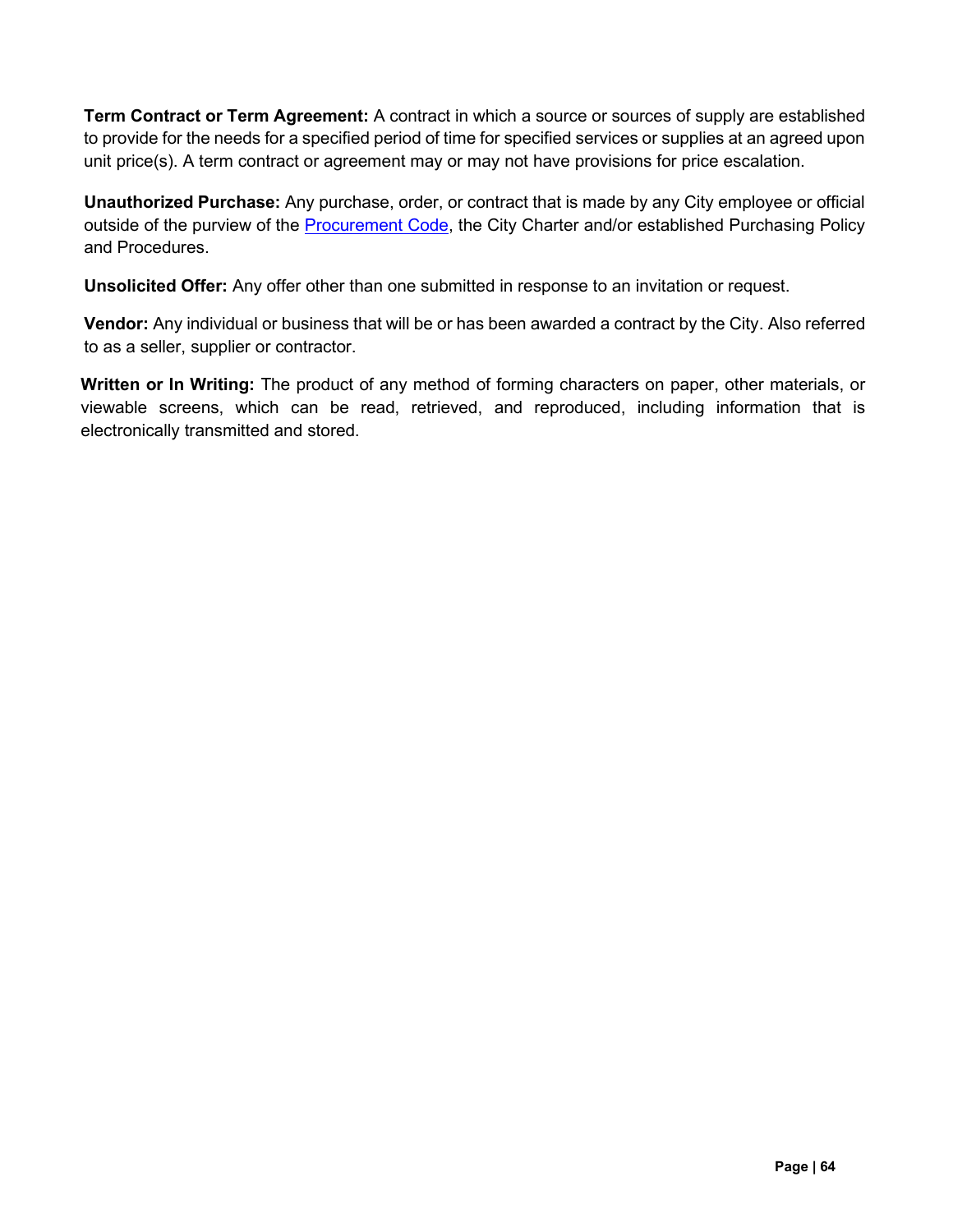**Term Contract or Term Agreement:** A contract in which a source or sources of supply are established to provide for the needs for a specified period of time for specified services or supplies at an agreed upon unit price(s). A term contract or agreement may or may not have provisions for price escalation.

**Unauthorized Purchase:** Any purchase, order, or contract that is made by any City employee or official outside of the purview of the Procurement Code, the City Charter and/or established Purchasing Policy and Procedures.

**Unsolicited Offer:** Any offer other than one submitted in response to an invitation or request.

**Vendor:** Any individual or business that will be or has been awarded a contract by the City. Also referred to as a seller, supplier or contractor.

**Written or In Writing:** The product of any method of forming characters on paper, other materials, or viewable screens, which can be read, retrieved, and reproduced, including information that is electronically transmitted and stored.